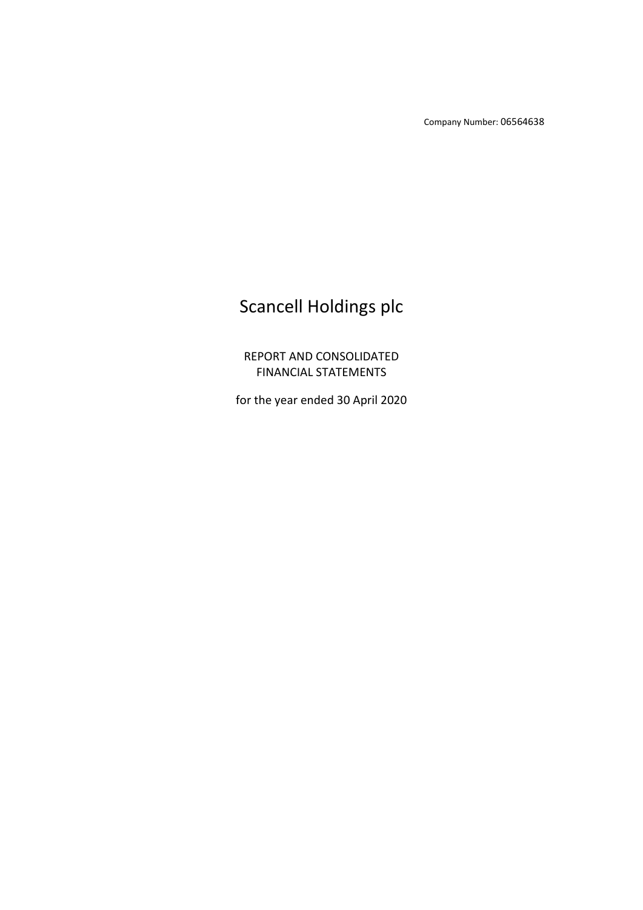Company Number: 06564638

# Scancell Holdings plc

REPORT AND CONSOLIDATED FINANCIAL STATEMENTS

for the year ended 30 April 2020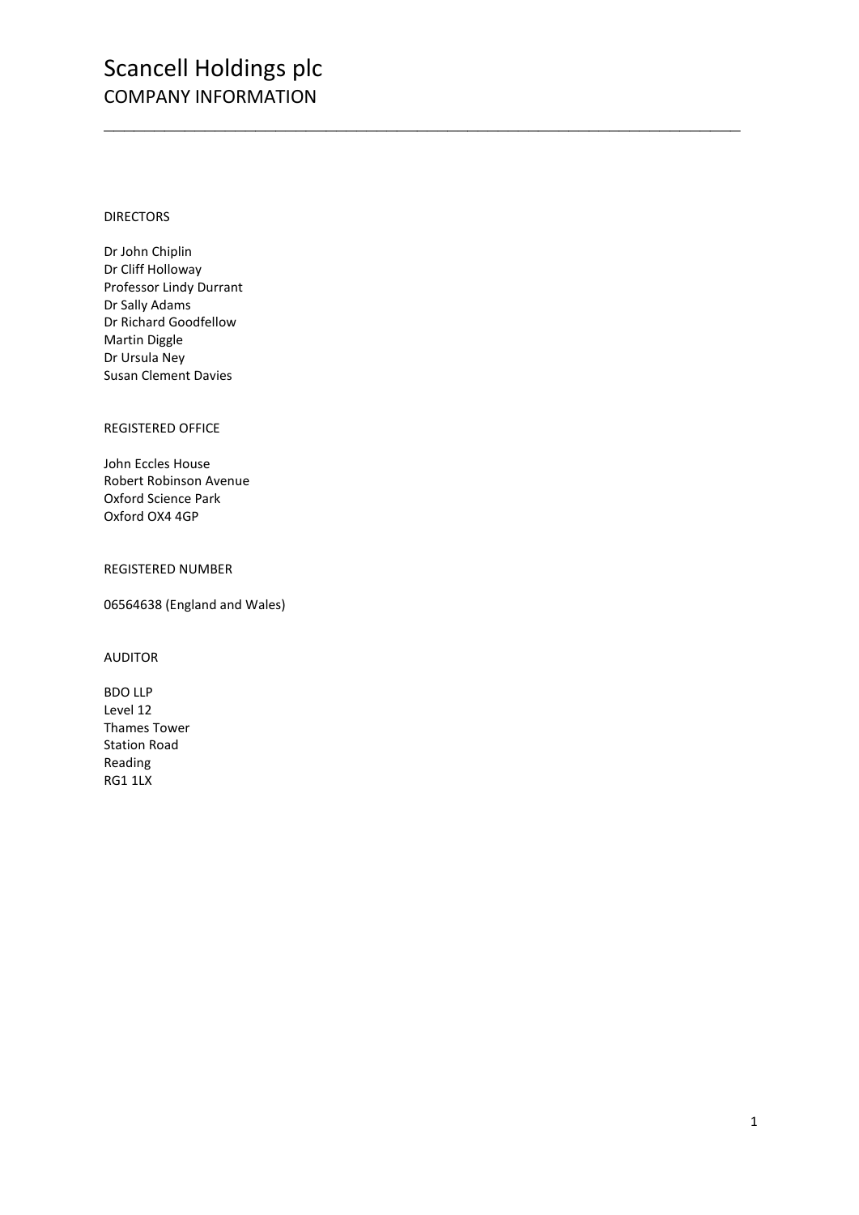# Scancell Holdings plc
## COMPANY INFORMATION

DIRECTORS

Dr John Chiplin
Dr Cliff Holloway
Professor Lindy Durrant
Dr Sally Adams
Dr Richard Goodfellow
Martin Diggle
Dr Ursula Ney
Susan Clement Davies

REGISTERED OFFICE

John Eccles House
Robert Robinson Avenue
Oxford Science Park
Oxford OX4 4GP

REGISTERED NUMBER

06564638 (England and Wales)

AUDITOR

BDO LLP
Level 12
Thames Tower
Station Road
Reading
RG1 1LX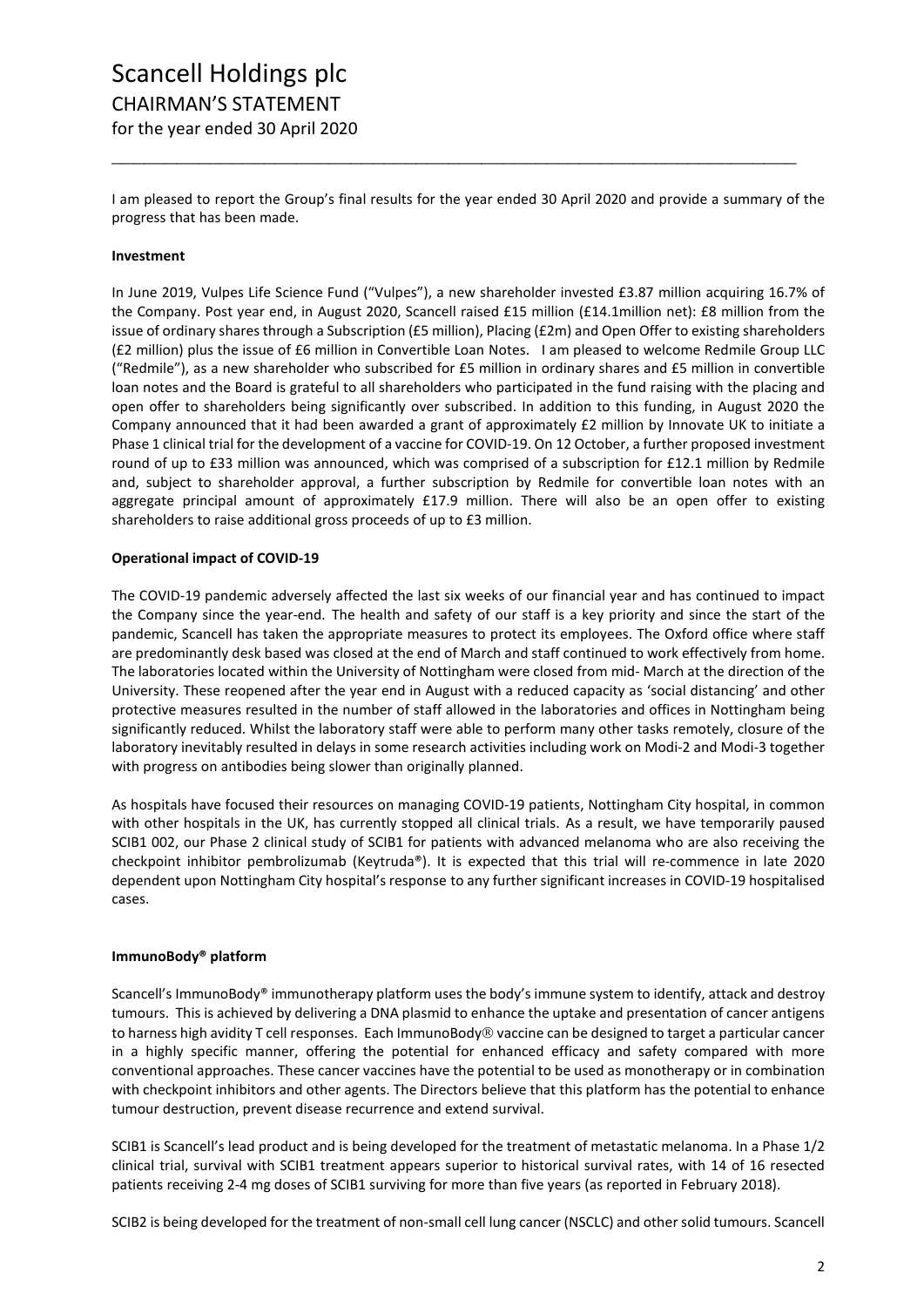# Scancell Holdings plc
## CHAIRMAN'S STATEMENT
for the year ended 30 April 2020

I am pleased to report the Group's final results for the year ended 30 April 2020 and provide a summary of the progress that has been made.

**Investment**

In June 2019, Vulpes Life Science Fund ("Vulpes"), a new shareholder invested £3.87 million acquiring 16.7% of the Company. Post year end, in August 2020, Scancell raised £15 million (£14.1million net): £8 million from the issue of ordinary shares through a Subscription (£5 million), Placing (£2m) and Open Offer to existing shareholders (£2 million) plus the issue of £6 million in Convertible Loan Notes. I am pleased to welcome Redmile Group LLC ("Redmile"), as a new shareholder who subscribed for £5 million in ordinary shares and £5 million in convertible loan notes and the Board is grateful to all shareholders who participated in the fund raising with the placing and open offer to shareholders being significantly over subscribed. In addition to this funding, in August 2020 the Company announced that it had been awarded a grant of approximately £2 million by Innovate UK to initiate a Phase 1 clinical trial for the development of a vaccine for COVID-19. On 12 October, a further proposed investment round of up to £33 million was announced, which was comprised of a subscription for £12.1 million by Redmile and, subject to shareholder approval, a further subscription by Redmile for convertible loan notes with an aggregate principal amount of approximately £17.9 million. There will also be an open offer to existing shareholders to raise additional gross proceeds of up to £3 million.

**Operational impact of COVID-19**

The COVID-19 pandemic adversely affected the last six weeks of our financial year and has continued to impact the Company since the year-end. The health and safety of our staff is a key priority and since the start of the pandemic, Scancell has taken the appropriate measures to protect its employees. The Oxford office where staff are predominantly desk based was closed at the end of March and staff continued to work effectively from home. The laboratories located within the University of Nottingham were closed from mid- March at the direction of the University. These reopened after the year end in August with a reduced capacity as 'social distancing' and other protective measures resulted in the number of staff allowed in the laboratories and offices in Nottingham being significantly reduced. Whilst the laboratory staff were able to perform many other tasks remotely, closure of the laboratory inevitably resulted in delays in some research activities including work on Modi-2 and Modi-3 together with progress on antibodies being slower than originally planned.

As hospitals have focused their resources on managing COVID-19 patients, Nottingham City hospital, in common with other hospitals in the UK, has currently stopped all clinical trials. As a result, we have temporarily paused SCIB1 002, our Phase 2 clinical study of SCIB1 for patients with advanced melanoma who are also receiving the checkpoint inhibitor pembrolizumab (Keytruda®). It is expected that this trial will re-commence in late 2020 dependent upon Nottingham City hospital's response to any further significant increases in COVID-19 hospitalised cases.

**ImmunoBody® platform**

Scancell's ImmunoBody® immunotherapy platform uses the body's immune system to identify, attack and destroy tumours. This is achieved by delivering a DNA plasmid to enhance the uptake and presentation of cancer antigens to harness high avidity T cell responses. Each ImmunoBody® vaccine can be designed to target a particular cancer in a highly specific manner, offering the potential for enhanced efficacy and safety compared with more conventional approaches. These cancer vaccines have the potential to be used as monotherapy or in combination with checkpoint inhibitors and other agents. The Directors believe that this platform has the potential to enhance tumour destruction, prevent disease recurrence and extend survival.

SCIB1 is Scancell's lead product and is being developed for the treatment of metastatic melanoma. In a Phase 1/2 clinical trial, survival with SCIB1 treatment appears superior to historical survival rates, with 14 of 16 resected patients receiving 2-4 mg doses of SCIB1 surviving for more than five years (as reported in February 2018).

SCIB2 is being developed for the treatment of non-small cell lung cancer (NSCLC) and other solid tumours. Scancell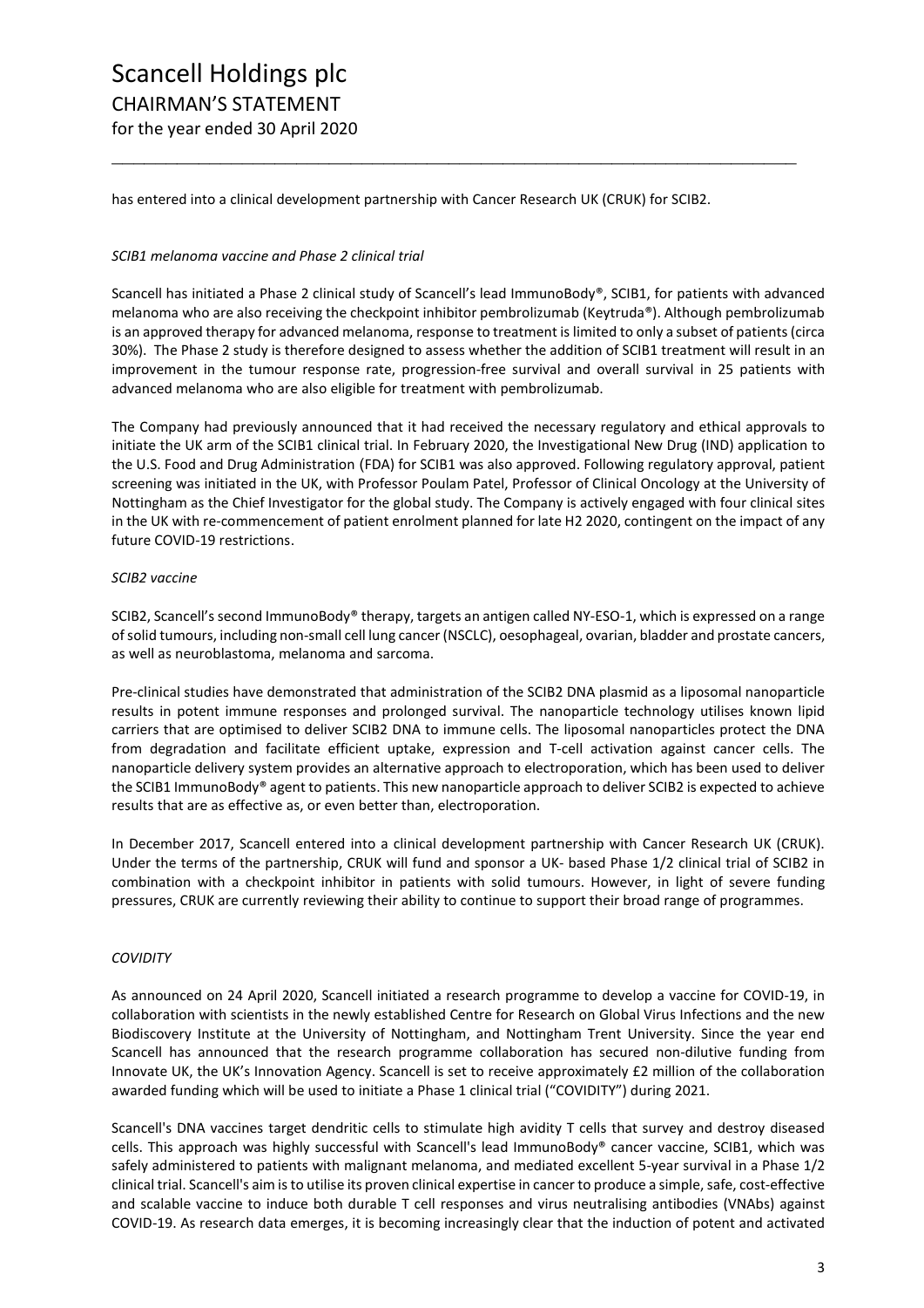has entered into a clinical development partnership with Cancer Research UK (CRUK) for SCIB2.

*SCIB1 melanoma vaccine and Phase 2 clinical trial*

Scancell has initiated a Phase 2 clinical study of Scancell's lead ImmunoBody®, SCIB1, for patients with advanced melanoma who are also receiving the checkpoint inhibitor pembrolizumab (Keytruda®). Although pembrolizumab is an approved therapy for advanced melanoma, response to treatment is limited to only a subset of patients (circa 30%). The Phase 2 study is therefore designed to assess whether the addition of SCIB1 treatment will result in an improvement in the tumour response rate, progression-free survival and overall survival in 25 patients with advanced melanoma who are also eligible for treatment with pembrolizumab.

The Company had previously announced that it had received the necessary regulatory and ethical approvals to initiate the UK arm of the SCIB1 clinical trial. In February 2020, the Investigational New Drug (IND) application to the U.S. Food and Drug Administration (FDA) for SCIB1 was also approved. Following regulatory approval, patient screening was initiated in the UK, with Professor Poulam Patel, Professor of Clinical Oncology at the University of Nottingham as the Chief Investigator for the global study. The Company is actively engaged with four clinical sites in the UK with re-commencement of patient enrolment planned for late H2 2020, contingent on the impact of any future COVID-19 restrictions.

*SCIB2 vaccine*

SCIB2, Scancell's second ImmunoBody® therapy, targets an antigen called NY-ESO-1, which is expressed on a range of solid tumours, including non-small cell lung cancer (NSCLC), oesophageal, ovarian, bladder and prostate cancers, as well as neuroblastoma, melanoma and sarcoma.

Pre-clinical studies have demonstrated that administration of the SCIB2 DNA plasmid as a liposomal nanoparticle results in potent immune responses and prolonged survival. The nanoparticle technology utilises known lipid carriers that are optimised to deliver SCIB2 DNA to immune cells. The liposomal nanoparticles protect the DNA from degradation and facilitate efficient uptake, expression and T-cell activation against cancer cells. The nanoparticle delivery system provides an alternative approach to electroporation, which has been used to deliver the SCIB1 ImmunoBody® agent to patients. This new nanoparticle approach to deliver SCIB2 is expected to achieve results that are as effective as, or even better than, electroporation.

In December 2017, Scancell entered into a clinical development partnership with Cancer Research UK (CRUK). Under the terms of the partnership, CRUK will fund and sponsor a UK- based Phase 1/2 clinical trial of SCIB2 in combination with a checkpoint inhibitor in patients with solid tumours. However, in light of severe funding pressures, CRUK are currently reviewing their ability to continue to support their broad range of programmes.

*COVIDITY*

As announced on 24 April 2020, Scancell initiated a research programme to develop a vaccine for COVID-19, in collaboration with scientists in the newly established Centre for Research on Global Virus Infections and the new Biodiscovery Institute at the University of Nottingham, and Nottingham Trent University. Since the year end Scancell has announced that the research programme collaboration has secured non-dilutive funding from Innovate UK, the UK's Innovation Agency. Scancell is set to receive approximately £2 million of the collaboration awarded funding which will be used to initiate a Phase 1 clinical trial ("COVIDITY") during 2021.

Scancell's DNA vaccines target dendritic cells to stimulate high avidity T cells that survey and destroy diseased cells. This approach was highly successful with Scancell's lead ImmunoBody® cancer vaccine, SCIB1, which was safely administered to patients with malignant melanoma, and mediated excellent 5-year survival in a Phase 1/2 clinical trial. Scancell's aim is to utilise its proven clinical expertise in cancer to produce a simple, safe, cost-effective and scalable vaccine to induce both durable T cell responses and virus neutralising antibodies (VNAbs) against COVID-19. As research data emerges, it is becoming increasingly clear that the induction of potent and activated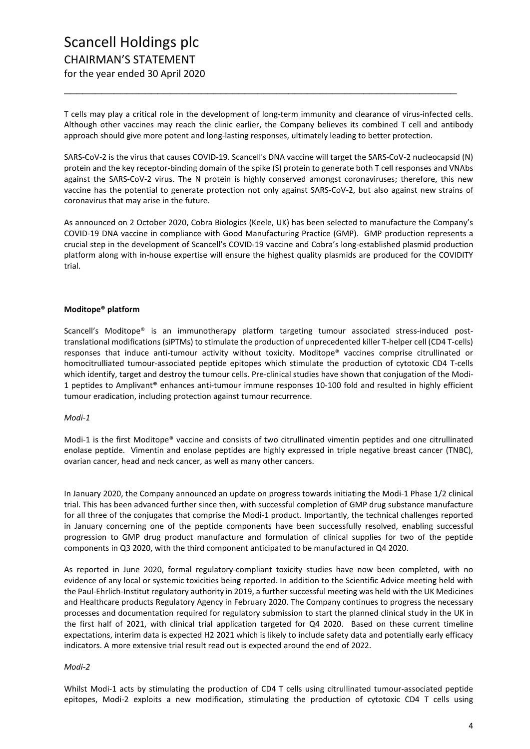T cells may play a critical role in the development of long-term immunity and clearance of virus-infected cells. Although other vaccines may reach the clinic earlier, the Company believes its combined T cell and antibody approach should give more potent and long-lasting responses, ultimately leading to better protection.

SARS-CoV-2 is the virus that causes COVID-19. Scancell's DNA vaccine will target the SARS-CoV-2 nucleocapsid (N) protein and the key receptor-binding domain of the spike (S) protein to generate both T cell responses and VNAbs against the SARS-CoV-2 virus. The N protein is highly conserved amongst coronaviruses; therefore, this new vaccine has the potential to generate protection not only against SARS-CoV-2, but also against new strains of coronavirus that may arise in the future.

As announced on 2 October 2020, Cobra Biologics (Keele, UK) has been selected to manufacture the Company's COVID-19 DNA vaccine in compliance with Good Manufacturing Practice (GMP). GMP production represents a crucial step in the development of Scancell's COVID-19 vaccine and Cobra's long-established plasmid production platform along with in-house expertise will ensure the highest quality plasmids are produced for the COVIDITY trial.

**Moditope® platform**

Scancell's Moditope® is an immunotherapy platform targeting tumour associated stress-induced post-translational modifications (siPTMs) to stimulate the production of unprecedented killer T-helper cell (CD4 T-cells) responses that induce anti-tumour activity without toxicity. Moditope® vaccines comprise citrullinated or homocitrulliated tumour-associated peptide epitopes which stimulate the production of cytotoxic CD4 T-cells which identify, target and destroy the tumour cells. Pre-clinical studies have shown that conjugation of the Modi-1 peptides to Amplivant® enhances anti-tumour immune responses 10-100 fold and resulted in highly efficient tumour eradication, including protection against tumour recurrence.

*Modi-1*

Modi-1 is the first Moditope® vaccine and consists of two citrullinated vimentin peptides and one citrullinated enolase peptide. Vimentin and enolase peptides are highly expressed in triple negative breast cancer (TNBC), ovarian cancer, head and neck cancer, as well as many other cancers.

In January 2020, the Company announced an update on progress towards initiating the Modi-1 Phase 1/2 clinical trial. This has been advanced further since then, with successful completion of GMP drug substance manufacture for all three of the conjugates that comprise the Modi-1 product. Importantly, the technical challenges reported in January concerning one of the peptide components have been successfully resolved, enabling successful progression to GMP drug product manufacture and formulation of clinical supplies for two of the peptide components in Q3 2020, with the third component anticipated to be manufactured in Q4 2020.

As reported in June 2020, formal regulatory-compliant toxicity studies have now been completed, with no evidence of any local or systemic toxicities being reported. In addition to the Scientific Advice meeting held with the Paul-Ehrlich-Institut regulatory authority in 2019, a further successful meeting was held with the UK Medicines and Healthcare products Regulatory Agency in February 2020. The Company continues to progress the necessary processes and documentation required for regulatory submission to start the planned clinical study in the UK in the first half of 2021, with clinical trial application targeted for Q4 2020. Based on these current timeline expectations, interim data is expected H2 2021 which is likely to include safety data and potentially early efficacy indicators. A more extensive trial result read out is expected around the end of 2022.

*Modi-2*

Whilst Modi-1 acts by stimulating the production of CD4 T cells using citrullinated tumour-associated peptide epitopes, Modi-2 exploits a new modification, stimulating the production of cytotoxic CD4 T cells using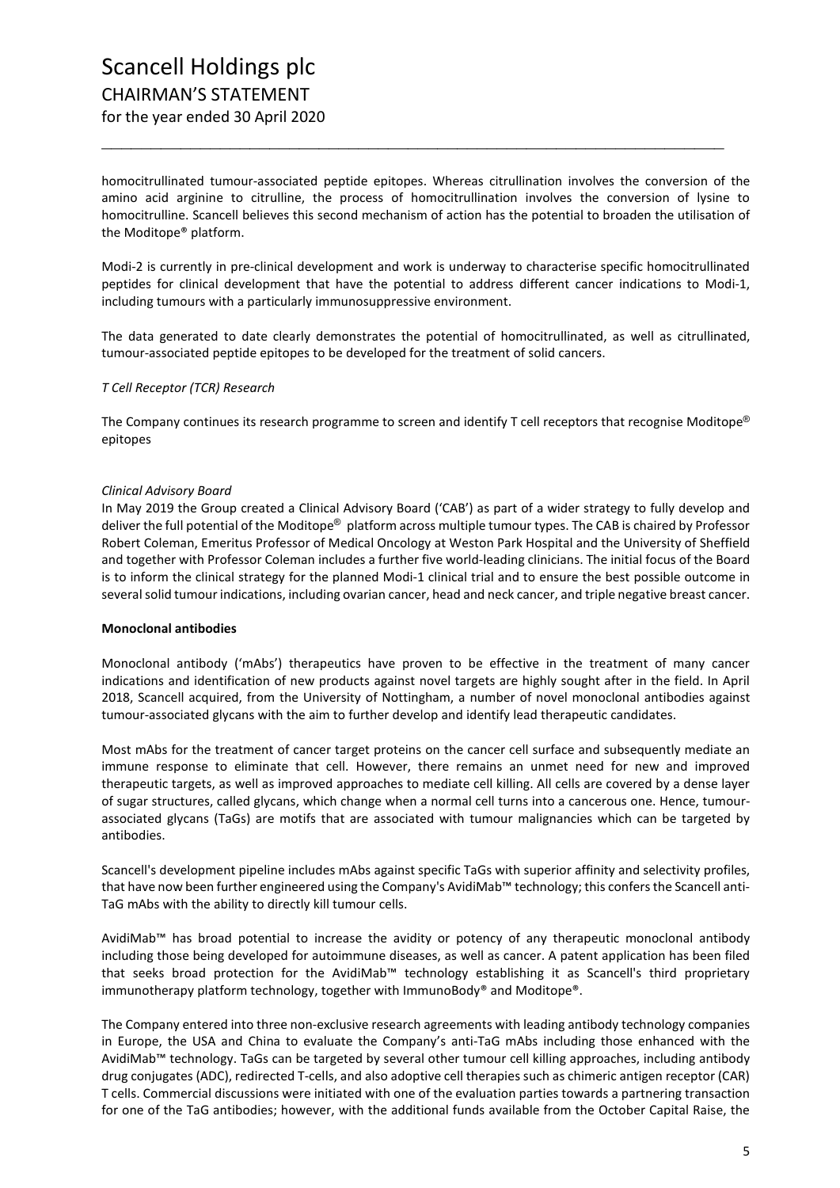homocitrullinated tumour-associated peptide epitopes. Whereas citrullination involves the conversion of the amino acid arginine to citrulline, the process of homocitrullination involves the conversion of lysine to homocitrulline. Scancell believes this second mechanism of action has the potential to broaden the utilisation of the Moditope® platform.

Modi-2 is currently in pre-clinical development and work is underway to characterise specific homocitrullinated peptides for clinical development that have the potential to address different cancer indications to Modi-1, including tumours with a particularly immunosuppressive environment.

The data generated to date clearly demonstrates the potential of homocitrullinated, as well as citrullinated, tumour-associated peptide epitopes to be developed for the treatment of solid cancers.

*T Cell Receptor (TCR) Research*

The Company continues its research programme to screen and identify T cell receptors that recognise Moditope® epitopes

*Clinical Advisory Board*

In May 2019 the Group created a Clinical Advisory Board ('CAB') as part of a wider strategy to fully develop and deliver the full potential of the Moditope® platform across multiple tumour types. The CAB is chaired by Professor Robert Coleman, Emeritus Professor of Medical Oncology at Weston Park Hospital and the University of Sheffield and together with Professor Coleman includes a further five world-leading clinicians. The initial focus of the Board is to inform the clinical strategy for the planned Modi-1 clinical trial and to ensure the best possible outcome in several solid tumour indications, including ovarian cancer, head and neck cancer, and triple negative breast cancer.

**Monoclonal antibodies**

Monoclonal antibody ('mAbs') therapeutics have proven to be effective in the treatment of many cancer indications and identification of new products against novel targets are highly sought after in the field. In April 2018, Scancell acquired, from the University of Nottingham, a number of novel monoclonal antibodies against tumour-associated glycans with the aim to further develop and identify lead therapeutic candidates.

Most mAbs for the treatment of cancer target proteins on the cancer cell surface and subsequently mediate an immune response to eliminate that cell. However, there remains an unmet need for new and improved therapeutic targets, as well as improved approaches to mediate cell killing. All cells are covered by a dense layer of sugar structures, called glycans, which change when a normal cell turns into a cancerous one. Hence, tumour-associated glycans (TaGs) are motifs that are associated with tumour malignancies which can be targeted by antibodies.

Scancell's development pipeline includes mAbs against specific TaGs with superior affinity and selectivity profiles, that have now been further engineered using the Company's AvidiMab™ technology; this confers the Scancell anti-TaG mAbs with the ability to directly kill tumour cells.

AvidiMab™ has broad potential to increase the avidity or potency of any therapeutic monoclonal antibody including those being developed for autoimmune diseases, as well as cancer. A patent application has been filed that seeks broad protection for the AvidiMab™ technology establishing it as Scancell's third proprietary immunotherapy platform technology, together with ImmunoBody® and Moditope®.

The Company entered into three non-exclusive research agreements with leading antibody technology companies in Europe, the USA and China to evaluate the Company's anti-TaG mAbs including those enhanced with the AvidiMab™ technology. TaGs can be targeted by several other tumour cell killing approaches, including antibody drug conjugates (ADC), redirected T-cells, and also adoptive cell therapies such as chimeric antigen receptor (CAR) T cells. Commercial discussions were initiated with one of the evaluation parties towards a partnering transaction for one of the TaG antibodies; however, with the additional funds available from the October Capital Raise, the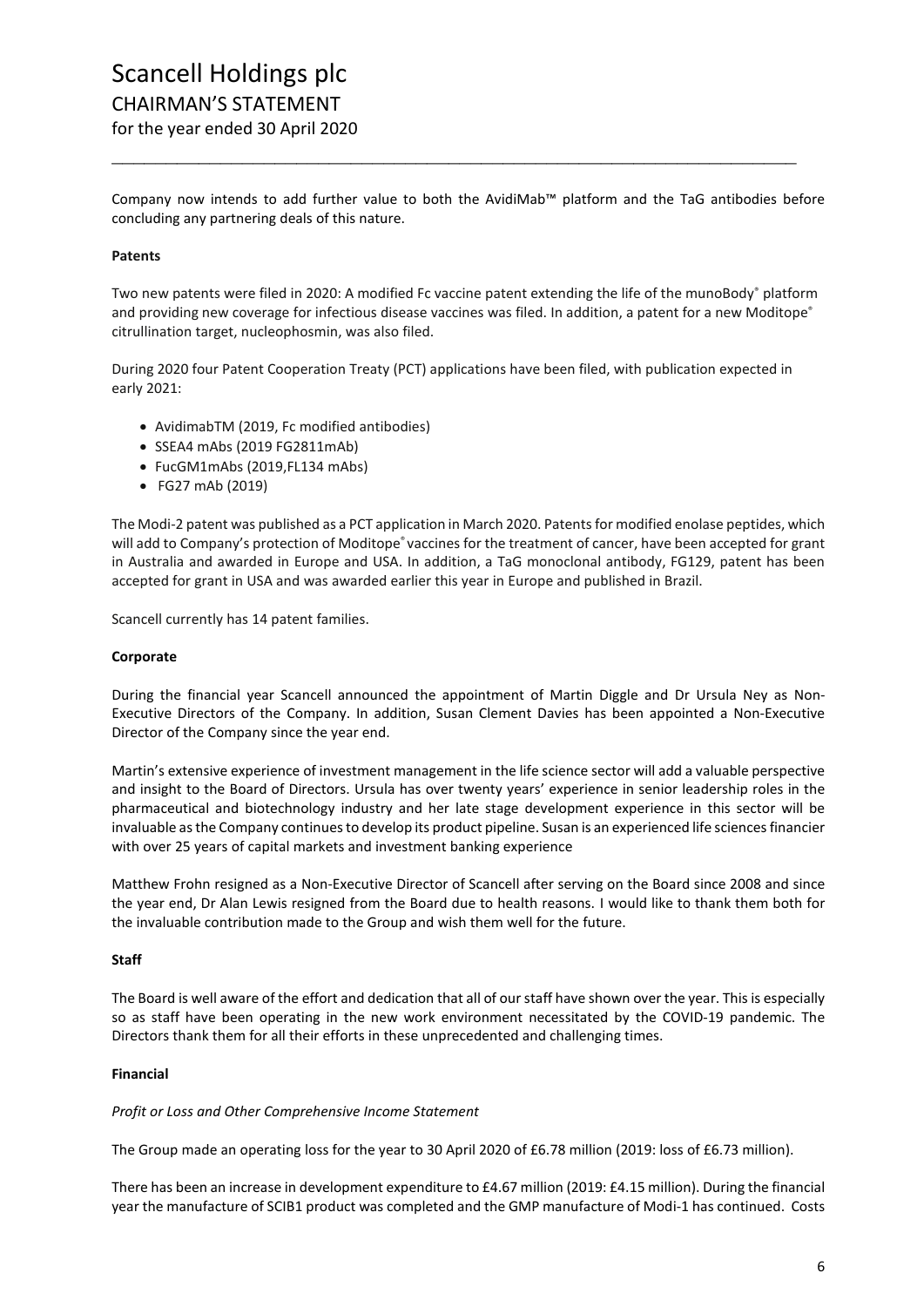Company now intends to add further value to both the AvidiMab™ platform and the TaG antibodies before concluding any partnering deals of this nature.

**Patents**

Two new patents were filed in 2020: A modified Fc vaccine patent extending the life of the munoBody® platform and providing new coverage for infectious disease vaccines was filed. In addition, a patent for a new Moditope® citrullination target, nucleophosmin, was also filed.

During 2020 four Patent Cooperation Treaty (PCT) applications have been filed, with publication expected in early 2021:

- AvidimabTM (2019, Fc modified antibodies)
- SSEA4 mAbs (2019 FG2811mAb)
- FucGM1mAbs (2019,FL134 mAbs)
- FG27 mAb (2019)

The Modi-2 patent was published as a PCT application in March 2020. Patents for modified enolase peptides, which will add to Company's protection of Moditope® vaccines for the treatment of cancer, have been accepted for grant in Australia and awarded in Europe and USA. In addition, a TaG monoclonal antibody, FG129, patent has been accepted for grant in USA and was awarded earlier this year in Europe and published in Brazil.

Scancell currently has 14 patent families.

**Corporate**

During the financial year Scancell announced the appointment of Martin Diggle and Dr Ursula Ney as Non-Executive Directors of the Company. In addition, Susan Clement Davies has been appointed a Non-Executive Director of the Company since the year end.

Martin's extensive experience of investment management in the life science sector will add a valuable perspective and insight to the Board of Directors. Ursula has over twenty years' experience in senior leadership roles in the pharmaceutical and biotechnology industry and her late stage development experience in this sector will be invaluable as the Company continues to develop its product pipeline. Susan is an experienced life sciences financier with over 25 years of capital markets and investment banking experience

Matthew Frohn resigned as a Non-Executive Director of Scancell after serving on the Board since 2008 and since the year end, Dr Alan Lewis resigned from the Board due to health reasons. I would like to thank them both for the invaluable contribution made to the Group and wish them well for the future.

**Staff**

The Board is well aware of the effort and dedication that all of our staff have shown over the year. This is especially so as staff have been operating in the new work environment necessitated by the COVID-19 pandemic. The Directors thank them for all their efforts in these unprecedented and challenging times.

**Financial**

*Profit or Loss and Other Comprehensive Income Statement*

The Group made an operating loss for the year to 30 April 2020 of £6.78 million (2019: loss of £6.73 million).

There has been an increase in development expenditure to £4.67 million (2019: £4.15 million). During the financial year the manufacture of SCIB1 product was completed and the GMP manufacture of Modi-1 has continued. Costs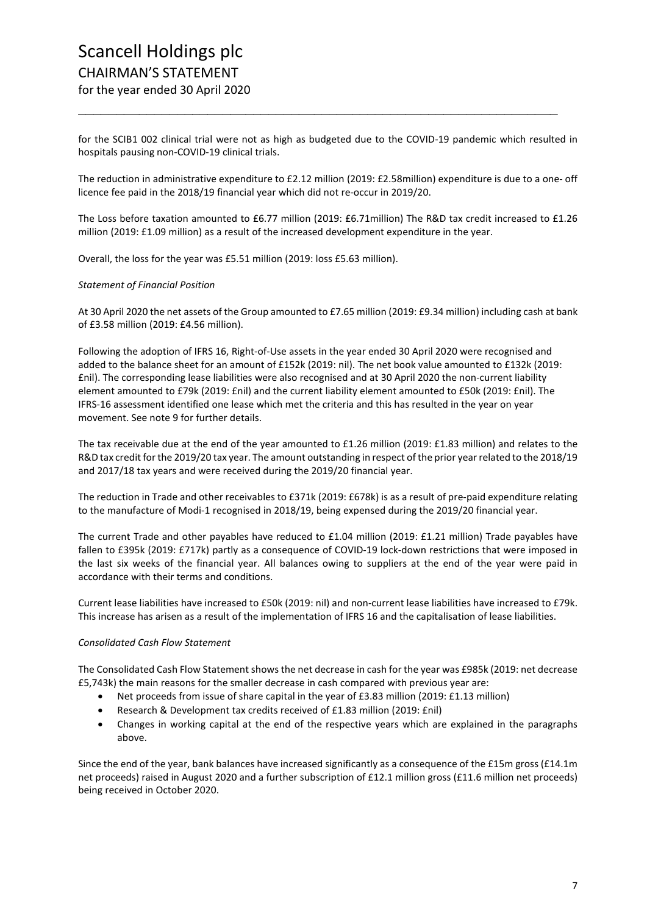for the SCIB1 002 clinical trial were not as high as budgeted due to the COVID-19 pandemic which resulted in hospitals pausing non-COVID-19 clinical trials.

The reduction in administrative expenditure to £2.12 million (2019: £2.58million) expenditure is due to a one- off licence fee paid in the 2018/19 financial year which did not re-occur in 2019/20.

The Loss before taxation amounted to £6.77 million (2019: £6.71million) The R&D tax credit increased to £1.26 million (2019: £1.09 million) as a result of the increased development expenditure in the year.

Overall, the loss for the year was £5.51 million (2019: loss £5.63 million).

*Statement of Financial Position*

At 30 April 2020 the net assets of the Group amounted to £7.65 million (2019: £9.34 million) including cash at bank of £3.58 million (2019: £4.56 million).

Following the adoption of IFRS 16, Right-of-Use assets in the year ended 30 April 2020 were recognised and added to the balance sheet for an amount of £152k (2019: nil). The net book value amounted to £132k (2019: £nil). The corresponding lease liabilities were also recognised and at 30 April 2020 the non-current liability element amounted to £79k (2019: £nil) and the current liability element amounted to £50k (2019: £nil). The IFRS-16 assessment identified one lease which met the criteria and this has resulted in the year on year movement. See note 9 for further details.

The tax receivable due at the end of the year amounted to £1.26 million (2019: £1.83 million) and relates to the R&D tax credit for the 2019/20 tax year. The amount outstanding in respect of the prior year related to the 2018/19 and 2017/18 tax years and were received during the 2019/20 financial year.

The reduction in Trade and other receivables to £371k (2019: £678k) is as a result of pre-paid expenditure relating to the manufacture of Modi-1 recognised in 2018/19, being expensed during the 2019/20 financial year.

The current Trade and other payables have reduced to £1.04 million (2019: £1.21 million) Trade payables have fallen to £395k (2019: £717k) partly as a consequence of COVID-19 lock-down restrictions that were imposed in the last six weeks of the financial year. All balances owing to suppliers at the end of the year were paid in accordance with their terms and conditions.

Current lease liabilities have increased to £50k (2019: nil) and non-current lease liabilities have increased to £79k. This increase has arisen as a result of the implementation of IFRS 16 and the capitalisation of lease liabilities.

*Consolidated Cash Flow Statement*

The Consolidated Cash Flow Statement shows the net decrease in cash for the year was £985k (2019: net decrease £5,743k) the main reasons for the smaller decrease in cash compared with previous year are:

- Net proceeds from issue of share capital in the year of £3.83 million (2019: £1.13 million)
- Research & Development tax credits received of £1.83 million (2019: £nil)
- Changes in working capital at the end of the respective years which are explained in the paragraphs above.

Since the end of the year, bank balances have increased significantly as a consequence of the £15m gross (£14.1m net proceeds) raised in August 2020 and a further subscription of £12.1 million gross (£11.6 million net proceeds) being received in October 2020.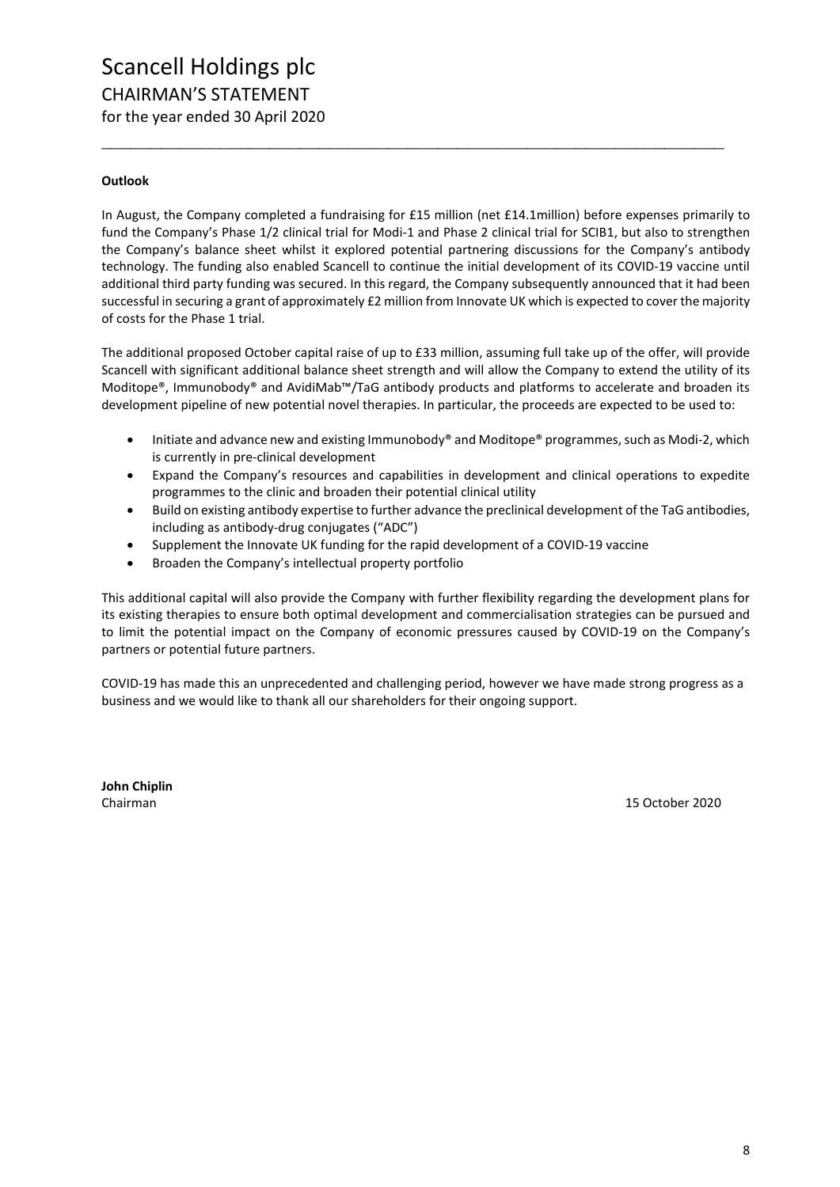**Outlook**

In August, the Company completed a fundraising for £15 million (net £14.1million) before expenses primarily to fund the Company's Phase 1/2 clinical trial for Modi-1 and Phase 2 clinical trial for SCIB1, but also to strengthen the Company's balance sheet whilst it explored potential partnering discussions for the Company's antibody technology. The funding also enabled Scancell to continue the initial development of its COVID-19 vaccine until additional third party funding was secured. In this regard, the Company subsequently announced that it had been successful in securing a grant of approximately £2 million from Innovate UK which is expected to cover the majority of costs for the Phase 1 trial.

The additional proposed October capital raise of up to £33 million, assuming full take up of the offer, will provide Scancell with significant additional balance sheet strength and will allow the Company to extend the utility of its Moditope®, Immunobody® and AvidiMab™/TaG antibody products and platforms to accelerate and broaden its development pipeline of new potential novel therapies. In particular, the proceeds are expected to be used to:

- Initiate and advance new and existing Immunobody® and Moditope® programmes, such as Modi-2, which is currently in pre-clinical development
- Expand the Company's resources and capabilities in development and clinical operations to expedite programmes to the clinic and broaden their potential clinical utility
- Build on existing antibody expertise to further advance the preclinical development of the TaG antibodies, including as antibody-drug conjugates ("ADC")
- Supplement the Innovate UK funding for the rapid development of a COVID-19 vaccine
- Broaden the Company's intellectual property portfolio

This additional capital will also provide the Company with further flexibility regarding the development plans for its existing therapies to ensure both optimal development and commercialisation strategies can be pursued and to limit the potential impact on the Company of economic pressures caused by COVID-19 on the Company's partners or potential future partners.

COVID-19 has made this an unprecedented and challenging period, however we have made strong progress as a business and we would like to thank all our shareholders for their ongoing support.

**John Chiplin**
Chairman

15 October 2020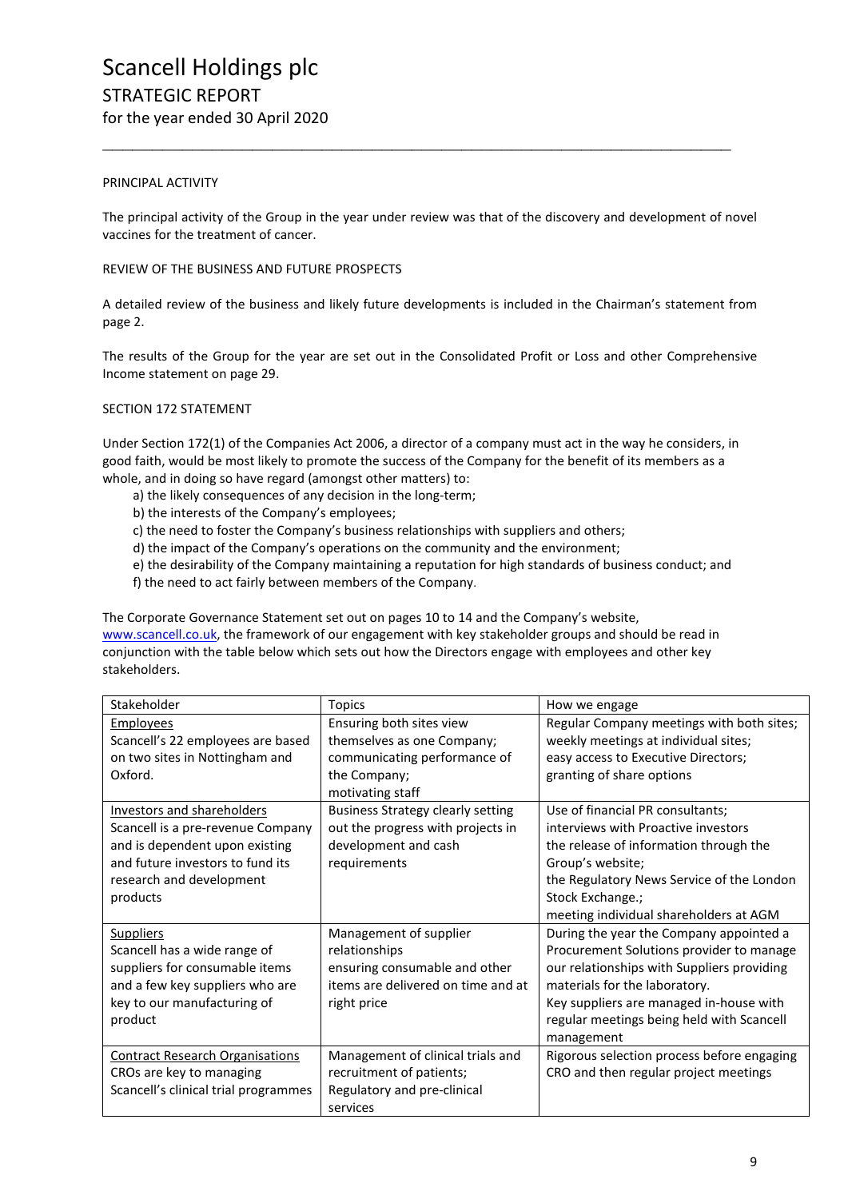# Scancell Holdings plc

## STRATEGIC REPORT

for the year ended 30 April 2020

PRINCIPAL ACTIVITY

The principal activity of the Group in the year under review was that of the discovery and development of novel vaccines for the treatment of cancer.

REVIEW OF THE BUSINESS AND FUTURE PROSPECTS

A detailed review of the business and likely future developments is included in the Chairman's statement from page 2.

The results of the Group for the year are set out in the Consolidated Profit or Loss and other Comprehensive Income statement on page 29.

SECTION 172 STATEMENT

Under Section 172(1) of the Companies Act 2006, a director of a company must act in the way he considers, in good faith, would be most likely to promote the success of the Company for the benefit of its members as a whole, and in doing so have regard (amongst other matters) to:

a) the likely consequences of any decision in the long-term;
b) the interests of the Company's employees;
c) the need to foster the Company's business relationships with suppliers and others;
d) the impact of the Company's operations on the community and the environment;
e) the desirability of the Company maintaining a reputation for high standards of business conduct; and
f) the need to act fairly between members of the Company.

The Corporate Governance Statement set out on pages 10 to 14 and the Company's website, www.scancell.co.uk, the framework of our engagement with key stakeholder groups and should be read in conjunction with the table below which sets out how the Directors engage with employees and other key stakeholders.

| Stakeholder | Topics | How we engage |
|---|---|---|
| Employees<br>Scancell's 22 employees are based on two sites in Nottingham and Oxford. | Ensuring both sites view themselves as one Company;<br>communicating performance of the Company;<br>motivating staff | Regular Company meetings with both sites;<br>weekly meetings at individual sites;<br>easy access to Executive Directors;<br>granting of share options |
| Investors and shareholders<br>Scancell is a pre-revenue Company and is dependent upon existing and future investors to fund its research and development products | Business Strategy clearly setting out the progress with projects in development and cash requirements | Use of financial PR consultants;<br>interviews with Proactive investors<br>the release of information through the Group's website;<br>the Regulatory News Service of the London Stock Exchange.;<br>meeting individual shareholders at AGM |
| Suppliers<br>Scancell has a wide range of suppliers for consumable items and a few key suppliers who are key to our manufacturing of product | Management of supplier relationships<br>ensuring consumable and other items are delivered on time and at right price | During the year the Company appointed a Procurement Solutions provider to manage our relationships with Suppliers providing materials for the laboratory.<br>Key suppliers are managed in-house with regular meetings being held with Scancell management |
| Contract Research Organisations<br>CROs are key to managing Scancell's clinical trial programmes | Management of clinical trials and recruitment of patients;<br>Regulatory and pre-clinical services | Rigorous selection process before engaging CRO and then regular project meetings |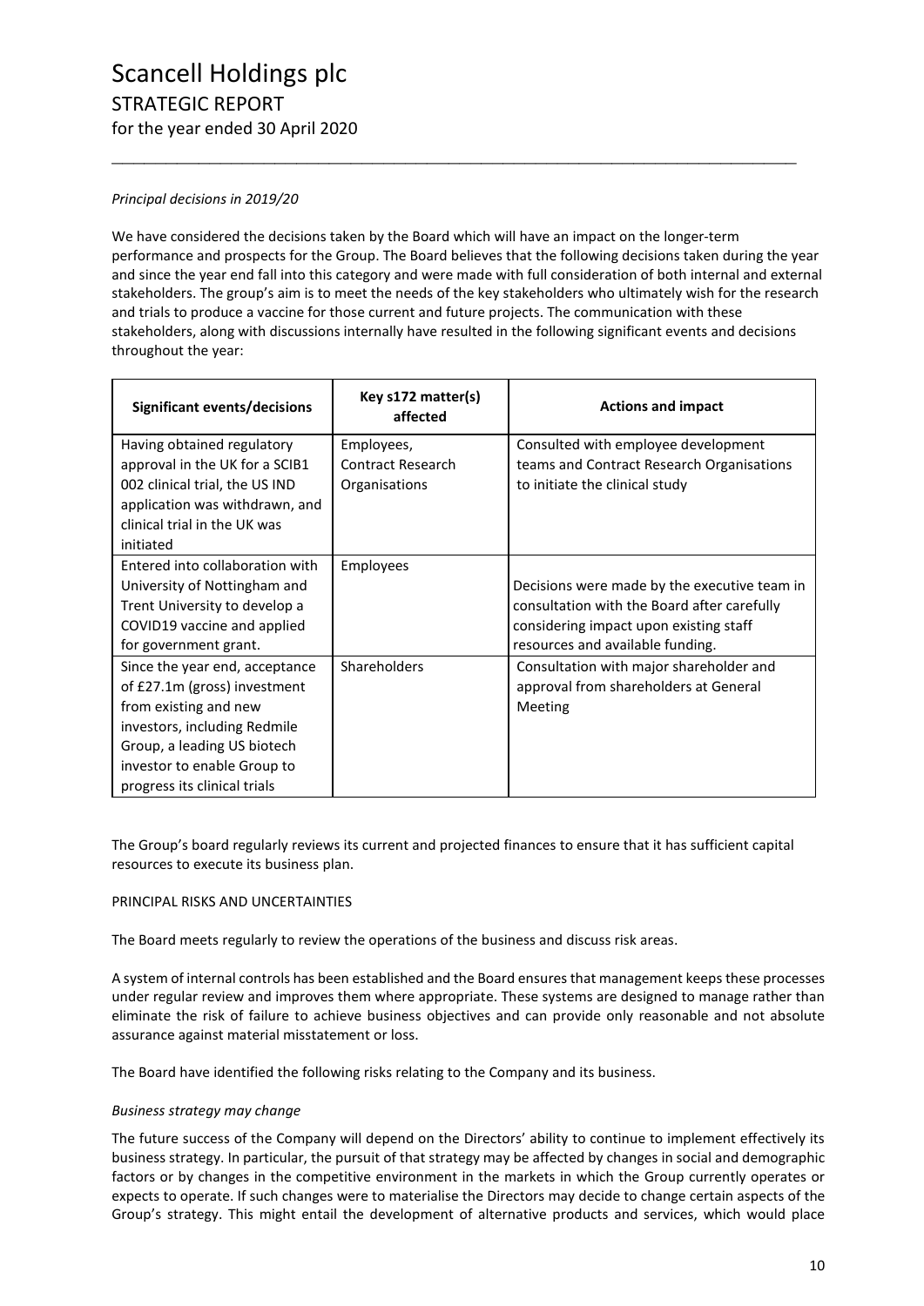*Principal decisions in 2019/20*

We have considered the decisions taken by the Board which will have an impact on the longer-term performance and prospects for the Group. The Board believes that the following decisions taken during the year and since the year end fall into this category and were made with full consideration of both internal and external stakeholders. The group's aim is to meet the needs of the key stakeholders who ultimately wish for the research and trials to produce a vaccine for those current and future projects. The communication with these stakeholders, along with discussions internally have resulted in the following significant events and decisions throughout the year:

| Significant events/decisions | Key s172 matter(s) affected | Actions and impact |
|---|---|---|
| Having obtained regulatory approval in the UK for a SCIB1 002 clinical trial, the US IND application was withdrawn, and clinical trial in the UK was initiated | Employees, Contract Research Organisations | Consulted with employee development teams and Contract Research Organisations to initiate the clinical study |
| Entered into collaboration with University of Nottingham and Trent University to develop a COVID19 vaccine and applied for government grant. | Employees | Decisions were made by the executive team in consultation with the Board after carefully considering impact upon existing staff resources and available funding. |
| Since the year end, acceptance of £27.1m (gross) investment from existing and new investors, including Redmile Group, a leading US biotech investor to enable Group to progress its clinical trials | Shareholders | Consultation with major shareholder and approval from shareholders at General Meeting |

The Group's board regularly reviews its current and projected finances to ensure that it has sufficient capital resources to execute its business plan.

PRINCIPAL RISKS AND UNCERTAINTIES

The Board meets regularly to review the operations of the business and discuss risk areas.

A system of internal controls has been established and the Board ensures that management keeps these processes under regular review and improves them where appropriate. These systems are designed to manage rather than eliminate the risk of failure to achieve business objectives and can provide only reasonable and not absolute assurance against material misstatement or loss.

The Board have identified the following risks relating to the Company and its business.

*Business strategy may change*

The future success of the Company will depend on the Directors' ability to continue to implement effectively its business strategy. In particular, the pursuit of that strategy may be affected by changes in social and demographic factors or by changes in the competitive environment in the markets in which the Group currently operates or expects to operate. If such changes were to materialise the Directors may decide to change certain aspects of the Group's strategy. This might entail the development of alternative products and services, which would place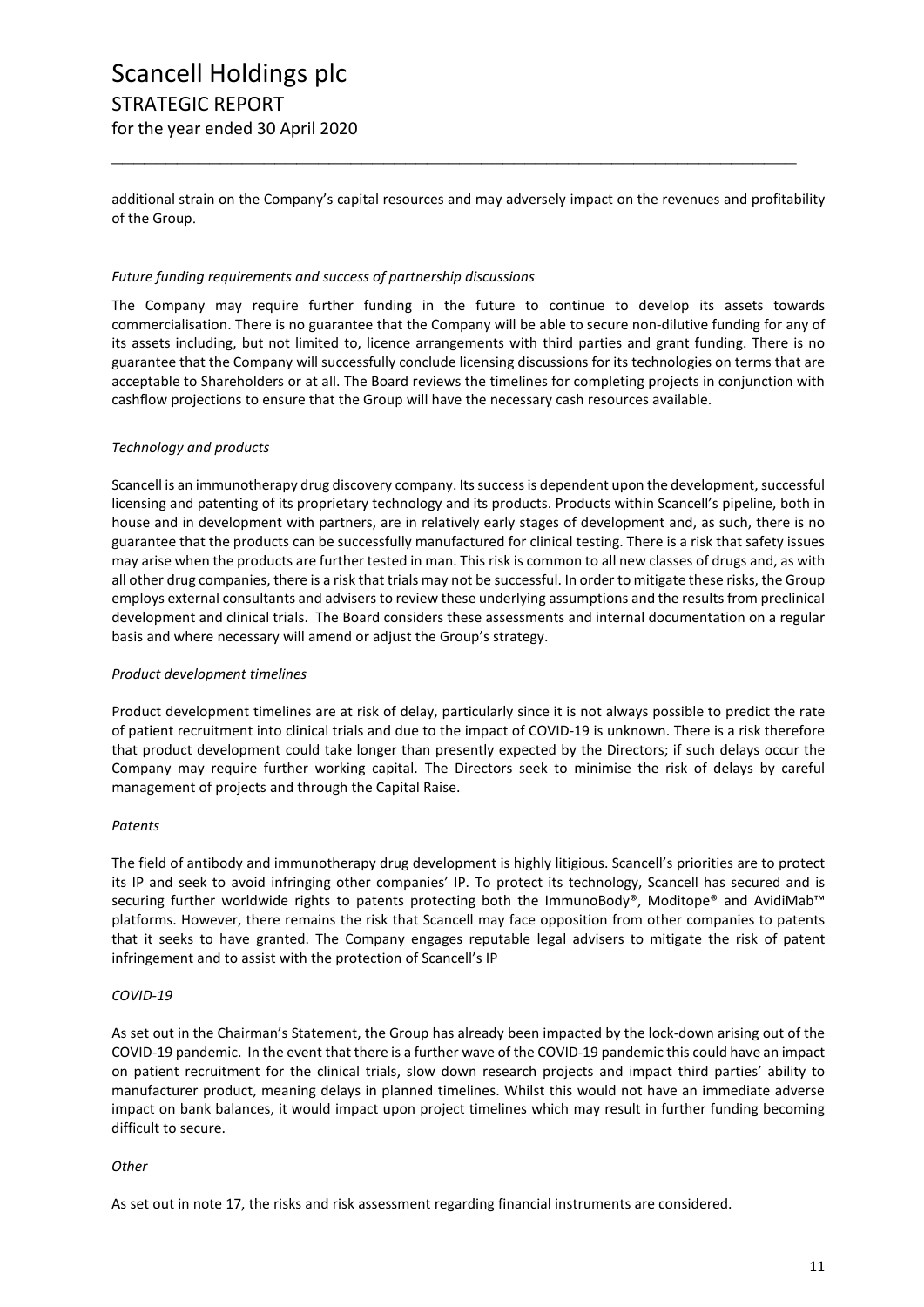additional strain on the Company's capital resources and may adversely impact on the revenues and profitability of the Group.

*Future funding requirements and success of partnership discussions*

The Company may require further funding in the future to continue to develop its assets towards commercialisation. There is no guarantee that the Company will be able to secure non-dilutive funding for any of its assets including, but not limited to, licence arrangements with third parties and grant funding. There is no guarantee that the Company will successfully conclude licensing discussions for its technologies on terms that are acceptable to Shareholders or at all. The Board reviews the timelines for completing projects in conjunction with cashflow projections to ensure that the Group will have the necessary cash resources available.

*Technology and products*

Scancell is an immunotherapy drug discovery company. Its success is dependent upon the development, successful licensing and patenting of its proprietary technology and its products. Products within Scancell's pipeline, both in house and in development with partners, are in relatively early stages of development and, as such, there is no guarantee that the products can be successfully manufactured for clinical testing. There is a risk that safety issues may arise when the products are further tested in man. This risk is common to all new classes of drugs and, as with all other drug companies, there is a risk that trials may not be successful. In order to mitigate these risks, the Group employs external consultants and advisers to review these underlying assumptions and the results from preclinical development and clinical trials. The Board considers these assessments and internal documentation on a regular basis and where necessary will amend or adjust the Group's strategy.

*Product development timelines*

Product development timelines are at risk of delay, particularly since it is not always possible to predict the rate of patient recruitment into clinical trials and due to the impact of COVID-19 is unknown. There is a risk therefore that product development could take longer than presently expected by the Directors; if such delays occur the Company may require further working capital. The Directors seek to minimise the risk of delays by careful management of projects and through the Capital Raise.

*Patents*

The field of antibody and immunotherapy drug development is highly litigious. Scancell's priorities are to protect its IP and seek to avoid infringing other companies' IP. To protect its technology, Scancell has secured and is securing further worldwide rights to patents protecting both the ImmunoBody®, Moditope® and AvidiMab™ platforms. However, there remains the risk that Scancell may face opposition from other companies to patents that it seeks to have granted. The Company engages reputable legal advisers to mitigate the risk of patent infringement and to assist with the protection of Scancell's IP

*COVID-19*

As set out in the Chairman's Statement, the Group has already been impacted by the lock-down arising out of the COVID-19 pandemic. In the event that there is a further wave of the COVID-19 pandemic this could have an impact on patient recruitment for the clinical trials, slow down research projects and impact third parties' ability to manufacturer product, meaning delays in planned timelines. Whilst this would not have an immediate adverse impact on bank balances, it would impact upon project timelines which may result in further funding becoming difficult to secure.

*Other*

As set out in note 17, the risks and risk assessment regarding financial instruments are considered.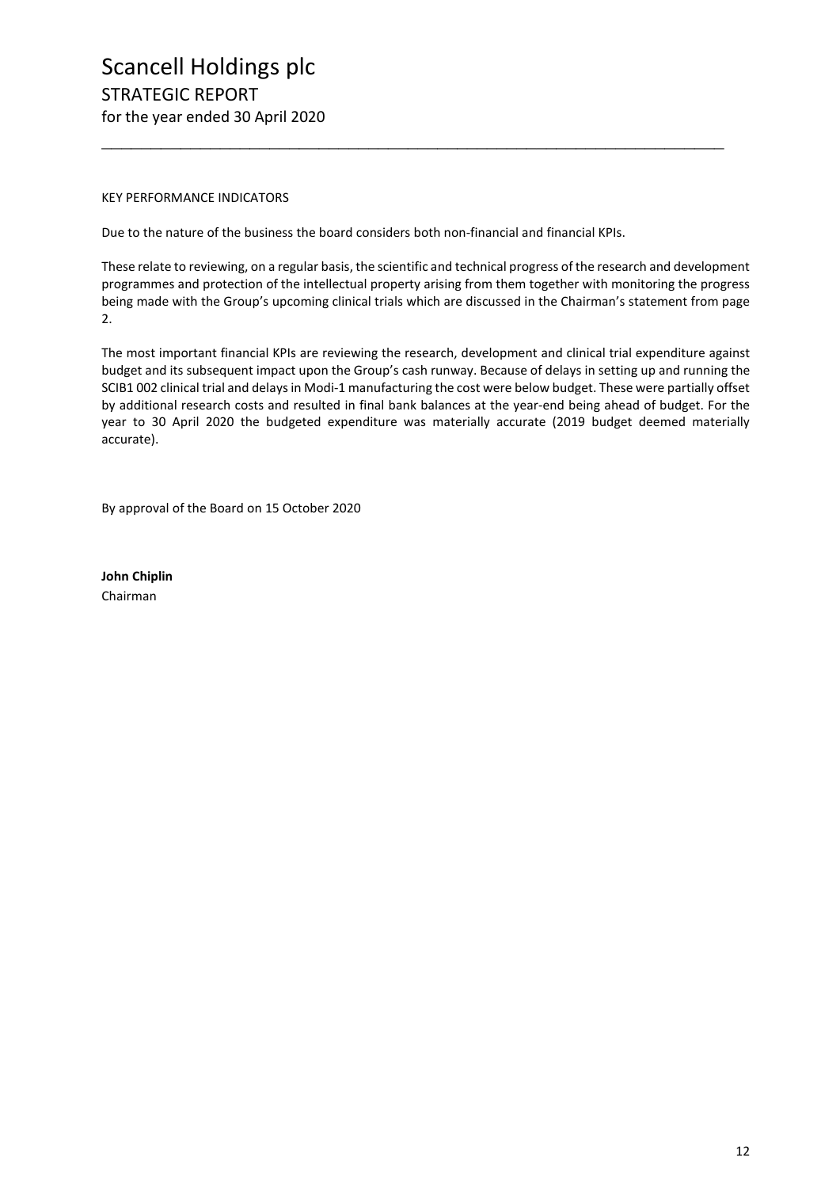KEY PERFORMANCE INDICATORS

Due to the nature of the business the board considers both non-financial and financial KPIs.

These relate to reviewing, on a regular basis, the scientific and technical progress of the research and development programmes and protection of the intellectual property arising from them together with monitoring the progress being made with the Group's upcoming clinical trials which are discussed in the Chairman's statement from page 2.

The most important financial KPIs are reviewing the research, development and clinical trial expenditure against budget and its subsequent impact upon the Group's cash runway. Because of delays in setting up and running the SCIB1 002 clinical trial and delays in Modi-1 manufacturing the cost were below budget. These were partially offset by additional research costs and resulted in final bank balances at the year-end being ahead of budget. For the year to 30 April 2020 the budgeted expenditure was materially accurate (2019 budget deemed materially accurate).

By approval of the Board on 15 October 2020

**John Chiplin**
Chairman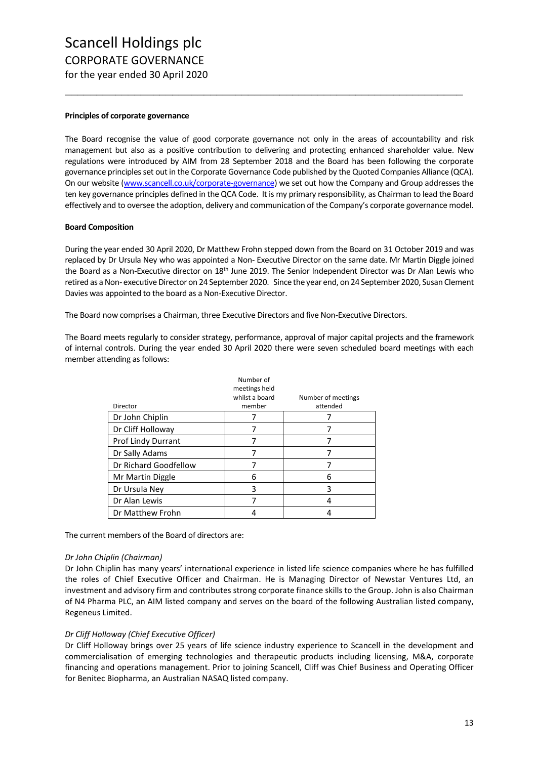# Scancell Holdings plc
## CORPORATE GOVERNANCE
for the year ended 30 April 2020

**Principles of corporate governance**

The Board recognise the value of good corporate governance not only in the areas of accountability and risk management but also as a positive contribution to delivering and protecting enhanced shareholder value. New regulations were introduced by AIM from 28 September 2018 and the Board has been following the corporate governance principles set out in the Corporate Governance Code published by the Quoted Companies Alliance (QCA). On our website (www.scancell.co.uk/corporate-governance) we set out how the Company and Group addresses the ten key governance principles defined in the QCA Code. It is my primary responsibility, as Chairman to lead the Board effectively and to oversee the adoption, delivery and communication of the Company's corporate governance model.

**Board Composition**

During the year ended 30 April 2020, Dr Matthew Frohn stepped down from the Board on 31 October 2019 and was replaced by Dr Ursula Ney who was appointed a Non- Executive Director on the same date. Mr Martin Diggle joined the Board as a Non-Executive director on 18th June 2019. The Senior Independent Director was Dr Alan Lewis who retired as a Non- executive Director on 24 September 2020. Since the year end, on 24 September 2020, Susan Clement Davies was appointed to the board as a Non-Executive Director.

The Board now comprises a Chairman, three Executive Directors and five Non-Executive Directors.

The Board meets regularly to consider strategy, performance, approval of major capital projects and the framework of internal controls. During the year ended 30 April 2020 there were seven scheduled board meetings with each member attending as follows:

| Director | Number of meetings held whilst a board member | Number of meetings attended |
|---|---|---|
| Dr John Chiplin | 7 | 7 |
| Dr Cliff Holloway | 7 | 7 |
| Prof Lindy Durrant | 7 | 7 |
| Dr Sally Adams | 7 | 7 |
| Dr Richard Goodfellow | 7 | 7 |
| Mr Martin Diggle | 6 | 6 |
| Dr Ursula Ney | 3 | 3 |
| Dr Alan Lewis | 7 | 4 |
| Dr Matthew Frohn | 4 | 4 |

The current members of the Board of directors are:

*Dr John Chiplin (Chairman)*
Dr John Chiplin has many years' international experience in listed life science companies where he has fulfilled the roles of Chief Executive Officer and Chairman. He is Managing Director of Newstar Ventures Ltd, an investment and advisory firm and contributes strong corporate finance skills to the Group. John is also Chairman of N4 Pharma PLC, an AIM listed company and serves on the board of the following Australian listed company, Regeneus Limited.

*Dr Cliff Holloway (Chief Executive Officer)*
Dr Cliff Holloway brings over 25 years of life science industry experience to Scancell in the development and commercialisation of emerging technologies and therapeutic products including licensing, M&A, corporate financing and operations management. Prior to joining Scancell, Cliff was Chief Business and Operating Officer for Benitec Biopharma, an Australian NASAQ listed company.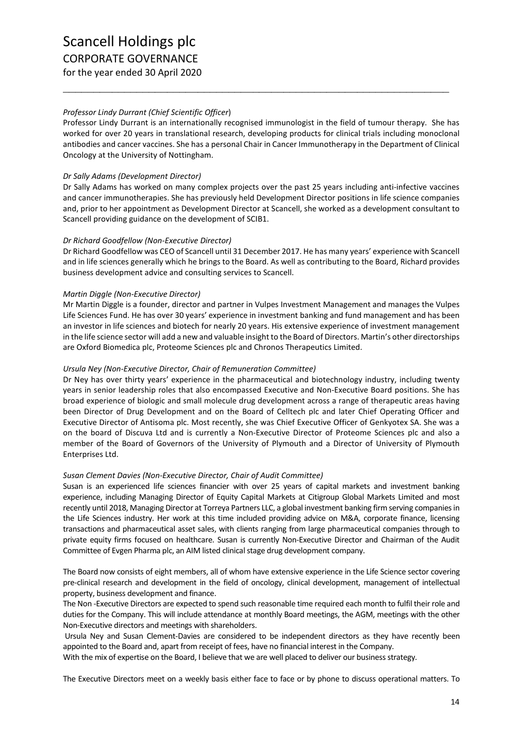*Professor Lindy Durrant (Chief Scientific Officer*)

Professor Lindy Durrant is an internationally recognised immunologist in the field of tumour therapy. She has worked for over 20 years in translational research, developing products for clinical trials including monoclonal antibodies and cancer vaccines. She has a personal Chair in Cancer Immunotherapy in the Department of Clinical Oncology at the University of Nottingham.

*Dr Sally Adams (Development Director)*

Dr Sally Adams has worked on many complex projects over the past 25 years including anti-infective vaccines and cancer immunotherapies. She has previously held Development Director positions in life science companies and, prior to her appointment as Development Director at Scancell, she worked as a development consultant to Scancell providing guidance on the development of SCIB1.

*Dr Richard Goodfellow (Non-Executive Director)*

Dr Richard Goodfellow was CEO of Scancell until 31 December 2017. He has many years' experience with Scancell and in life sciences generally which he brings to the Board. As well as contributing to the Board, Richard provides business development advice and consulting services to Scancell.

*Martin Diggle (Non-Executive Director)*

Mr Martin Diggle is a founder, director and partner in Vulpes Investment Management and manages the Vulpes Life Sciences Fund. He has over 30 years' experience in investment banking and fund management and has been an investor in life sciences and biotech for nearly 20 years. His extensive experience of investment management in the life science sector will add a new and valuable insight to the Board of Directors. Martin's other directorships are Oxford Biomedica plc, Proteome Sciences plc and Chronos Therapeutics Limited.

*Ursula Ney (Non-Executive Director, Chair of Remuneration Committee)*

Dr Ney has over thirty years' experience in the pharmaceutical and biotechnology industry, including twenty years in senior leadership roles that also encompassed Executive and Non-Executive Board positions. She has broad experience of biologic and small molecule drug development across a range of therapeutic areas having been Director of Drug Development and on the Board of Celltech plc and later Chief Operating Officer and Executive Director of Antisoma plc. Most recently, she was Chief Executive Officer of Genkyotex SA. She was a on the board of Discuva Ltd and is currently a Non-Executive Director of Proteome Sciences plc and also a member of the Board of Governors of the University of Plymouth and a Director of University of Plymouth Enterprises Ltd.

*Susan Clement Davies (Non-Executive Director, Chair of Audit Committee)*

Susan is an experienced life sciences financier with over 25 years of capital markets and investment banking experience, including Managing Director of Equity Capital Markets at Citigroup Global Markets Limited and most recently until 2018, Managing Director at Torreya Partners LLC, a global investment banking firm serving companies in the Life Sciences industry. Her work at this time included providing advice on M&A, corporate finance, licensing transactions and pharmaceutical asset sales, with clients ranging from large pharmaceutical companies through to private equity firms focused on healthcare. Susan is currently Non-Executive Director and Chairman of the Audit Committee of Evgen Pharma plc, an AIM listed clinical stage drug development company.

The Board now consists of eight members, all of whom have extensive experience in the Life Science sector covering pre-clinical research and development in the field of oncology, clinical development, management of intellectual property, business development and finance.

The Non -Executive Directors are expected to spend such reasonable time required each month to fulfil their role and duties for the Company. This will include attendance at monthly Board meetings, the AGM, meetings with the other Non-Executive directors and meetings with shareholders.

Ursula Ney and Susan Clement-Davies are considered to be independent directors as they have recently been appointed to the Board and, apart from receipt of fees, have no financial interest in the Company.

With the mix of expertise on the Board, I believe that we are well placed to deliver our business strategy.

The Executive Directors meet on a weekly basis either face to face or by phone to discuss operational matters. To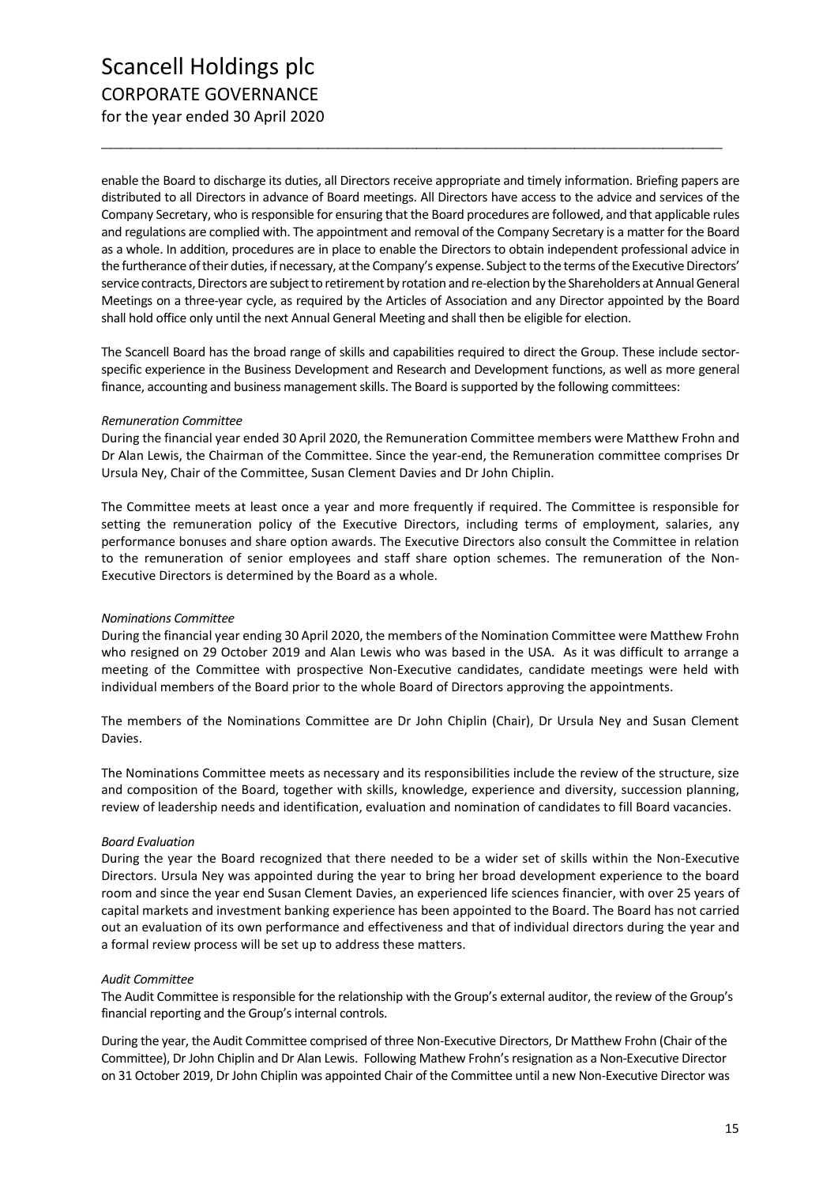enable the Board to discharge its duties, all Directors receive appropriate and timely information. Briefing papers are distributed to all Directors in advance of Board meetings. All Directors have access to the advice and services of the Company Secretary, who is responsible for ensuring that the Board procedures are followed, and that applicable rules and regulations are complied with. The appointment and removal of the Company Secretary is a matter for the Board as a whole. In addition, procedures are in place to enable the Directors to obtain independent professional advice in the furtherance of their duties, if necessary, at the Company's expense. Subject to the terms of the Executive Directors' service contracts, Directors are subject to retirement by rotation and re-election by the Shareholders at Annual General Meetings on a three-year cycle, as required by the Articles of Association and any Director appointed by the Board shall hold office only until the next Annual General Meeting and shall then be eligible for election.

The Scancell Board has the broad range of skills and capabilities required to direct the Group. These include sector-specific experience in the Business Development and Research and Development functions, as well as more general finance, accounting and business management skills. The Board is supported by the following committees:

*Remuneration Committee*

During the financial year ended 30 April 2020, the Remuneration Committee members were Matthew Frohn and Dr Alan Lewis, the Chairman of the Committee. Since the year-end, the Remuneration committee comprises Dr Ursula Ney, Chair of the Committee, Susan Clement Davies and Dr John Chiplin.

The Committee meets at least once a year and more frequently if required. The Committee is responsible for setting the remuneration policy of the Executive Directors, including terms of employment, salaries, any performance bonuses and share option awards. The Executive Directors also consult the Committee in relation to the remuneration of senior employees and staff share option schemes. The remuneration of the Non-Executive Directors is determined by the Board as a whole.

*Nominations Committee*

During the financial year ending 30 April 2020, the members of the Nomination Committee were Matthew Frohn who resigned on 29 October 2019 and Alan Lewis who was based in the USA. As it was difficult to arrange a meeting of the Committee with prospective Non-Executive candidates, candidate meetings were held with individual members of the Board prior to the whole Board of Directors approving the appointments.

The members of the Nominations Committee are Dr John Chiplin (Chair), Dr Ursula Ney and Susan Clement Davies.

The Nominations Committee meets as necessary and its responsibilities include the review of the structure, size and composition of the Board, together with skills, knowledge, experience and diversity, succession planning, review of leadership needs and identification, evaluation and nomination of candidates to fill Board vacancies.

*Board Evaluation*

During the year the Board recognized that there needed to be a wider set of skills within the Non-Executive Directors. Ursula Ney was appointed during the year to bring her broad development experience to the board room and since the year end Susan Clement Davies, an experienced life sciences financier, with over 25 years of capital markets and investment banking experience has been appointed to the Board. The Board has not carried out an evaluation of its own performance and effectiveness and that of individual directors during the year and a formal review process will be set up to address these matters.

*Audit Committee*

The Audit Committee is responsible for the relationship with the Group's external auditor, the review of the Group's financial reporting and the Group's internal controls.

During the year, the Audit Committee comprised of three Non-Executive Directors, Dr Matthew Frohn (Chair of the Committee), Dr John Chiplin and Dr Alan Lewis. Following Mathew Frohn's resignation as a Non-Executive Director on 31 October 2019, Dr John Chiplin was appointed Chair of the Committee until a new Non-Executive Director was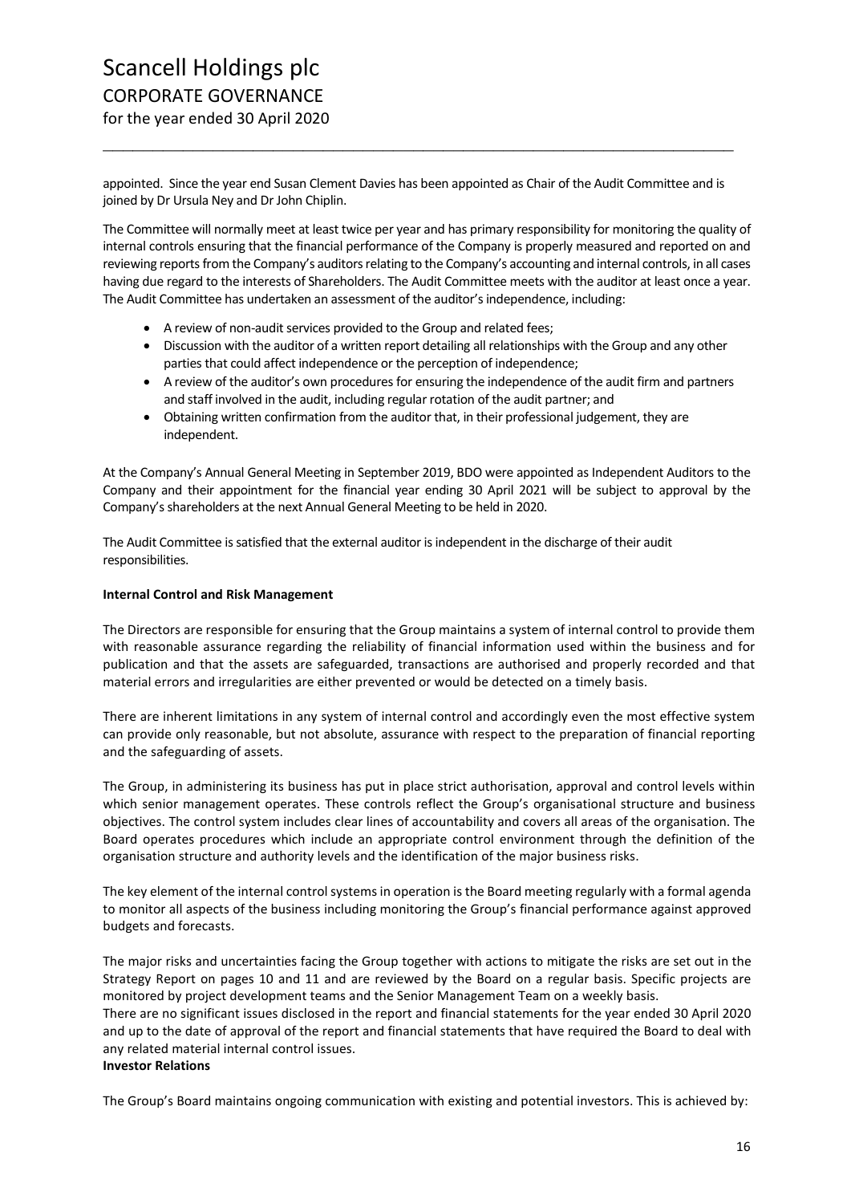appointed. Since the year end Susan Clement Davies has been appointed as Chair of the Audit Committee and is joined by Dr Ursula Ney and Dr John Chiplin.

The Committee will normally meet at least twice per year and has primary responsibility for monitoring the quality of internal controls ensuring that the financial performance of the Company is properly measured and reported on and reviewing reports from the Company's auditors relating to the Company's accounting and internal controls, in all cases having due regard to the interests of Shareholders. The Audit Committee meets with the auditor at least once a year. The Audit Committee has undertaken an assessment of the auditor's independence, including:

- A review of non-audit services provided to the Group and related fees;
- Discussion with the auditor of a written report detailing all relationships with the Group and any other parties that could affect independence or the perception of independence;
- A review of the auditor's own procedures for ensuring the independence of the audit firm and partners and staff involved in the audit, including regular rotation of the audit partner; and
- Obtaining written confirmation from the auditor that, in their professional judgement, they are independent.

At the Company's Annual General Meeting in September 2019, BDO were appointed as Independent Auditors to the Company and their appointment for the financial year ending 30 April 2021 will be subject to approval by the Company's shareholders at the next Annual General Meeting to be held in 2020.

The Audit Committee is satisfied that the external auditor is independent in the discharge of their audit responsibilities.

**Internal Control and Risk Management**

The Directors are responsible for ensuring that the Group maintains a system of internal control to provide them with reasonable assurance regarding the reliability of financial information used within the business and for publication and that the assets are safeguarded, transactions are authorised and properly recorded and that material errors and irregularities are either prevented or would be detected on a timely basis.

There are inherent limitations in any system of internal control and accordingly even the most effective system can provide only reasonable, but not absolute, assurance with respect to the preparation of financial reporting and the safeguarding of assets.

The Group, in administering its business has put in place strict authorisation, approval and control levels within which senior management operates. These controls reflect the Group's organisational structure and business objectives. The control system includes clear lines of accountability and covers all areas of the organisation. The Board operates procedures which include an appropriate control environment through the definition of the organisation structure and authority levels and the identification of the major business risks.

The key element of the internal control systems in operation is the Board meeting regularly with a formal agenda to monitor all aspects of the business including monitoring the Group's financial performance against approved budgets and forecasts.

The major risks and uncertainties facing the Group together with actions to mitigate the risks are set out in the Strategy Report on pages 10 and 11 and are reviewed by the Board on a regular basis. Specific projects are monitored by project development teams and the Senior Management Team on a weekly basis.
There are no significant issues disclosed in the report and financial statements for the year ended 30 April 2020 and up to the date of approval of the report and financial statements that have required the Board to deal with any related material internal control issues.

**Investor Relations**

The Group's Board maintains ongoing communication with existing and potential investors. This is achieved by: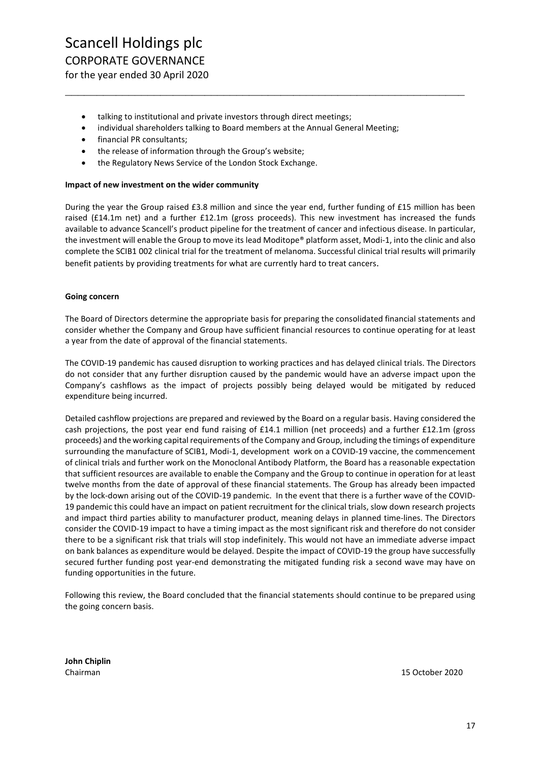- talking to institutional and private investors through direct meetings;
- individual shareholders talking to Board members at the Annual General Meeting;
- financial PR consultants;
- the release of information through the Group's website;
- the Regulatory News Service of the London Stock Exchange.

**Impact of new investment on the wider community**

During the year the Group raised £3.8 million and since the year end, further funding of £15 million has been raised (£14.1m net) and a further £12.1m (gross proceeds). This new investment has increased the funds available to advance Scancell's product pipeline for the treatment of cancer and infectious disease. In particular, the investment will enable the Group to move its lead Moditope® platform asset, Modi-1, into the clinic and also complete the SCIB1 002 clinical trial for the treatment of melanoma. Successful clinical trial results will primarily benefit patients by providing treatments for what are currently hard to treat cancers.

**Going concern**

The Board of Directors determine the appropriate basis for preparing the consolidated financial statements and consider whether the Company and Group have sufficient financial resources to continue operating for at least a year from the date of approval of the financial statements.

The COVID-19 pandemic has caused disruption to working practices and has delayed clinical trials. The Directors do not consider that any further disruption caused by the pandemic would have an adverse impact upon the Company's cashflows as the impact of projects possibly being delayed would be mitigated by reduced expenditure being incurred.

Detailed cashflow projections are prepared and reviewed by the Board on a regular basis. Having considered the cash projections, the post year end fund raising of £14.1 million (net proceeds) and a further £12.1m (gross proceeds) and the working capital requirements of the Company and Group, including the timings of expenditure surrounding the manufacture of SCIB1, Modi-1, development work on a COVID-19 vaccine, the commencement of clinical trials and further work on the Monoclonal Antibody Platform, the Board has a reasonable expectation that sufficient resources are available to enable the Company and the Group to continue in operation for at least twelve months from the date of approval of these financial statements. The Group has already been impacted by the lock-down arising out of the COVID-19 pandemic. In the event that there is a further wave of the COVID-19 pandemic this could have an impact on patient recruitment for the clinical trials, slow down research projects and impact third parties ability to manufacturer product, meaning delays in planned time-lines. The Directors consider the COVID-19 impact to have a timing impact as the most significant risk and therefore do not consider there to be a significant risk that trials will stop indefinitely. This would not have an immediate adverse impact on bank balances as expenditure would be delayed. Despite the impact of COVID-19 the group have successfully secured further funding post year-end demonstrating the mitigated funding risk a second wave may have on funding opportunities in the future.

Following this review, the Board concluded that the financial statements should continue to be prepared using the going concern basis.

**John Chiplin**
Chairman

15 October 2020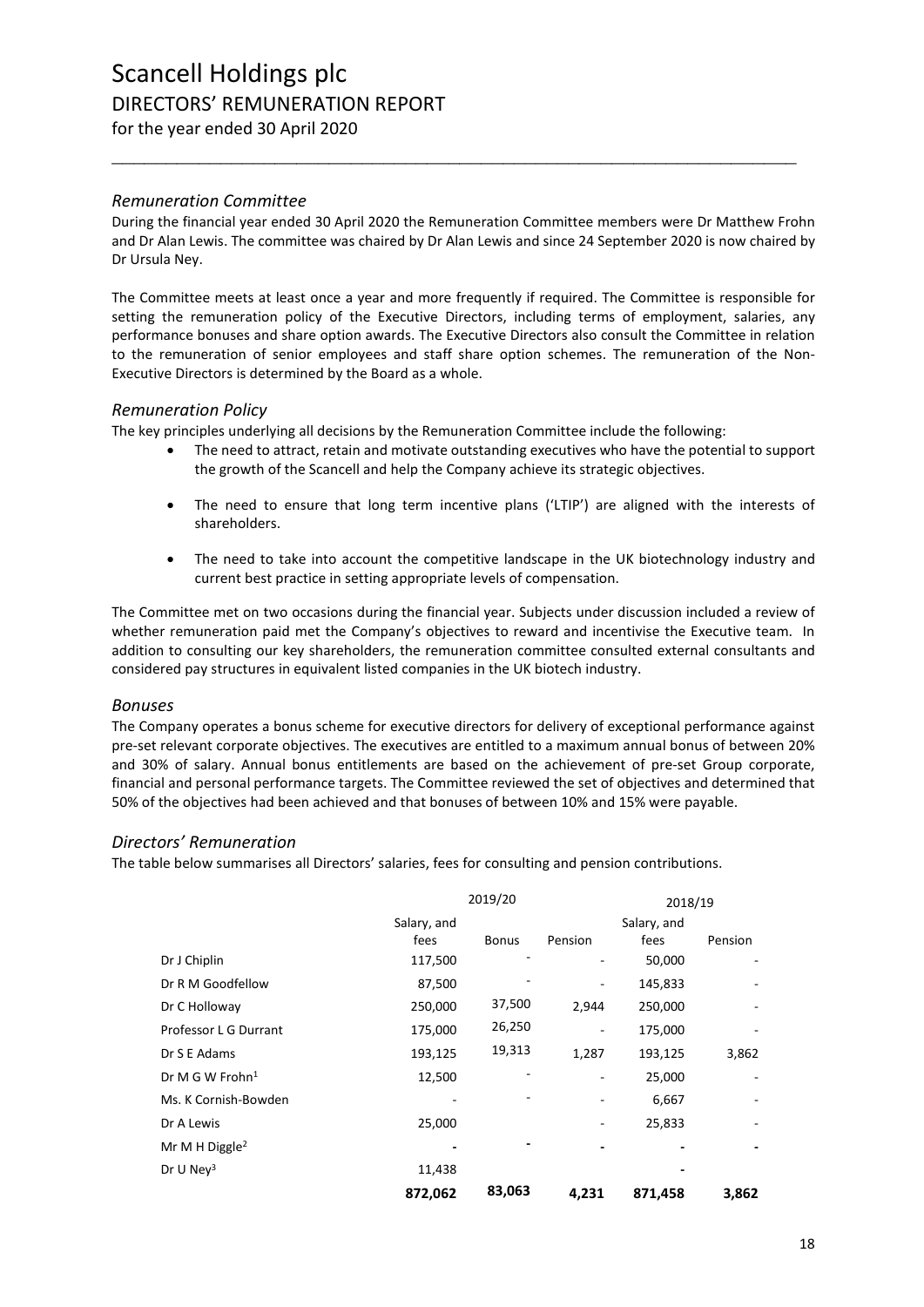# Scancell Holdings plc

## DIRECTORS' REMUNERATION REPORT

for the year ended 30 April 2020

### *Remuneration Committee*

During the financial year ended 30 April 2020 the Remuneration Committee members were Dr Matthew Frohn and Dr Alan Lewis. The committee was chaired by Dr Alan Lewis and since 24 September 2020 is now chaired by Dr Ursula Ney.

The Committee meets at least once a year and more frequently if required. The Committee is responsible for setting the remuneration policy of the Executive Directors, including terms of employment, salaries, any performance bonuses and share option awards. The Executive Directors also consult the Committee in relation to the remuneration of senior employees and staff share option schemes. The remuneration of the Non-Executive Directors is determined by the Board as a whole.

### *Remuneration Policy*

The key principles underlying all decisions by the Remuneration Committee include the following:

- The need to attract, retain and motivate outstanding executives who have the potential to support the growth of the Scancell and help the Company achieve its strategic objectives.
- The need to ensure that long term incentive plans ('LTIP') are aligned with the interests of shareholders.
- The need to take into account the competitive landscape in the UK biotechnology industry and current best practice in setting appropriate levels of compensation.

The Committee met on two occasions during the financial year. Subjects under discussion included a review of whether remuneration paid met the Company's objectives to reward and incentivise the Executive team. In addition to consulting our key shareholders, the remuneration committee consulted external consultants and considered pay structures in equivalent listed companies in the UK biotech industry.

### *Bonuses*

The Company operates a bonus scheme for executive directors for delivery of exceptional performance against pre-set relevant corporate objectives. The executives are entitled to a maximum annual bonus of between 20% and 30% of salary. Annual bonus entitlements are based on the achievement of pre-set Group corporate, financial and personal performance targets. The Committee reviewed the set of objectives and determined that 50% of the objectives had been achieved and that bonuses of between 10% and 15% were payable.

### *Directors' Remuneration*

The table below summarises all Directors' salaries, fees for consulting and pension contributions.

| | 2019/20 | | | 2018/19 | |
|---|---|---|---|---|---|
| | Salary, and fees | Bonus | Pension | Salary, and fees | Pension |
| Dr J Chiplin | 117,500 | - | - | 50,000 | - |
| Dr R M Goodfellow | 87,500 | - | - | 145,833 | - |
| Dr C Holloway | 250,000 | 37,500 | 2,944 | 250,000 | - |
| Professor L G Durrant | 175,000 | 26,250 | - | 175,000 | - |
| Dr S E Adams | 193,125 | 19,313 | 1,287 | 193,125 | 3,862 |
| Dr M G W Frohn[1] | 12,500 | - | - | 25,000 | - |
| Ms. K Cornish-Bowden | - | - | - | 6,667 | - |
| Dr A Lewis | 25,000 | | - | 25,833 | - |
| Mr M H Diggle[2] | - | - | - | - | - |
| Dr U Ney[3] | 11,438 | | | - | |
| | **872,062** | **83,063** | **4,231** | **871,458** | **3,862** |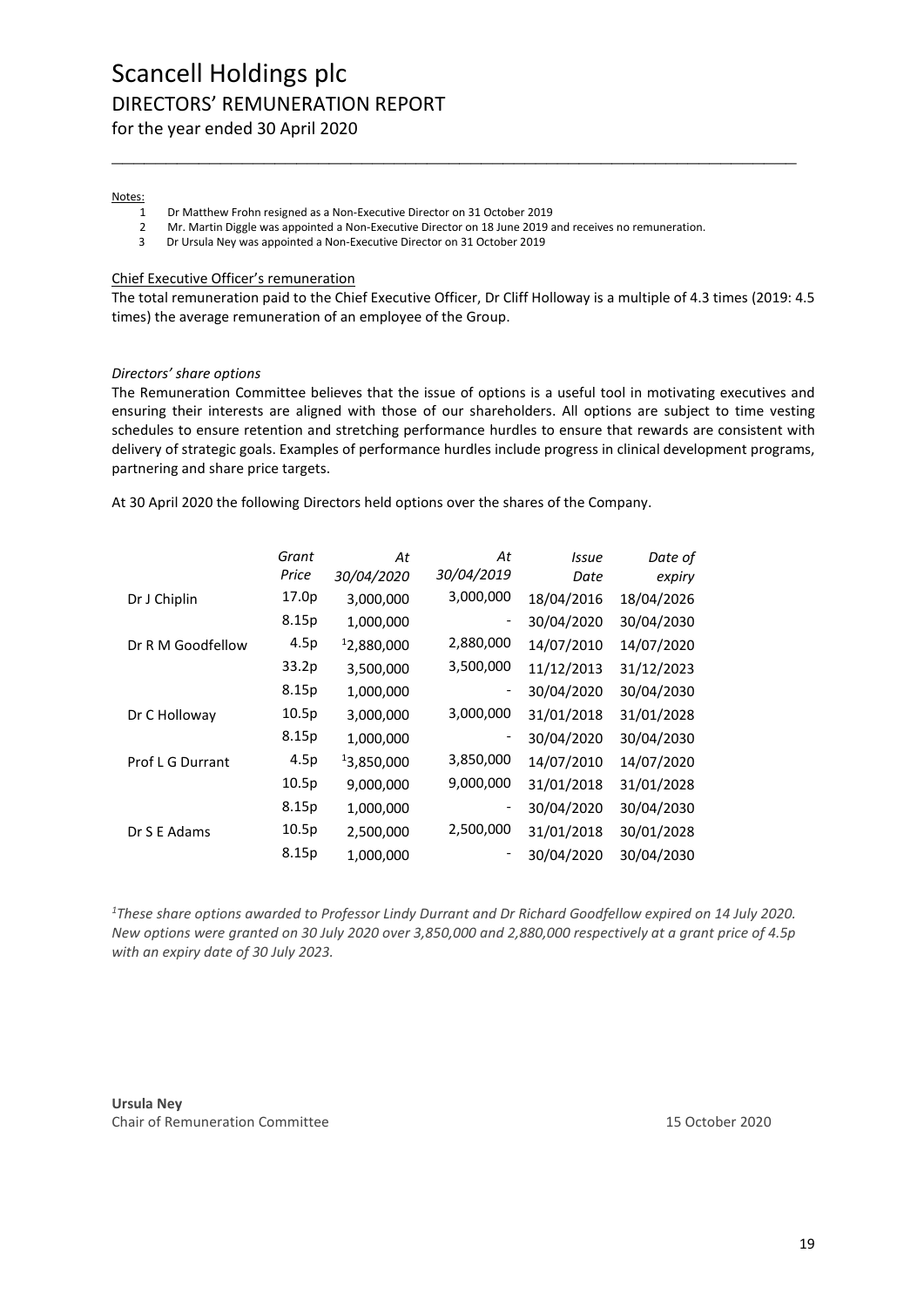Notes:

1. Dr Matthew Frohn resigned as a Non-Executive Director on 31 October 2019
2. Mr. Martin Diggle was appointed a Non-Executive Director on 18 June 2019 and receives no remuneration.
3. Dr Ursula Ney was appointed a Non-Executive Director on 31 October 2019

Chief Executive Officer's remuneration

The total remuneration paid to the Chief Executive Officer, Dr Cliff Holloway is a multiple of 4.3 times (2019: 4.5 times) the average remuneration of an employee of the Group.

*Directors' share options*

The Remuneration Committee believes that the issue of options is a useful tool in motivating executives and ensuring their interests are aligned with those of our shareholders. All options are subject to time vesting schedules to ensure retention and stretching performance hurdles to ensure that rewards are consistent with delivery of strategic goals. Examples of performance hurdles include progress in clinical development programs, partnering and share price targets.

At 30 April 2020 the following Directors held options over the shares of the Company.

| | *Grant Price* | *At 30/04/2020* | *At 30/04/2019* | *Issue Date* | *Date of expiry* |
|---|---|---|---|---|---|
| Dr J Chiplin | 17.0p | 3,000,000 | 3,000,000 | 18/04/2016 | 18/04/2026 |
| | 8.15p | 1,000,000 | - | 30/04/2020 | 30/04/2030 |
| Dr R M Goodfellow | 4.5p | [1]2,880,000 | 2,880,000 | 14/07/2010 | 14/07/2020 |
| | 33.2p | 3,500,000 | 3,500,000 | 11/12/2013 | 31/12/2023 |
| | 8.15p | 1,000,000 | - | 30/04/2020 | 30/04/2030 |
| Dr C Holloway | 10.5p | 3,000,000 | 3,000,000 | 31/01/2018 | 31/01/2028 |
| | 8.15p | 1,000,000 | - | 30/04/2020 | 30/04/2030 |
| Prof L G Durrant | 4.5p | [1]3,850,000 | 3,850,000 | 14/07/2010 | 14/07/2020 |
| | 10.5p | 9,000,000 | 9,000,000 | 31/01/2018 | 31/01/2028 |
| | 8.15p | 1,000,000 | - | 30/04/2020 | 30/04/2030 |
| Dr S E Adams | 10.5p | 2,500,000 | 2,500,000 | 31/01/2018 | 30/01/2028 |
| | 8.15p | 1,000,000 | - | 30/04/2020 | 30/04/2030 |

*[1]These share options awarded to Professor Lindy Durrant and Dr Richard Goodfellow expired on 14 July 2020. New options were granted on 30 July 2020 over 3,850,000 and 2,880,000 respectively at a grant price of 4.5p with an expiry date of 30 July 2023.*

**Ursula Ney**
Chair of Remuneration Committee

15 October 2020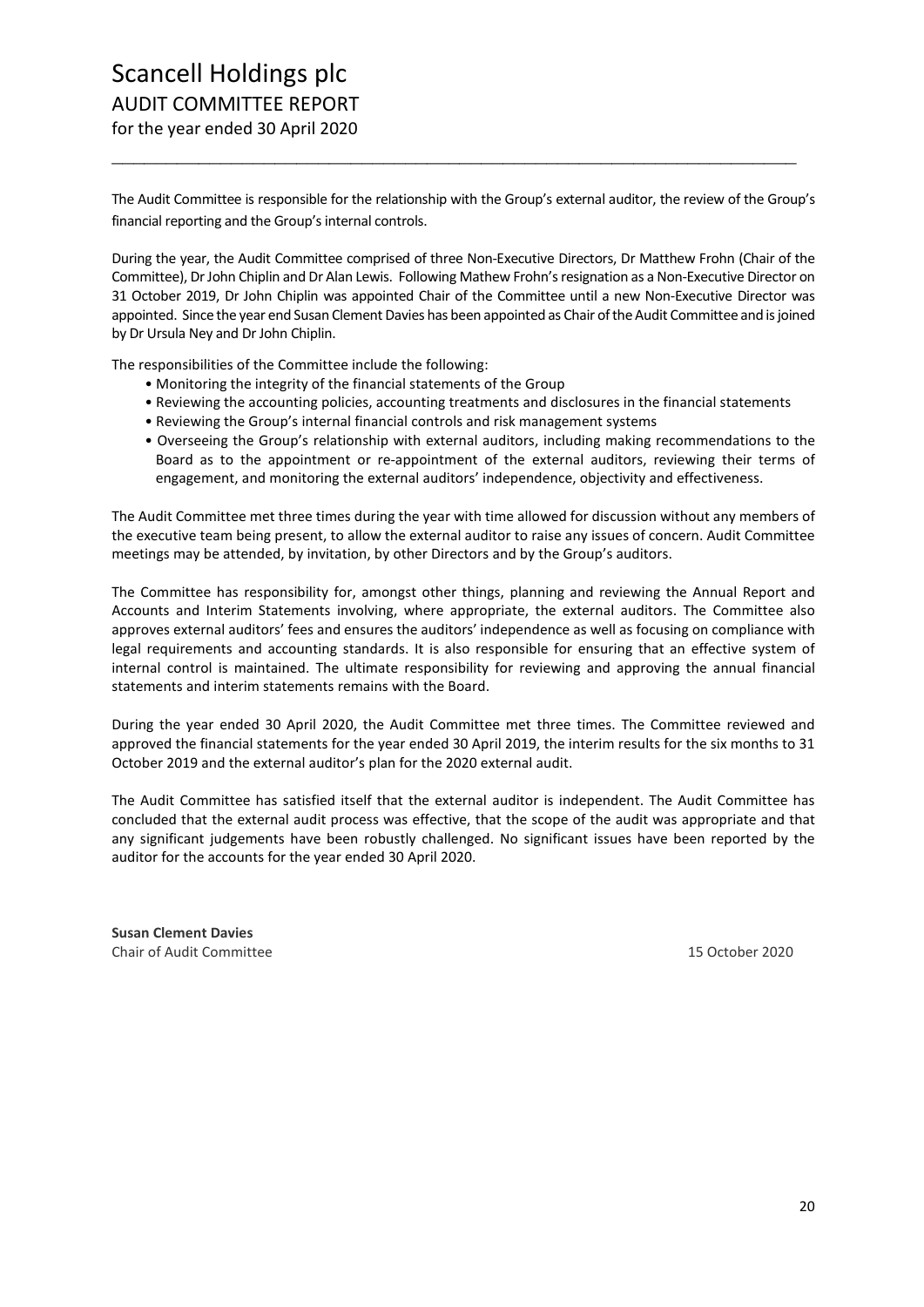# Scancell Holdings plc

## AUDIT COMMITTEE REPORT

for the year ended 30 April 2020

The Audit Committee is responsible for the relationship with the Group's external auditor, the review of the Group's financial reporting and the Group's internal controls.

During the year, the Audit Committee comprised of three Non-Executive Directors, Dr Matthew Frohn (Chair of the Committee), Dr John Chiplin and Dr Alan Lewis. Following Mathew Frohn's resignation as a Non-Executive Director on 31 October 2019, Dr John Chiplin was appointed Chair of the Committee until a new Non-Executive Director was appointed. Since the year end Susan Clement Davies has been appointed as Chair of the Audit Committee and is joined by Dr Ursula Ney and Dr John Chiplin.

The responsibilities of the Committee include the following:

- Monitoring the integrity of the financial statements of the Group
- Reviewing the accounting policies, accounting treatments and disclosures in the financial statements
- Reviewing the Group's internal financial controls and risk management systems
- Overseeing the Group's relationship with external auditors, including making recommendations to the Board as to the appointment or re-appointment of the external auditors, reviewing their terms of engagement, and monitoring the external auditors' independence, objectivity and effectiveness.

The Audit Committee met three times during the year with time allowed for discussion without any members of the executive team being present, to allow the external auditor to raise any issues of concern. Audit Committee meetings may be attended, by invitation, by other Directors and by the Group's auditors.

The Committee has responsibility for, amongst other things, planning and reviewing the Annual Report and Accounts and Interim Statements involving, where appropriate, the external auditors. The Committee also approves external auditors' fees and ensures the auditors' independence as well as focusing on compliance with legal requirements and accounting standards. It is also responsible for ensuring that an effective system of internal control is maintained. The ultimate responsibility for reviewing and approving the annual financial statements and interim statements remains with the Board.

During the year ended 30 April 2020, the Audit Committee met three times. The Committee reviewed and approved the financial statements for the year ended 30 April 2019, the interim results for the six months to 31 October 2019 and the external auditor's plan for the 2020 external audit.

The Audit Committee has satisfied itself that the external auditor is independent. The Audit Committee has concluded that the external audit process was effective, that the scope of the audit was appropriate and that any significant judgements have been robustly challenged. No significant issues have been reported by the auditor for the accounts for the year ended 30 April 2020.

**Susan Clement Davies**
Chair of Audit Committee

15 October 2020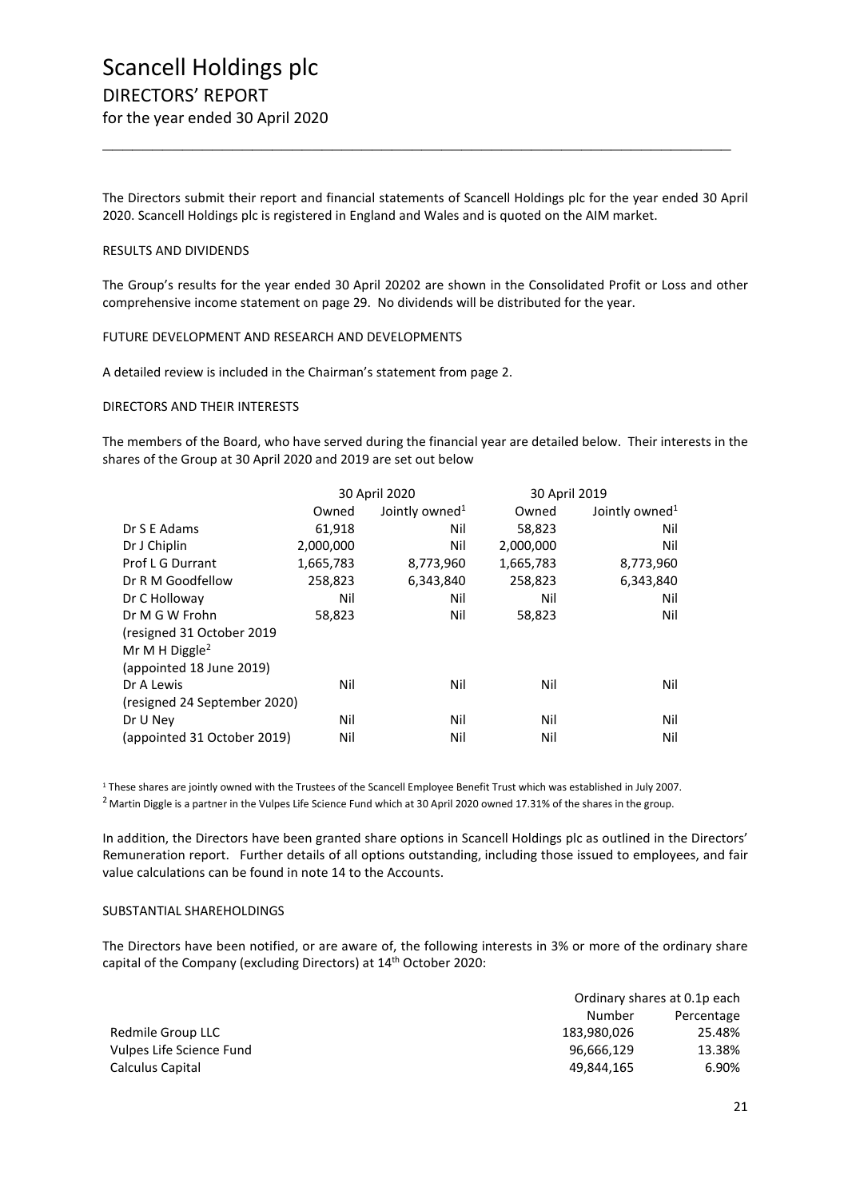# Scancell Holdings plc

## DIRECTORS' REPORT

for the year ended 30 April 2020

The Directors submit their report and financial statements of Scancell Holdings plc for the year ended 30 April 2020. Scancell Holdings plc is registered in England and Wales and is quoted on the AIM market.

### RESULTS AND DIVIDENDS

The Group's results for the year ended 30 April 20202 are shown in the Consolidated Profit or Loss and other comprehensive income statement on page 29. No dividends will be distributed for the year.

### FUTURE DEVELOPMENT AND RESEARCH AND DEVELOPMENTS

A detailed review is included in the Chairman's statement from page 2.

### DIRECTORS AND THEIR INTERESTS

The members of the Board, who have served during the financial year are detailed below. Their interests in the shares of the Group at 30 April 2020 and 2019 are set out below

| | 30 April 2020 | | 30 April 2019 | |
|---|---|---|---|---|
| | Owned | Jointly owned[1] | Owned | Jointly owned[1] |
| Dr S E Adams | 61,918 | Nil | 58,823 | Nil |
| Dr J Chiplin | 2,000,000 | Nil | 2,000,000 | Nil |
| Prof L G Durrant | 1,665,783 | 8,773,960 | 1,665,783 | 8,773,960 |
| Dr R M Goodfellow | 258,823 | 6,343,840 | 258,823 | 6,343,840 |
| Dr C Holloway | Nil | Nil | Nil | Nil |
| Dr M G W Frohn | 58,823 | Nil | 58,823 | Nil |
| (resigned 31 October 2019 | | | | |
| Mr M H Diggle[2] | | | | |
| (appointed 18 June 2019) | | | | |
| Dr A Lewis | Nil | Nil | Nil | Nil |
| (resigned 24 September 2020) | | | | |
| Dr U Ney | Nil | Nil | Nil | Nil |
| (appointed 31 October 2019) | Nil | Nil | Nil | Nil |

[1] These shares are jointly owned with the Trustees of the Scancell Employee Benefit Trust which was established in July 2007.

[2] Martin Diggle is a partner in the Vulpes Life Science Fund which at 30 April 2020 owned 17.31% of the shares in the group.

In addition, the Directors have been granted share options in Scancell Holdings plc as outlined in the Directors' Remuneration report. Further details of all options outstanding, including those issued to employees, and fair value calculations can be found in note 14 to the Accounts.

### SUBSTANTIAL SHAREHOLDINGS

The Directors have been notified, or are aware of, the following interests in 3% or more of the ordinary share capital of the Company (excluding Directors) at 14th October 2020:

| | Ordinary shares at 0.1p each | |
|---|---|---|
| | Number | Percentage |
| Redmile Group LLC | 183,980,026 | 25.48% |
| Vulpes Life Science Fund | 96,666,129 | 13.38% |
| Calculus Capital | 49,844,165 | 6.90% |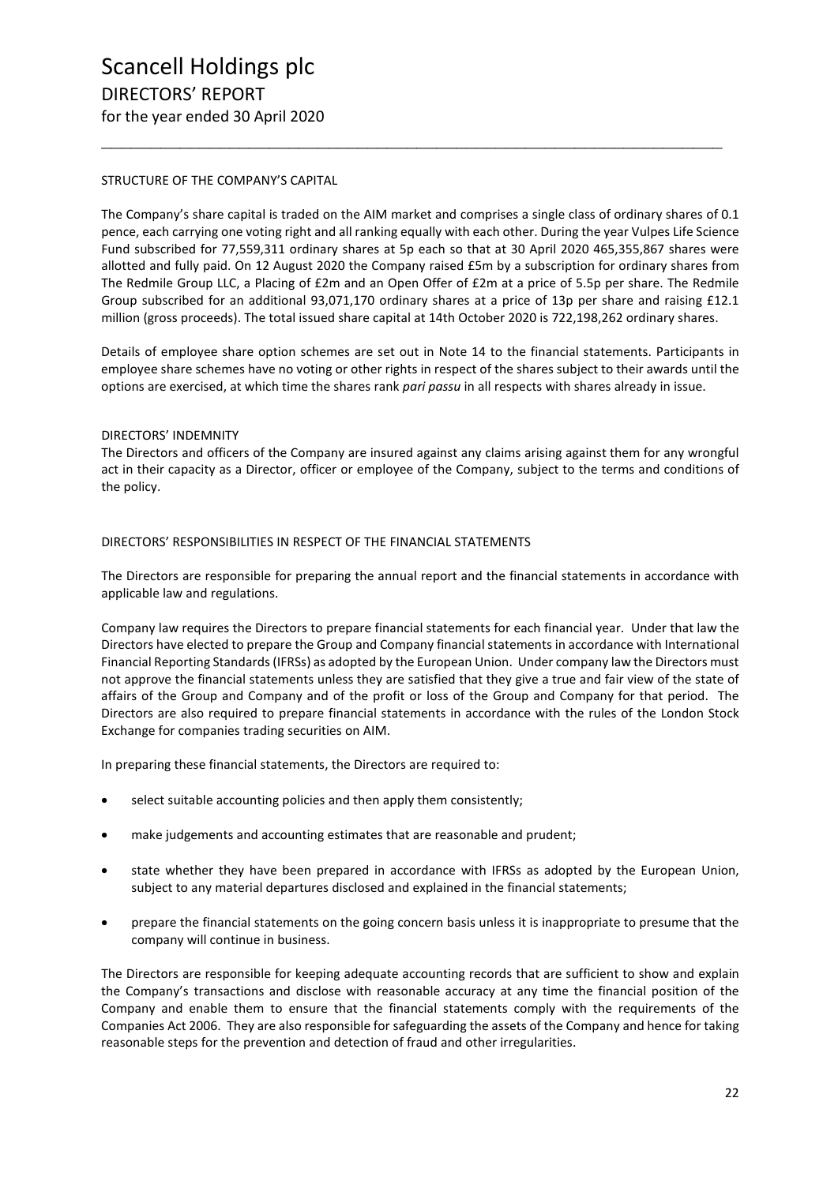# Scancell Holdings plc

## DIRECTORS' REPORT

for the year ended 30 April 2020

STRUCTURE OF THE COMPANY'S CAPITAL

The Company's share capital is traded on the AIM market and comprises a single class of ordinary shares of 0.1 pence, each carrying one voting right and all ranking equally with each other. During the year Vulpes Life Science Fund subscribed for 77,559,311 ordinary shares at 5p each so that at 30 April 2020 465,355,867 shares were allotted and fully paid. On 12 August 2020 the Company raised £5m by a subscription for ordinary shares from The Redmile Group LLC, a Placing of £2m and an Open Offer of £2m at a price of 5.5p per share. The Redmile Group subscribed for an additional 93,071,170 ordinary shares at a price of 13p per share and raising £12.1 million (gross proceeds). The total issued share capital at 14th October 2020 is 722,198,262 ordinary shares.

Details of employee share option schemes are set out in Note 14 to the financial statements. Participants in employee share schemes have no voting or other rights in respect of the shares subject to their awards until the options are exercised, at which time the shares rank *pari passu* in all respects with shares already in issue.

DIRECTORS' INDEMNITY

The Directors and officers of the Company are insured against any claims arising against them for any wrongful act in their capacity as a Director, officer or employee of the Company, subject to the terms and conditions of the policy.

DIRECTORS' RESPONSIBILITIES IN RESPECT OF THE FINANCIAL STATEMENTS

The Directors are responsible for preparing the annual report and the financial statements in accordance with applicable law and regulations.

Company law requires the Directors to prepare financial statements for each financial year. Under that law the Directors have elected to prepare the Group and Company financial statements in accordance with International Financial Reporting Standards (IFRSs) as adopted by the European Union. Under company law the Directors must not approve the financial statements unless they are satisfied that they give a true and fair view of the state of affairs of the Group and Company and of the profit or loss of the Group and Company for that period. The Directors are also required to prepare financial statements in accordance with the rules of the London Stock Exchange for companies trading securities on AIM.

In preparing these financial statements, the Directors are required to:

- select suitable accounting policies and then apply them consistently;
- make judgements and accounting estimates that are reasonable and prudent;
- state whether they have been prepared in accordance with IFRSs as adopted by the European Union, subject to any material departures disclosed and explained in the financial statements;
- prepare the financial statements on the going concern basis unless it is inappropriate to presume that the company will continue in business.

The Directors are responsible for keeping adequate accounting records that are sufficient to show and explain the Company's transactions and disclose with reasonable accuracy at any time the financial position of the Company and enable them to ensure that the financial statements comply with the requirements of the Companies Act 2006. They are also responsible for safeguarding the assets of the Company and hence for taking reasonable steps for the prevention and detection of fraud and other irregularities.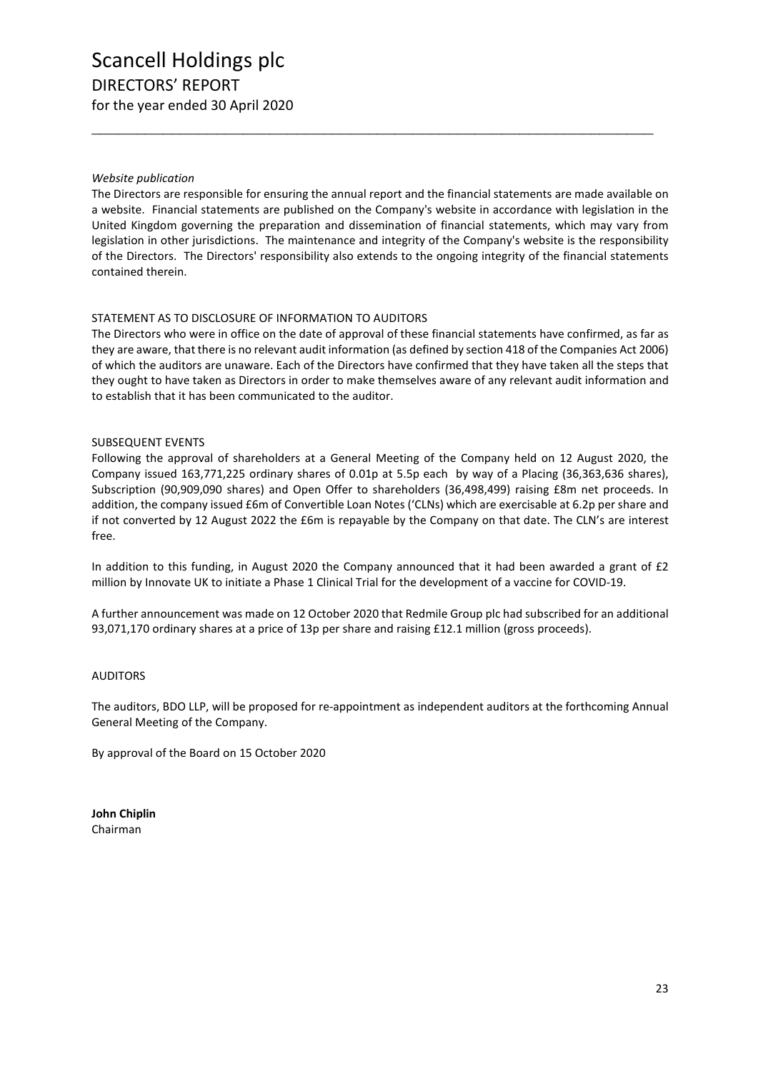*Website publication*

The Directors are responsible for ensuring the annual report and the financial statements are made available on a website. Financial statements are published on the Company's website in accordance with legislation in the United Kingdom governing the preparation and dissemination of financial statements, which may vary from legislation in other jurisdictions. The maintenance and integrity of the Company's website is the responsibility of the Directors. The Directors' responsibility also extends to the ongoing integrity of the financial statements contained therein.

STATEMENT AS TO DISCLOSURE OF INFORMATION TO AUDITORS

The Directors who were in office on the date of approval of these financial statements have confirmed, as far as they are aware, that there is no relevant audit information (as defined by section 418 of the Companies Act 2006) of which the auditors are unaware. Each of the Directors have confirmed that they have taken all the steps that they ought to have taken as Directors in order to make themselves aware of any relevant audit information and to establish that it has been communicated to the auditor.

SUBSEQUENT EVENTS

Following the approval of shareholders at a General Meeting of the Company held on 12 August 2020, the Company issued 163,771,225 ordinary shares of 0.01p at 5.5p each by way of a Placing (36,363,636 shares), Subscription (90,909,090 shares) and Open Offer to shareholders (36,498,499) raising £8m net proceeds. In addition, the company issued £6m of Convertible Loan Notes ('CLNs) which are exercisable at 6.2p per share and if not converted by 12 August 2022 the £6m is repayable by the Company on that date. The CLN's are interest free.

In addition to this funding, in August 2020 the Company announced that it had been awarded a grant of £2 million by Innovate UK to initiate a Phase 1 Clinical Trial for the development of a vaccine for COVID-19.

A further announcement was made on 12 October 2020 that Redmile Group plc had subscribed for an additional 93,071,170 ordinary shares at a price of 13p per share and raising £12.1 million (gross proceeds).

AUDITORS

The auditors, BDO LLP, will be proposed for re-appointment as independent auditors at the forthcoming Annual General Meeting of the Company.

By approval of the Board on 15 October 2020

**John Chiplin**
Chairman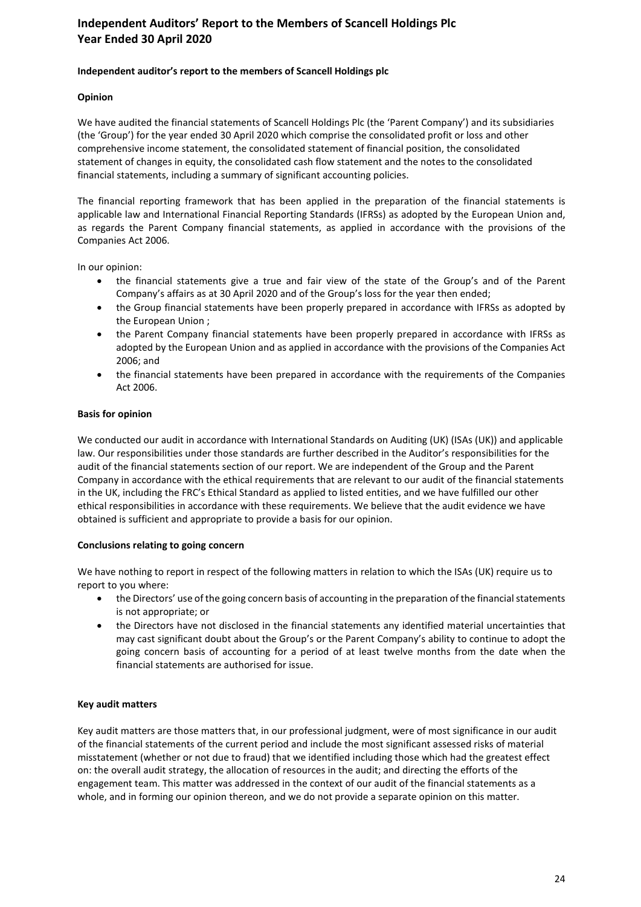# Independent Auditors' Report to the Members of Scancell Holdings Plc
# Year Ended 30 April 2020

**Independent auditor's report to the members of Scancell Holdings plc**

**Opinion**

We have audited the financial statements of Scancell Holdings Plc (the 'Parent Company') and its subsidiaries (the 'Group') for the year ended 30 April 2020 which comprise the consolidated profit or loss and other comprehensive income statement, the consolidated statement of financial position, the consolidated statement of changes in equity, the consolidated cash flow statement and the notes to the consolidated financial statements, including a summary of significant accounting policies.

The financial reporting framework that has been applied in the preparation of the financial statements is applicable law and International Financial Reporting Standards (IFRSs) as adopted by the European Union and, as regards the Parent Company financial statements, as applied in accordance with the provisions of the Companies Act 2006.

In our opinion:

- the financial statements give a true and fair view of the state of the Group's and of the Parent Company's affairs as at 30 April 2020 and of the Group's loss for the year then ended;
- the Group financial statements have been properly prepared in accordance with IFRSs as adopted by the European Union ;
- the Parent Company financial statements have been properly prepared in accordance with IFRSs as adopted by the European Union and as applied in accordance with the provisions of the Companies Act 2006; and
- the financial statements have been prepared in accordance with the requirements of the Companies Act 2006.

**Basis for opinion**

We conducted our audit in accordance with International Standards on Auditing (UK) (ISAs (UK)) and applicable law. Our responsibilities under those standards are further described in the Auditor's responsibilities for the audit of the financial statements section of our report. We are independent of the Group and the Parent Company in accordance with the ethical requirements that are relevant to our audit of the financial statements in the UK, including the FRC's Ethical Standard as applied to listed entities, and we have fulfilled our other ethical responsibilities in accordance with these requirements. We believe that the audit evidence we have obtained is sufficient and appropriate to provide a basis for our opinion.

**Conclusions relating to going concern**

We have nothing to report in respect of the following matters in relation to which the ISAs (UK) require us to report to you where:

- the Directors' use of the going concern basis of accounting in the preparation of the financial statements is not appropriate; or
- the Directors have not disclosed in the financial statements any identified material uncertainties that may cast significant doubt about the Group's or the Parent Company's ability to continue to adopt the going concern basis of accounting for a period of at least twelve months from the date when the financial statements are authorised for issue.

**Key audit matters**

Key audit matters are those matters that, in our professional judgment, were of most significance in our audit of the financial statements of the current period and include the most significant assessed risks of material misstatement (whether or not due to fraud) that we identified including those which had the greatest effect on: the overall audit strategy, the allocation of resources in the audit; and directing the efforts of the engagement team. This matter was addressed in the context of our audit of the financial statements as a whole, and in forming our opinion thereon, and we do not provide a separate opinion on this matter.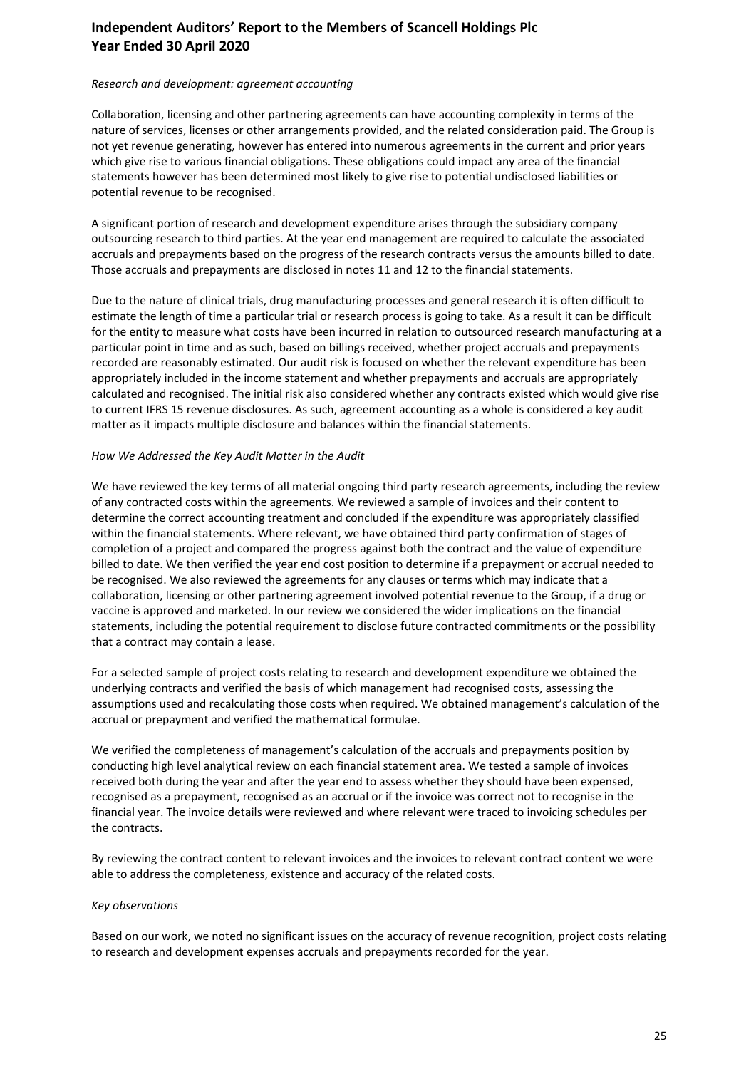*Research and development: agreement accounting*

Collaboration, licensing and other partnering agreements can have accounting complexity in terms of the nature of services, licenses or other arrangements provided, and the related consideration paid. The Group is not yet revenue generating, however has entered into numerous agreements in the current and prior years which give rise to various financial obligations. These obligations could impact any area of the financial statements however has been determined most likely to give rise to potential undisclosed liabilities or potential revenue to be recognised.

A significant portion of research and development expenditure arises through the subsidiary company outsourcing research to third parties. At the year end management are required to calculate the associated accruals and prepayments based on the progress of the research contracts versus the amounts billed to date. Those accruals and prepayments are disclosed in notes 11 and 12 to the financial statements.

Due to the nature of clinical trials, drug manufacturing processes and general research it is often difficult to estimate the length of time a particular trial or research process is going to take. As a result it can be difficult for the entity to measure what costs have been incurred in relation to outsourced research manufacturing at a particular point in time and as such, based on billings received, whether project accruals and prepayments recorded are reasonably estimated. Our audit risk is focused on whether the relevant expenditure has been appropriately included in the income statement and whether prepayments and accruals are appropriately calculated and recognised. The initial risk also considered whether any contracts existed which would give rise to current IFRS 15 revenue disclosures. As such, agreement accounting as a whole is considered a key audit matter as it impacts multiple disclosure and balances within the financial statements.

*How We Addressed the Key Audit Matter in the Audit*

We have reviewed the key terms of all material ongoing third party research agreements, including the review of any contracted costs within the agreements. We reviewed a sample of invoices and their content to determine the correct accounting treatment and concluded if the expenditure was appropriately classified within the financial statements. Where relevant, we have obtained third party confirmation of stages of completion of a project and compared the progress against both the contract and the value of expenditure billed to date. We then verified the year end cost position to determine if a prepayment or accrual needed to be recognised. We also reviewed the agreements for any clauses or terms which may indicate that a collaboration, licensing or other partnering agreement involved potential revenue to the Group, if a drug or vaccine is approved and marketed. In our review we considered the wider implications on the financial statements, including the potential requirement to disclose future contracted commitments or the possibility that a contract may contain a lease.

For a selected sample of project costs relating to research and development expenditure we obtained the underlying contracts and verified the basis of which management had recognised costs, assessing the assumptions used and recalculating those costs when required. We obtained management's calculation of the accrual or prepayment and verified the mathematical formulae.

We verified the completeness of management's calculation of the accruals and prepayments position by conducting high level analytical review on each financial statement area. We tested a sample of invoices received both during the year and after the year end to assess whether they should have been expensed, recognised as a prepayment, recognised as an accrual or if the invoice was correct not to recognise in the financial year. The invoice details were reviewed and where relevant were traced to invoicing schedules per the contracts.

By reviewing the contract content to relevant invoices and the invoices to relevant contract content we were able to address the completeness, existence and accuracy of the related costs.

*Key observations*

Based on our work, we noted no significant issues on the accuracy of revenue recognition, project costs relating to research and development expenses accruals and prepayments recorded for the year.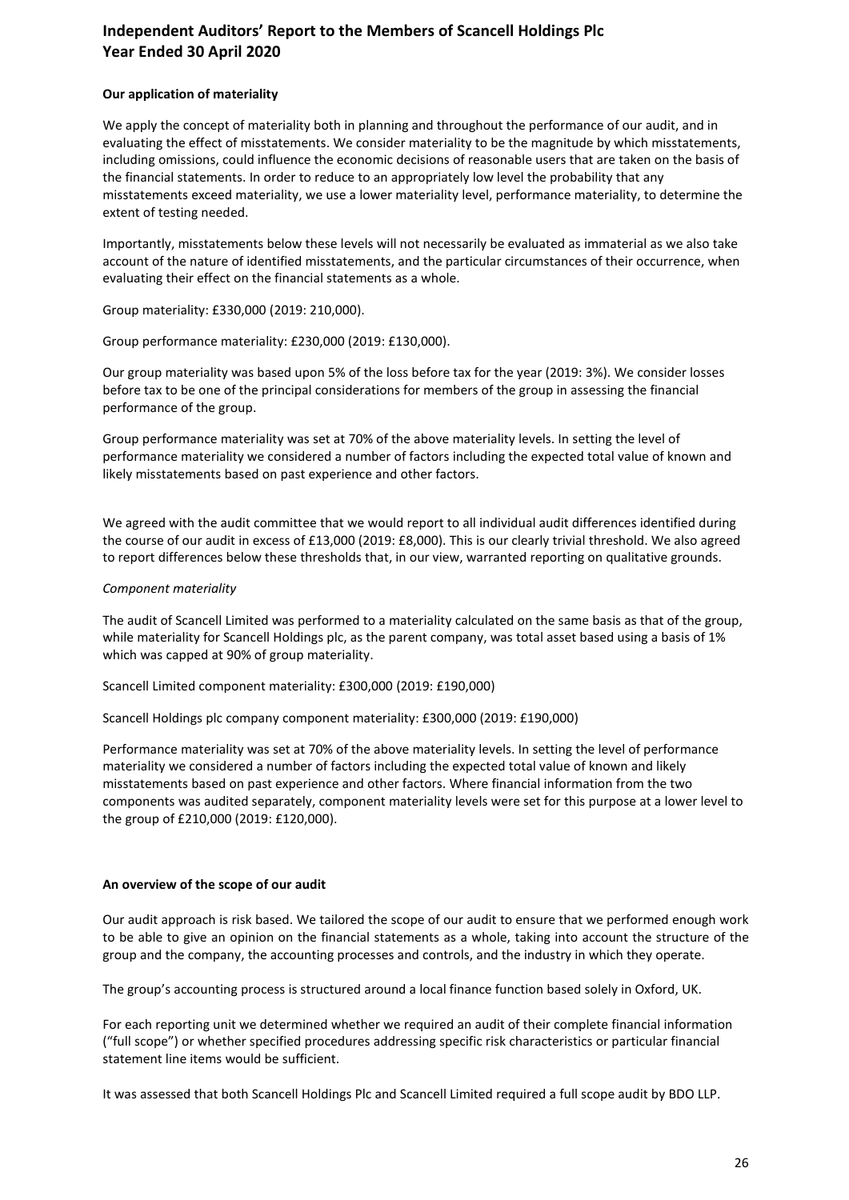### Our application of materiality

We apply the concept of materiality both in planning and throughout the performance of our audit, and in evaluating the effect of misstatements. We consider materiality to be the magnitude by which misstatements, including omissions, could influence the economic decisions of reasonable users that are taken on the basis of the financial statements. In order to reduce to an appropriately low level the probability that any misstatements exceed materiality, we use a lower materiality level, performance materiality, to determine the extent of testing needed.

Importantly, misstatements below these levels will not necessarily be evaluated as immaterial as we also take account of the nature of identified misstatements, and the particular circumstances of their occurrence, when evaluating their effect on the financial statements as a whole.

Group materiality: £330,000 (2019: 210,000).

Group performance materiality: £230,000 (2019: £130,000).

Our group materiality was based upon 5% of the loss before tax for the year (2019: 3%). We consider losses before tax to be one of the principal considerations for members of the group in assessing the financial performance of the group.

Group performance materiality was set at 70% of the above materiality levels. In setting the level of performance materiality we considered a number of factors including the expected total value of known and likely misstatements based on past experience and other factors.

We agreed with the audit committee that we would report to all individual audit differences identified during the course of our audit in excess of £13,000 (2019: £8,000). This is our clearly trivial threshold. We also agreed to report differences below these thresholds that, in our view, warranted reporting on qualitative grounds.

*Component materiality*

The audit of Scancell Limited was performed to a materiality calculated on the same basis as that of the group, while materiality for Scancell Holdings plc, as the parent company, was total asset based using a basis of 1% which was capped at 90% of group materiality.

Scancell Limited component materiality: £300,000 (2019: £190,000)

Scancell Holdings plc company component materiality: £300,000 (2019: £190,000)

Performance materiality was set at 70% of the above materiality levels. In setting the level of performance materiality we considered a number of factors including the expected total value of known and likely misstatements based on past experience and other factors. Where financial information from the two components was audited separately, component materiality levels were set for this purpose at a lower level to the group of £210,000 (2019: £120,000).

### An overview of the scope of our audit

Our audit approach is risk based. We tailored the scope of our audit to ensure that we performed enough work to be able to give an opinion on the financial statements as a whole, taking into account the structure of the group and the company, the accounting processes and controls, and the industry in which they operate.

The group's accounting process is structured around a local finance function based solely in Oxford, UK.

For each reporting unit we determined whether we required an audit of their complete financial information ("full scope") or whether specified procedures addressing specific risk characteristics or particular financial statement line items would be sufficient.

It was assessed that both Scancell Holdings Plc and Scancell Limited required a full scope audit by BDO LLP.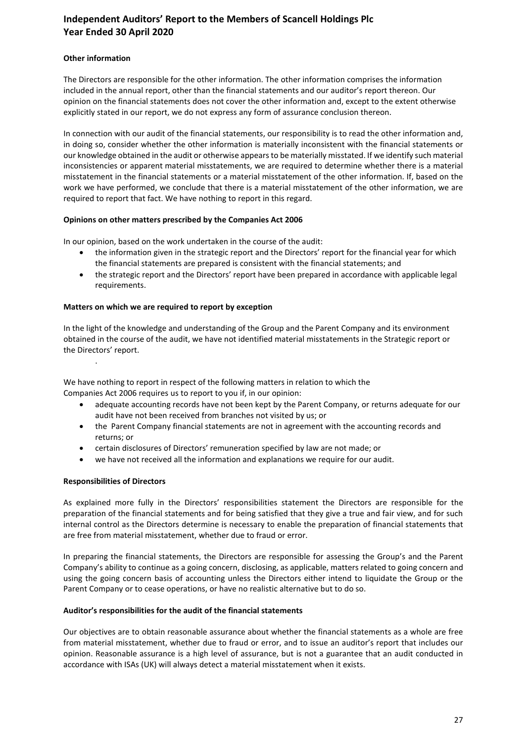**Other information**

The Directors are responsible for the other information. The other information comprises the information included in the annual report, other than the financial statements and our auditor's report thereon. Our opinion on the financial statements does not cover the other information and, except to the extent otherwise explicitly stated in our report, we do not express any form of assurance conclusion thereon.

In connection with our audit of the financial statements, our responsibility is to read the other information and, in doing so, consider whether the other information is materially inconsistent with the financial statements or our knowledge obtained in the audit or otherwise appears to be materially misstated. If we identify such material inconsistencies or apparent material misstatements, we are required to determine whether there is a material misstatement in the financial statements or a material misstatement of the other information. If, based on the work we have performed, we conclude that there is a material misstatement of the other information, we are required to report that fact. We have nothing to report in this regard.

**Opinions on other matters prescribed by the Companies Act 2006**

In our opinion, based on the work undertaken in the course of the audit:

- the information given in the strategic report and the Directors' report for the financial year for which the financial statements are prepared is consistent with the financial statements; and
- the strategic report and the Directors' report have been prepared in accordance with applicable legal requirements.

**Matters on which we are required to report by exception**

In the light of the knowledge and understanding of the Group and the Parent Company and its environment obtained in the course of the audit, we have not identified material misstatements in the Strategic report or the Directors' report.

.

We have nothing to report in respect of the following matters in relation to which the Companies Act 2006 requires us to report to you if, in our opinion:

- adequate accounting records have not been kept by the Parent Company, or returns adequate for our audit have not been received from branches not visited by us; or
- the Parent Company financial statements are not in agreement with the accounting records and returns; or
- certain disclosures of Directors' remuneration specified by law are not made; or
- we have not received all the information and explanations we require for our audit.

**Responsibilities of Directors**

As explained more fully in the Directors' responsibilities statement the Directors are responsible for the preparation of the financial statements and for being satisfied that they give a true and fair view, and for such internal control as the Directors determine is necessary to enable the preparation of financial statements that are free from material misstatement, whether due to fraud or error.

In preparing the financial statements, the Directors are responsible for assessing the Group's and the Parent Company's ability to continue as a going concern, disclosing, as applicable, matters related to going concern and using the going concern basis of accounting unless the Directors either intend to liquidate the Group or the Parent Company or to cease operations, or have no realistic alternative but to do so.

**Auditor's responsibilities for the audit of the financial statements**

Our objectives are to obtain reasonable assurance about whether the financial statements as a whole are free from material misstatement, whether due to fraud or error, and to issue an auditor's report that includes our opinion. Reasonable assurance is a high level of assurance, but is not a guarantee that an audit conducted in accordance with ISAs (UK) will always detect a material misstatement when it exists.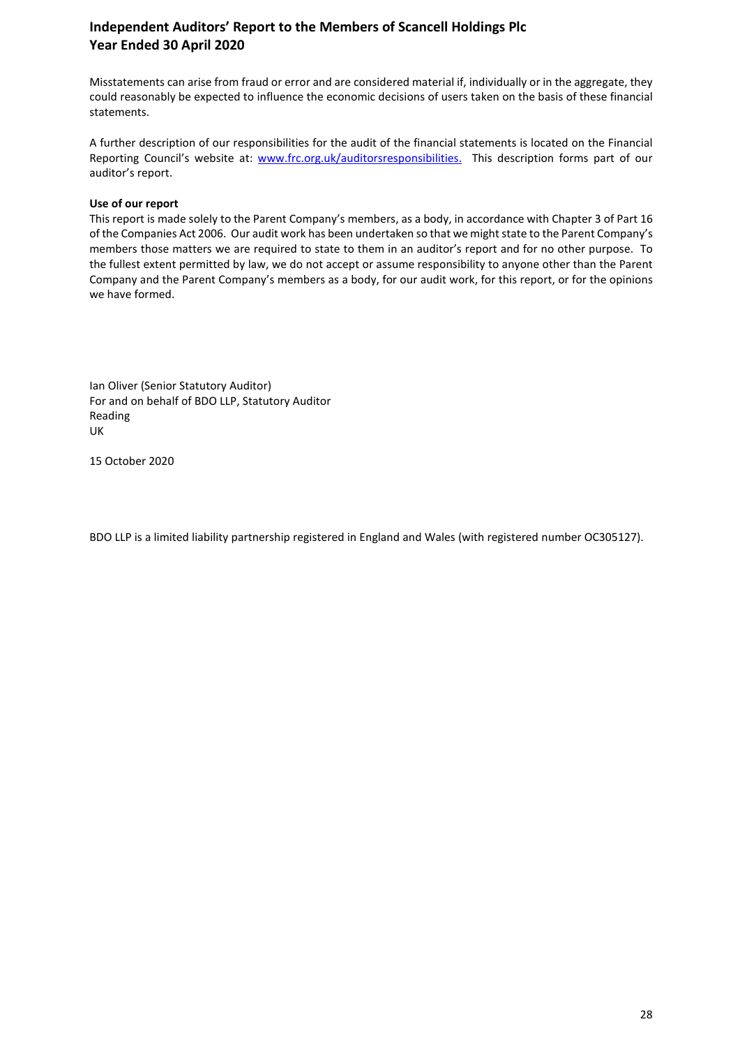Misstatements can arise from fraud or error and are considered material if, individually or in the aggregate, they could reasonably be expected to influence the economic decisions of users taken on the basis of these financial statements.

A further description of our responsibilities for the audit of the financial statements is located on the Financial Reporting Council's website at: [www.frc.org.uk/auditorsresponsibilities.](http://www.frc.org.uk/auditorsresponsibilities) This description forms part of our auditor's report.

**Use of our report**

This report is made solely to the Parent Company's members, as a body, in accordance with Chapter 3 of Part 16 of the Companies Act 2006. Our audit work has been undertaken so that we might state to the Parent Company's members those matters we are required to state to them in an auditor's report and for no other purpose. To the fullest extent permitted by law, we do not accept or assume responsibility to anyone other than the Parent Company and the Parent Company's members as a body, for our audit work, for this report, or for the opinions we have formed.

Ian Oliver (Senior Statutory Auditor)
For and on behalf of BDO LLP, Statutory Auditor
Reading
UK

15 October 2020

BDO LLP is a limited liability partnership registered in England and Wales (with registered number OC305127).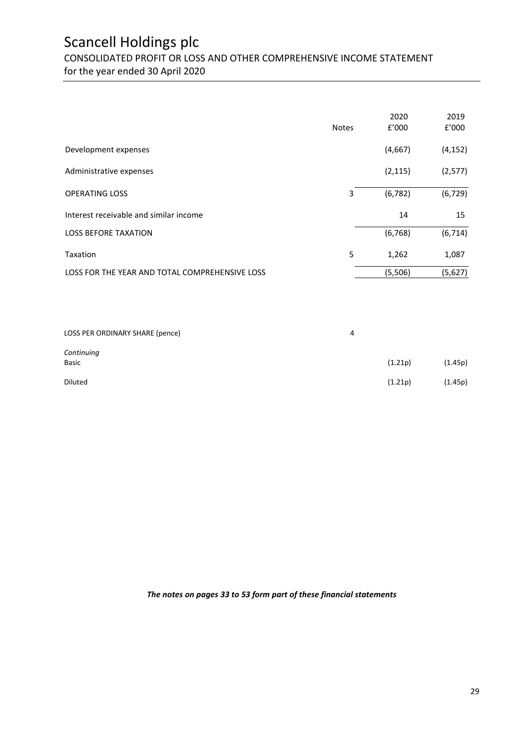# Scancell Holdings plc

## CONSOLIDATED PROFIT OR LOSS AND OTHER COMPREHENSIVE INCOME STATEMENT

for the year ended 30 April 2020

| | Notes | 2020<br>£'000 | 2019<br>£'000 |
|---|---|---|---|
| Development expenses | | (4,667) | (4,152) |
| Administrative expenses | | (2,115) | (2,577) |
| OPERATING LOSS | 3 | (6,782) | (6,729) |
| Interest receivable and similar income | | 14 | 15 |
| LOSS BEFORE TAXATION | | (6,768) | (6,714) |
| Taxation | 5 | 1,262 | 1,087 |
| LOSS FOR THE YEAR AND TOTAL COMPREHENSIVE LOSS | | (5,506) | (5,627) |

| | | | |
|---|---|---|---|
| LOSS PER ORDINARY SHARE (pence) | 4 | | |
| *Continuing* | | | |
| Basic | | (1.21p) | (1.45p) |
| Diluted | | (1.21p) | (1.45p) |

***The notes on pages 33 to 53 form part of these financial statements***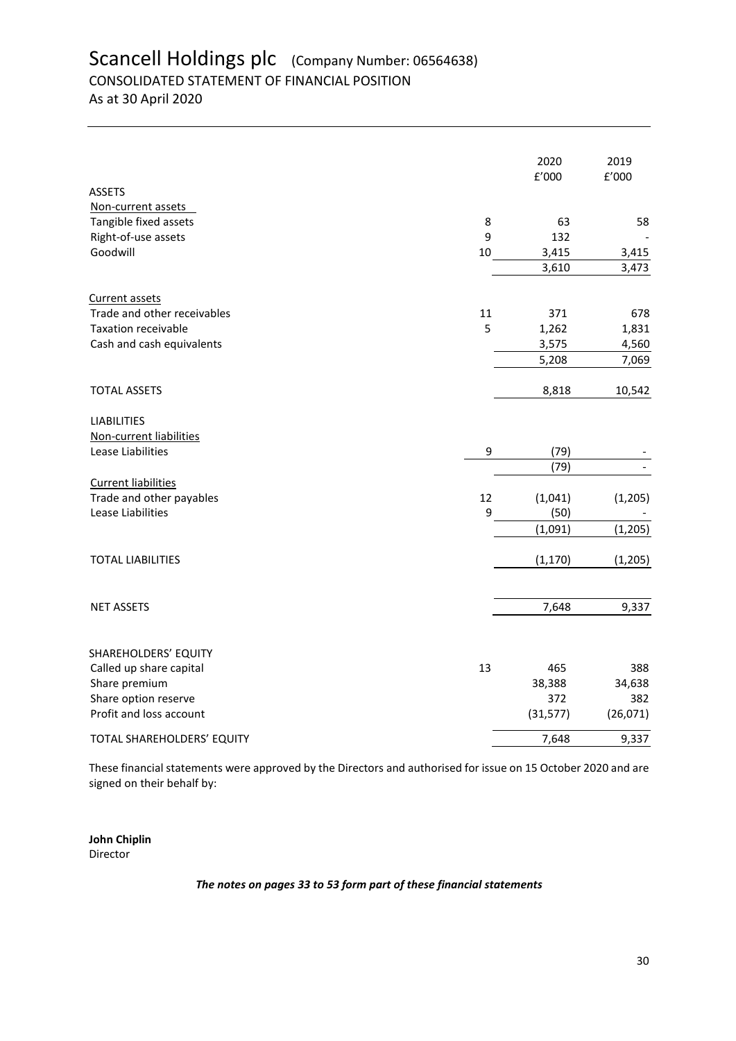# Scancell Holdings plc (Company Number: 06564638)

## CONSOLIDATED STATEMENT OF FINANCIAL POSITION

As at 30 April 2020

| | | 2020 £'000 | 2019 £'000 |
|---|---|---|---|
| ASSETS | | | |
| Non-current assets | | | |
| Tangible fixed assets | 8 | 63 | 58 |
| Right-of-use assets | 9 | 132 | - |
| Goodwill | 10 | 3,415 | 3,415 |
| | | 3,610 | 3,473 |
| Current assets | | | |
| Trade and other receivables | 11 | 371 | 678 |
| Taxation receivable | 5 | 1,262 | 1,831 |
| Cash and cash equivalents | | 3,575 | 4,560 |
| | | 5,208 | 7,069 |
| TOTAL ASSETS | | 8,818 | 10,542 |
| LIABILITIES | | | |
| Non-current liabilities | | | |
| Lease Liabilities | 9 | (79) | - |
| | | (79) | - |
| Current liabilities | | | |
| Trade and other payables | 12 | (1,041) | (1,205) |
| Lease Liabilities | 9 | (50) | - |
| | | (1,091) | (1,205) |
| TOTAL LIABILITIES | | (1,170) | (1,205) |
| NET ASSETS | | 7,648 | 9,337 |
| SHAREHOLDERS' EQUITY | | | |
| Called up share capital | 13 | 465 | 388 |
| Share premium | | 38,388 | 34,638 |
| Share option reserve | | 372 | 382 |
| Profit and loss account | | (31,577) | (26,071) |
| TOTAL SHAREHOLDERS' EQUITY | | 7,648 | 9,337 |

These financial statements were approved by the Directors and authorised for issue on 15 October 2020 and are signed on their behalf by:

**John Chiplin**
Director

***The notes on pages 33 to 53 form part of these financial statements***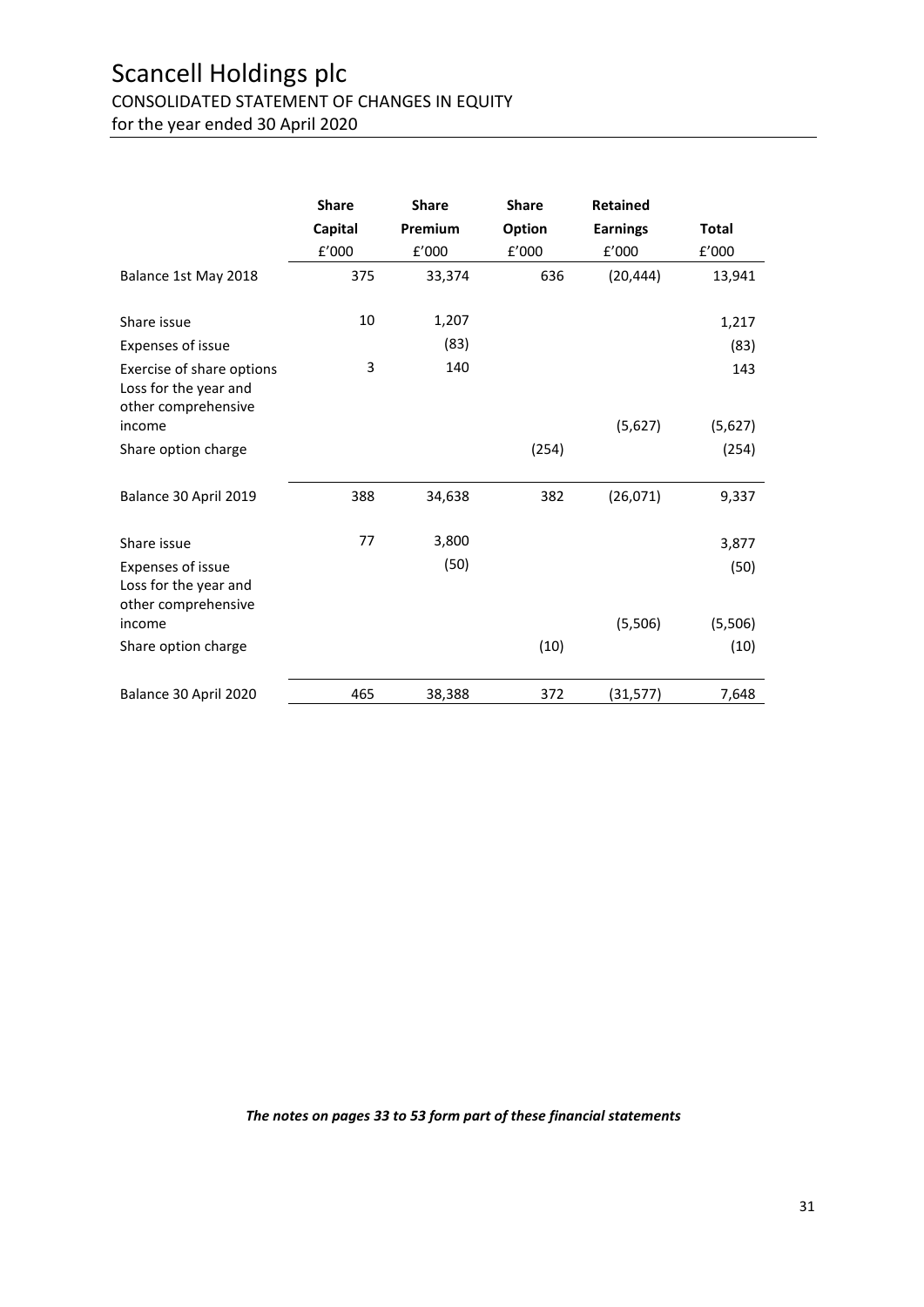# Scancell Holdings plc

## CONSOLIDATED STATEMENT OF CHANGES IN EQUITY

for the year ended 30 April 2020

| | Share Capital £'000 | Share Premium £'000 | Share Option £'000 | Retained Earnings £'000 | Total £'000 |
|---|---|---|---|---|---|
| Balance 1st May 2018 | 375 | 33,374 | 636 | (20,444) | 13,941 |
| Share issue | 10 | 1,207 | | | 1,217 |
| Expenses of issue | | (83) | | | (83) |
| Exercise of share options | 3 | 140 | | | 143 |
| Loss for the year and other comprehensive income | | | | (5,627) | (5,627) |
| Share option charge | | | (254) | | (254) |
| Balance 30 April 2019 | 388 | 34,638 | 382 | (26,071) | 9,337 |
| Share issue | 77 | 3,800 | | | 3,877 |
| Expenses of issue | | (50) | | | (50) |
| Loss for the year and other comprehensive income | | | | (5,506) | (5,506) |
| Share option charge | | | (10) | | (10) |
| Balance 30 April 2020 | 465 | 38,388 | 372 | (31,577) | 7,648 |

***The notes on pages 33 to 53 form part of these financial statements***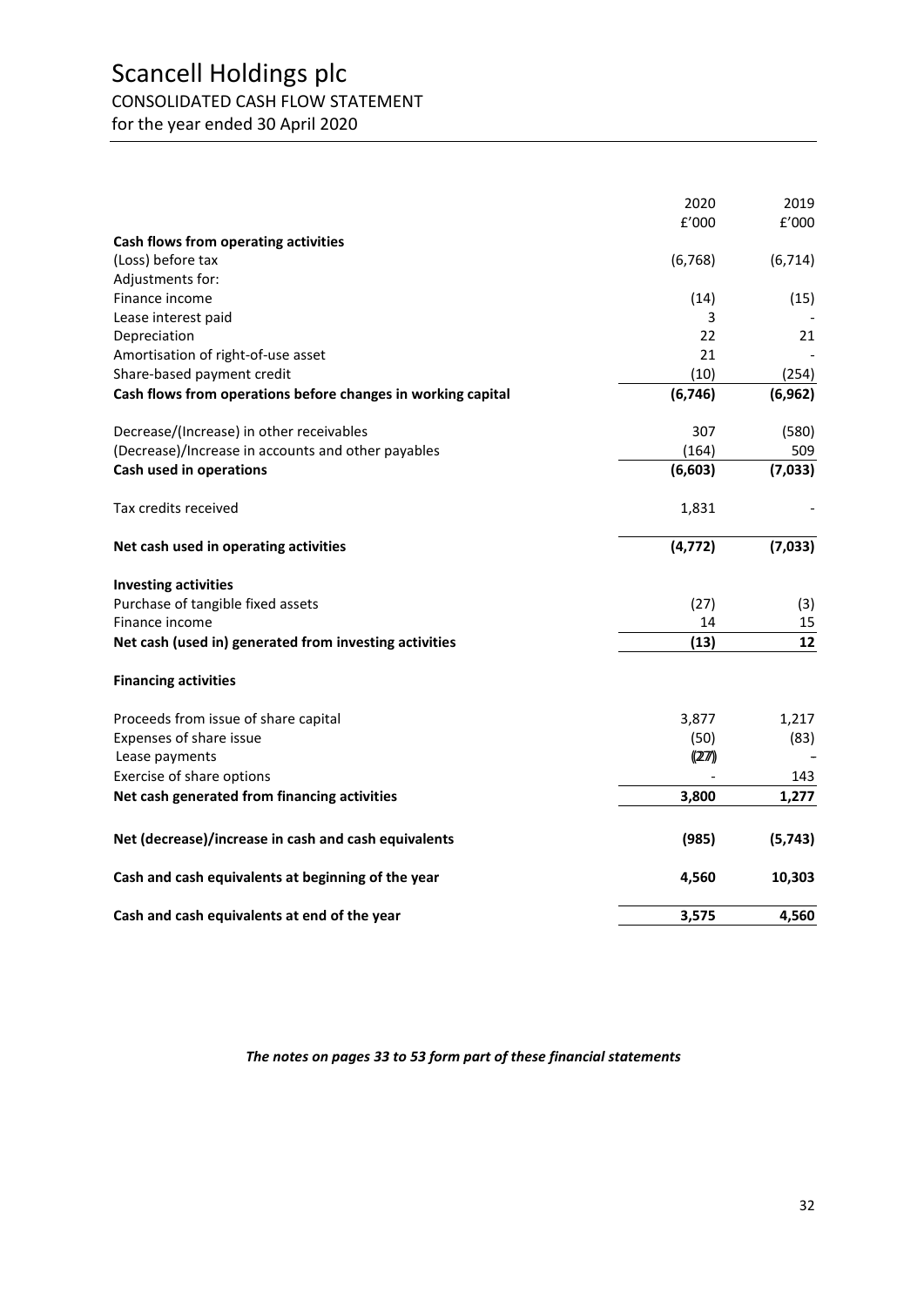# Scancell Holdings plc

## CONSOLIDATED CASH FLOW STATEMENT

for the year ended 30 April 2020

| | 2020 £'000 | 2019 £'000 |
|---|---|---|
| **Cash flows from operating activities** | | |
| (Loss) before tax | (6,768) | (6,714) |
| Adjustments for: | | |
| Finance income | (14) | (15) |
| Lease interest paid | 3 | - |
| Depreciation | 22 | 21 |
| Amortisation of right-of-use asset | 21 | - |
| Share-based payment credit | (10) | (254) |
| **Cash flows from operations before changes in working capital** | **(6,746)** | **(6,962)** |
| Decrease/(Increase) in other receivables | 307 | (580) |
| (Decrease)/Increase in accounts and other payables | (164) | 509 |
| **Cash used in operations** | **(6,603)** | **(7,033)** |
| Tax credits received | 1,831 | - |
| **Net cash used in operating activities** | **(4,772)** | **(7,033)** |
| **Investing activities** | | |
| Purchase of tangible fixed assets | (27) | (3) |
| Finance income | 14 | 15 |
| **Net cash (used in) generated from investing activities** | **(13)** | **12** |
| **Financing activities** | | |
| Proceeds from issue of share capital | 3,877 | 1,217 |
| Expenses of share issue | (50) | (83) |
| Lease payments | (27) | - |
| Exercise of share options | - | 143 |
| **Net cash generated from financing activities** | **3,800** | **1,277** |
| **Net (decrease)/increase in cash and cash equivalents** | **(985)** | **(5,743)** |
| **Cash and cash equivalents at beginning of the year** | **4,560** | **10,303** |
| **Cash and cash equivalents at end of the year** | **3,575** | **4,560** |

***The notes on pages 33 to 53 form part of these financial statements***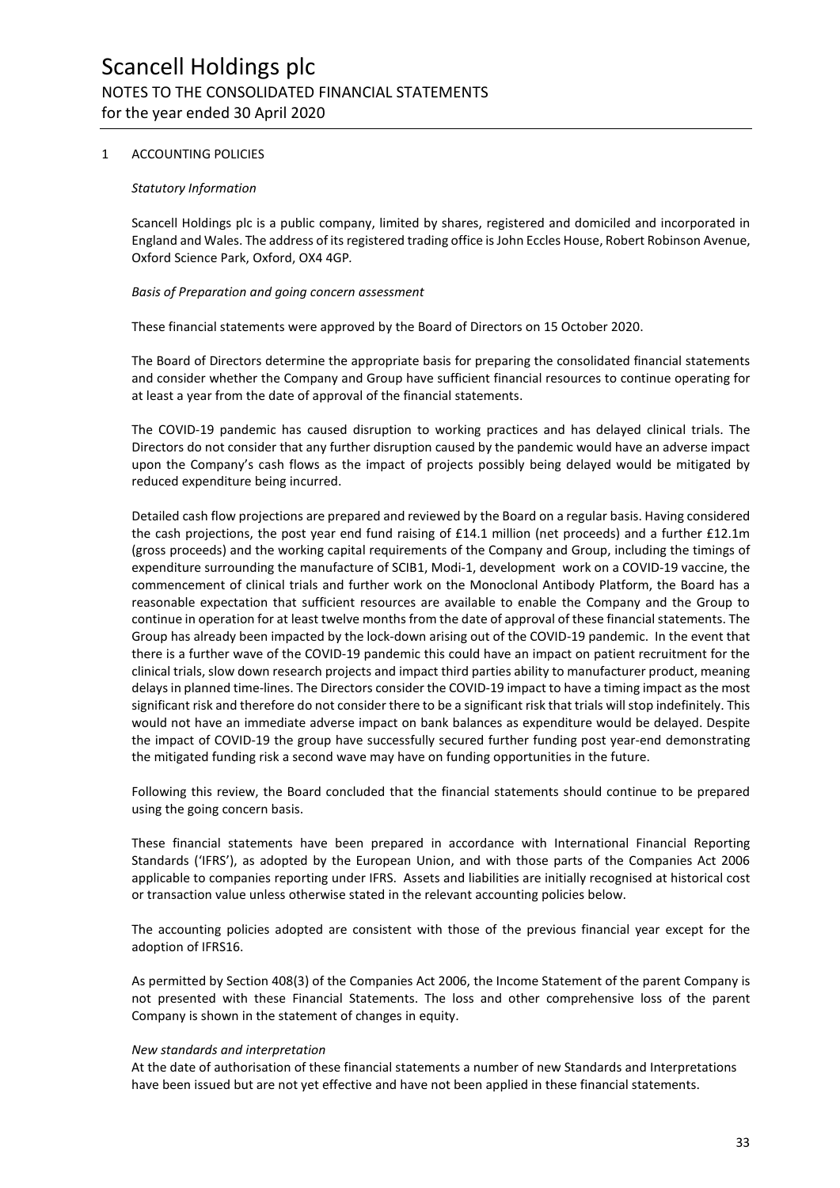# Scancell Holdings plc

## NOTES TO THE CONSOLIDATED FINANCIAL STATEMENTS

## for the year ended 30 April 2020

### 1 ACCOUNTING POLICIES

*Statutory Information*

Scancell Holdings plc is a public company, limited by shares, registered and domiciled and incorporated in England and Wales. The address of its registered trading office is John Eccles House, Robert Robinson Avenue, Oxford Science Park, Oxford, OX4 4GP.

*Basis of Preparation and going concern assessment*

These financial statements were approved by the Board of Directors on 15 October 2020.

The Board of Directors determine the appropriate basis for preparing the consolidated financial statements and consider whether the Company and Group have sufficient financial resources to continue operating for at least a year from the date of approval of the financial statements.

The COVID-19 pandemic has caused disruption to working practices and has delayed clinical trials. The Directors do not consider that any further disruption caused by the pandemic would have an adverse impact upon the Company's cash flows as the impact of projects possibly being delayed would be mitigated by reduced expenditure being incurred.

Detailed cash flow projections are prepared and reviewed by the Board on a regular basis. Having considered the cash projections, the post year end fund raising of £14.1 million (net proceeds) and a further £12.1m (gross proceeds) and the working capital requirements of the Company and Group, including the timings of expenditure surrounding the manufacture of SCIB1, Modi-1, development work on a COVID-19 vaccine, the commencement of clinical trials and further work on the Monoclonal Antibody Platform, the Board has a reasonable expectation that sufficient resources are available to enable the Company and the Group to continue in operation for at least twelve months from the date of approval of these financial statements. The Group has already been impacted by the lock-down arising out of the COVID-19 pandemic. In the event that there is a further wave of the COVID-19 pandemic this could have an impact on patient recruitment for the clinical trials, slow down research projects and impact third parties ability to manufacturer product, meaning delays in planned time-lines. The Directors consider the COVID-19 impact to have a timing impact as the most significant risk and therefore do not consider there to be a significant risk that trials will stop indefinitely. This would not have an immediate adverse impact on bank balances as expenditure would be delayed. Despite the impact of COVID-19 the group have successfully secured further funding post year-end demonstrating the mitigated funding risk a second wave may have on funding opportunities in the future.

Following this review, the Board concluded that the financial statements should continue to be prepared using the going concern basis.

These financial statements have been prepared in accordance with International Financial Reporting Standards ('IFRS'), as adopted by the European Union, and with those parts of the Companies Act 2006 applicable to companies reporting under IFRS. Assets and liabilities are initially recognised at historical cost or transaction value unless otherwise stated in the relevant accounting policies below.

The accounting policies adopted are consistent with those of the previous financial year except for the adoption of IFRS16.

As permitted by Section 408(3) of the Companies Act 2006, the Income Statement of the parent Company is not presented with these Financial Statements. The loss and other comprehensive loss of the parent Company is shown in the statement of changes in equity.

*New standards and interpretation*

At the date of authorisation of these financial statements a number of new Standards and Interpretations have been issued but are not yet effective and have not been applied in these financial statements.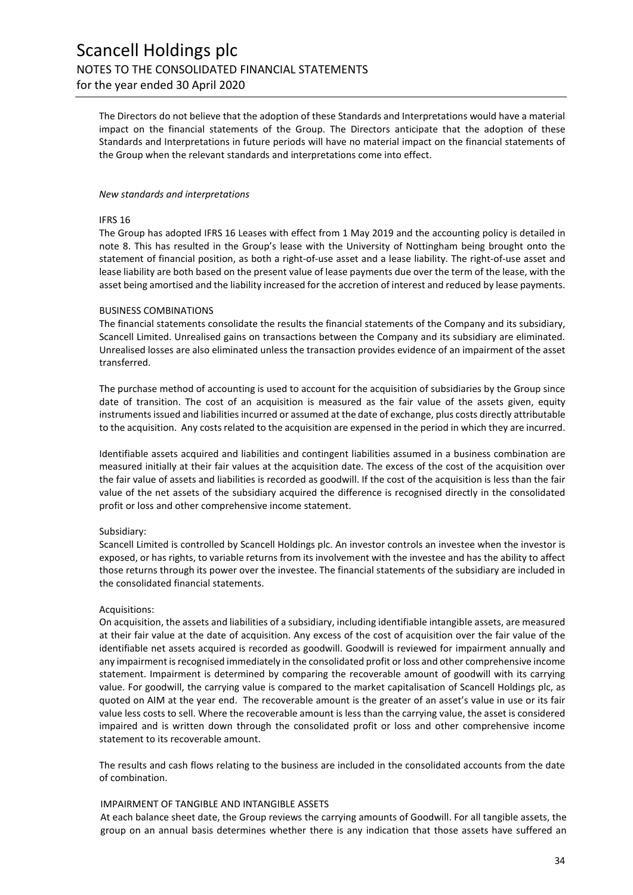The Directors do not believe that the adoption of these Standards and Interpretations would have a material impact on the financial statements of the Group. The Directors anticipate that the adoption of these Standards and Interpretations in future periods will have no material impact on the financial statements of the Group when the relevant standards and interpretations come into effect.

*New standards and interpretations*

IFRS 16

The Group has adopted IFRS 16 Leases with effect from 1 May 2019 and the accounting policy is detailed in note 8. This has resulted in the Group's lease with the University of Nottingham being brought onto the statement of financial position, as both a right-of-use asset and a lease liability. The right-of-use asset and lease liability are both based on the present value of lease payments due over the term of the lease, with the asset being amortised and the liability increased for the accretion of interest and reduced by lease payments.

BUSINESS COMBINATIONS

The financial statements consolidate the results the financial statements of the Company and its subsidiary, Scancell Limited. Unrealised gains on transactions between the Company and its subsidiary are eliminated. Unrealised losses are also eliminated unless the transaction provides evidence of an impairment of the asset transferred.

The purchase method of accounting is used to account for the acquisition of subsidiaries by the Group since date of transition. The cost of an acquisition is measured as the fair value of the assets given, equity instruments issued and liabilities incurred or assumed at the date of exchange, plus costs directly attributable to the acquisition. Any costs related to the acquisition are expensed in the period in which they are incurred.

Identifiable assets acquired and liabilities and contingent liabilities assumed in a business combination are measured initially at their fair values at the acquisition date. The excess of the cost of the acquisition over the fair value of assets and liabilities is recorded as goodwill. If the cost of the acquisition is less than the fair value of the net assets of the subsidiary acquired the difference is recognised directly in the consolidated profit or loss and other comprehensive income statement.

Subsidiary:

Scancell Limited is controlled by Scancell Holdings plc. An investor controls an investee when the investor is exposed, or has rights, to variable returns from its involvement with the investee and has the ability to affect those returns through its power over the investee. The financial statements of the subsidiary are included in the consolidated financial statements.

Acquisitions:

On acquisition, the assets and liabilities of a subsidiary, including identifiable intangible assets, are measured at their fair value at the date of acquisition. Any excess of the cost of acquisition over the fair value of the identifiable net assets acquired is recorded as goodwill. Goodwill is reviewed for impairment annually and any impairment is recognised immediately in the consolidated profit or loss and other comprehensive income statement. Impairment is determined by comparing the recoverable amount of goodwill with its carrying value. For goodwill, the carrying value is compared to the market capitalisation of Scancell Holdings plc, as quoted on AIM at the year end. The recoverable amount is the greater of an asset's value in use or its fair value less costs to sell. Where the recoverable amount is less than the carrying value, the asset is considered impaired and is written down through the consolidated profit or loss and other comprehensive income statement to its recoverable amount.

The results and cash flows relating to the business are included in the consolidated accounts from the date of combination.

IMPAIRMENT OF TANGIBLE AND INTANGIBLE ASSETS

At each balance sheet date, the Group reviews the carrying amounts of Goodwill. For all tangible assets, the group on an annual basis determines whether there is any indication that those assets have suffered an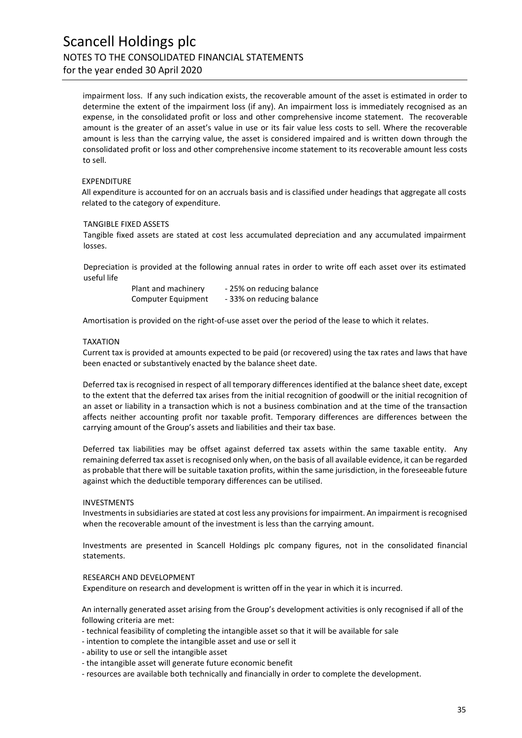impairment loss. If any such indication exists, the recoverable amount of the asset is estimated in order to determine the extent of the impairment loss (if any). An impairment loss is immediately recognised as an expense, in the consolidated profit or loss and other comprehensive income statement. The recoverable amount is the greater of an asset's value in use or its fair value less costs to sell. Where the recoverable amount is less than the carrying value, the asset is considered impaired and is written down through the consolidated profit or loss and other comprehensive income statement to its recoverable amount less costs to sell.

EXPENDITURE

All expenditure is accounted for on an accruals basis and is classified under headings that aggregate all costs related to the category of expenditure.

TANGIBLE FIXED ASSETS

Tangible fixed assets are stated at cost less accumulated depreciation and any accumulated impairment losses.

Depreciation is provided at the following annual rates in order to write off each asset over its estimated useful life

| | |
|---|---|
| Plant and machinery | - 25% on reducing balance |
| Computer Equipment | - 33% on reducing balance |

Amortisation is provided on the right-of-use asset over the period of the lease to which it relates.

TAXATION

Current tax is provided at amounts expected to be paid (or recovered) using the tax rates and laws that have been enacted or substantively enacted by the balance sheet date.

Deferred tax is recognised in respect of all temporary differences identified at the balance sheet date, except to the extent that the deferred tax arises from the initial recognition of goodwill or the initial recognition of an asset or liability in a transaction which is not a business combination and at the time of the transaction affects neither accounting profit nor taxable profit. Temporary differences are differences between the carrying amount of the Group's assets and liabilities and their tax base.

Deferred tax liabilities may be offset against deferred tax assets within the same taxable entity. Any remaining deferred tax asset is recognised only when, on the basis of all available evidence, it can be regarded as probable that there will be suitable taxation profits, within the same jurisdiction, in the foreseeable future against which the deductible temporary differences can be utilised.

INVESTMENTS

Investments in subsidiaries are stated at cost less any provisions for impairment. An impairment is recognised when the recoverable amount of the investment is less than the carrying amount.

Investments are presented in Scancell Holdings plc company figures, not in the consolidated financial statements.

RESEARCH AND DEVELOPMENT

Expenditure on research and development is written off in the year in which it is incurred.

An internally generated asset arising from the Group's development activities is only recognised if all of the following criteria are met:

- technical feasibility of completing the intangible asset so that it will be available for sale
- intention to complete the intangible asset and use or sell it
- ability to use or sell the intangible asset
- the intangible asset will generate future economic benefit
- resources are available both technically and financially in order to complete the development.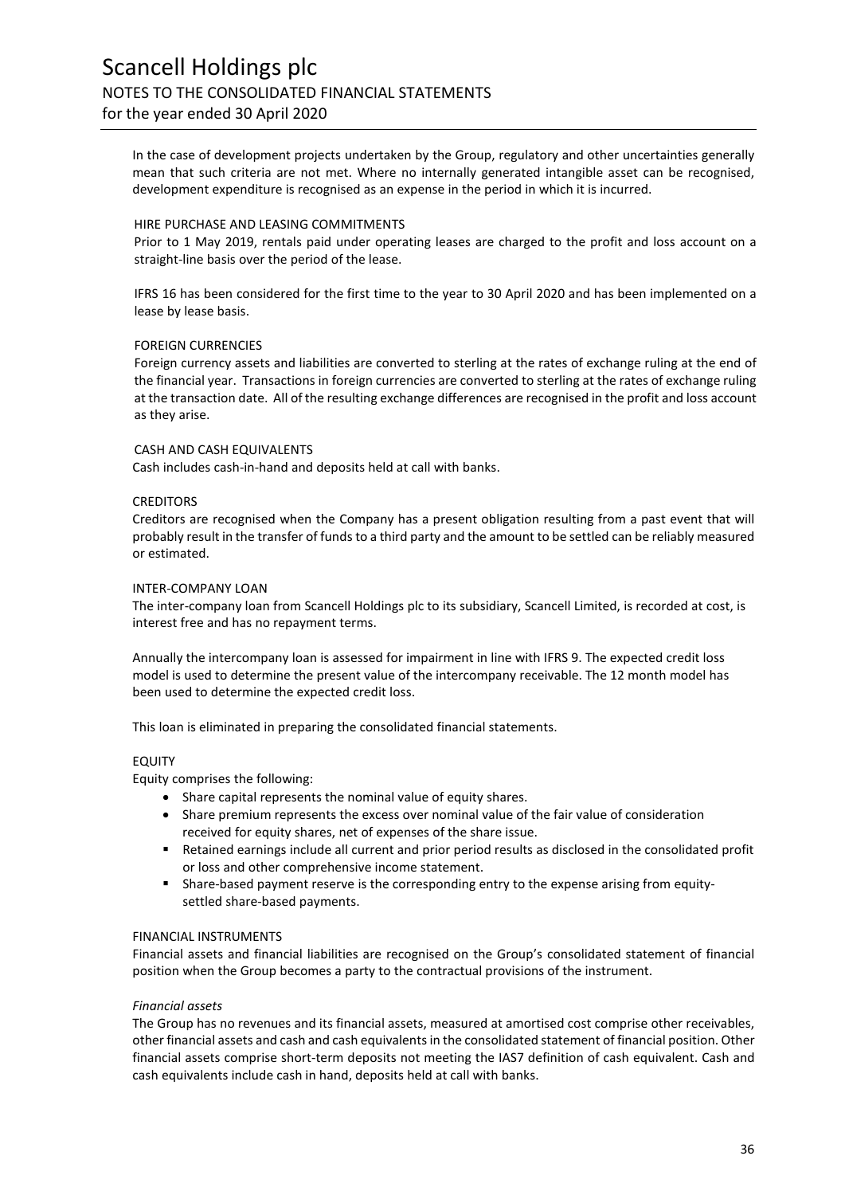In the case of development projects undertaken by the Group, regulatory and other uncertainties generally mean that such criteria are not met. Where no internally generated intangible asset can be recognised, development expenditure is recognised as an expense in the period in which it is incurred.

HIRE PURCHASE AND LEASING COMMITMENTS

Prior to 1 May 2019, rentals paid under operating leases are charged to the profit and loss account on a straight-line basis over the period of the lease.

IFRS 16 has been considered for the first time to the year to 30 April 2020 and has been implemented on a lease by lease basis.

FOREIGN CURRENCIES

Foreign currency assets and liabilities are converted to sterling at the rates of exchange ruling at the end of the financial year. Transactions in foreign currencies are converted to sterling at the rates of exchange ruling at the transaction date. All of the resulting exchange differences are recognised in the profit and loss account as they arise.

CASH AND CASH EQUIVALENTS

Cash includes cash-in-hand and deposits held at call with banks.

CREDITORS

Creditors are recognised when the Company has a present obligation resulting from a past event that will probably result in the transfer of funds to a third party and the amount to be settled can be reliably measured or estimated.

INTER-COMPANY LOAN

The inter-company loan from Scancell Holdings plc to its subsidiary, Scancell Limited, is recorded at cost, is interest free and has no repayment terms.

Annually the intercompany loan is assessed for impairment in line with IFRS 9. The expected credit loss model is used to determine the present value of the intercompany receivable. The 12 month model has been used to determine the expected credit loss.

This loan is eliminated in preparing the consolidated financial statements.

EQUITY

Equity comprises the following:

- Share capital represents the nominal value of equity shares.
- Share premium represents the excess over nominal value of the fair value of consideration received for equity shares, net of expenses of the share issue.
- Retained earnings include all current and prior period results as disclosed in the consolidated profit or loss and other comprehensive income statement.
- Share-based payment reserve is the corresponding entry to the expense arising from equity-settled share-based payments.

FINANCIAL INSTRUMENTS

Financial assets and financial liabilities are recognised on the Group's consolidated statement of financial position when the Group becomes a party to the contractual provisions of the instrument.

*Financial assets*

The Group has no revenues and its financial assets, measured at amortised cost comprise other receivables, other financial assets and cash and cash equivalents in the consolidated statement of financial position. Other financial assets comprise short-term deposits not meeting the IAS7 definition of cash equivalent. Cash and cash equivalents include cash in hand, deposits held at call with banks.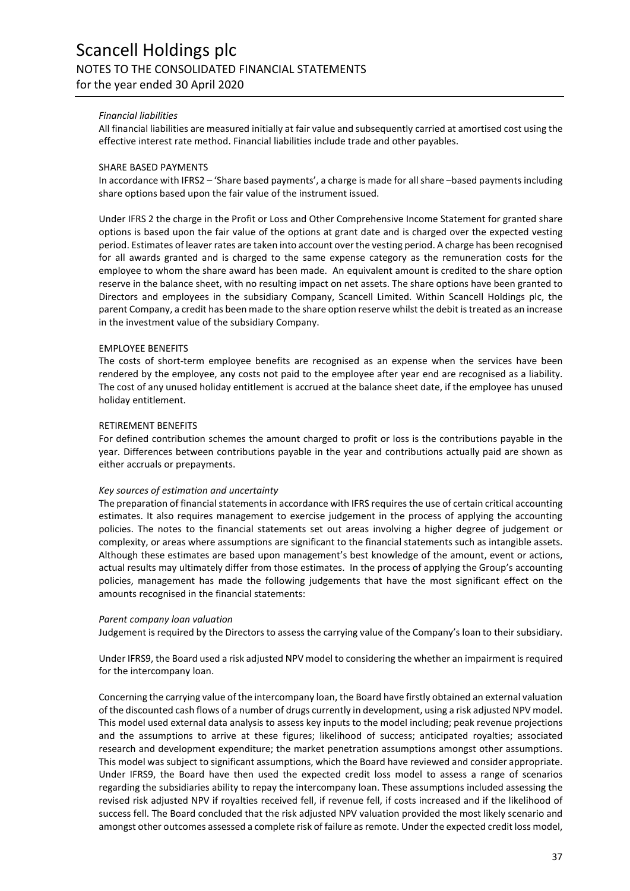*Financial liabilities*

All financial liabilities are measured initially at fair value and subsequently carried at amortised cost using the effective interest rate method. Financial liabilities include trade and other payables.

SHARE BASED PAYMENTS

In accordance with IFRS2 – 'Share based payments', a charge is made for all share –based payments including share options based upon the fair value of the instrument issued.

Under IFRS 2 the charge in the Profit or Loss and Other Comprehensive Income Statement for granted share options is based upon the fair value of the options at grant date and is charged over the expected vesting period. Estimates of leaver rates are taken into account over the vesting period. A charge has been recognised for all awards granted and is charged to the same expense category as the remuneration costs for the employee to whom the share award has been made. An equivalent amount is credited to the share option reserve in the balance sheet, with no resulting impact on net assets. The share options have been granted to Directors and employees in the subsidiary Company, Scancell Limited. Within Scancell Holdings plc, the parent Company, a credit has been made to the share option reserve whilst the debit is treated as an increase in the investment value of the subsidiary Company.

EMPLOYEE BENEFITS

The costs of short-term employee benefits are recognised as an expense when the services have been rendered by the employee, any costs not paid to the employee after year end are recognised as a liability. The cost of any unused holiday entitlement is accrued at the balance sheet date, if the employee has unused holiday entitlement.

RETIREMENT BENEFITS

For defined contribution schemes the amount charged to profit or loss is the contributions payable in the year. Differences between contributions payable in the year and contributions actually paid are shown as either accruals or prepayments.

*Key sources of estimation and uncertainty*

The preparation of financial statements in accordance with IFRS requires the use of certain critical accounting estimates. It also requires management to exercise judgement in the process of applying the accounting policies. The notes to the financial statements set out areas involving a higher degree of judgement or complexity, or areas where assumptions are significant to the financial statements such as intangible assets. Although these estimates are based upon management's best knowledge of the amount, event or actions, actual results may ultimately differ from those estimates. In the process of applying the Group's accounting policies, management has made the following judgements that have the most significant effect on the amounts recognised in the financial statements:

*Parent company loan valuation*

Judgement is required by the Directors to assess the carrying value of the Company's loan to their subsidiary.

Under IFRS9, the Board used a risk adjusted NPV model to considering the whether an impairment is required for the intercompany loan.

Concerning the carrying value of the intercompany loan, the Board have firstly obtained an external valuation of the discounted cash flows of a number of drugs currently in development, using a risk adjusted NPV model. This model used external data analysis to assess key inputs to the model including; peak revenue projections and the assumptions to arrive at these figures; likelihood of success; anticipated royalties; associated research and development expenditure; the market penetration assumptions amongst other assumptions. This model was subject to significant assumptions, which the Board have reviewed and consider appropriate. Under IFRS9, the Board have then used the expected credit loss model to assess a range of scenarios regarding the subsidiaries ability to repay the intercompany loan. These assumptions included assessing the revised risk adjusted NPV if royalties received fell, if revenue fell, if costs increased and if the likelihood of success fell. The Board concluded that the risk adjusted NPV valuation provided the most likely scenario and amongst other outcomes assessed a complete risk of failure as remote. Under the expected credit loss model,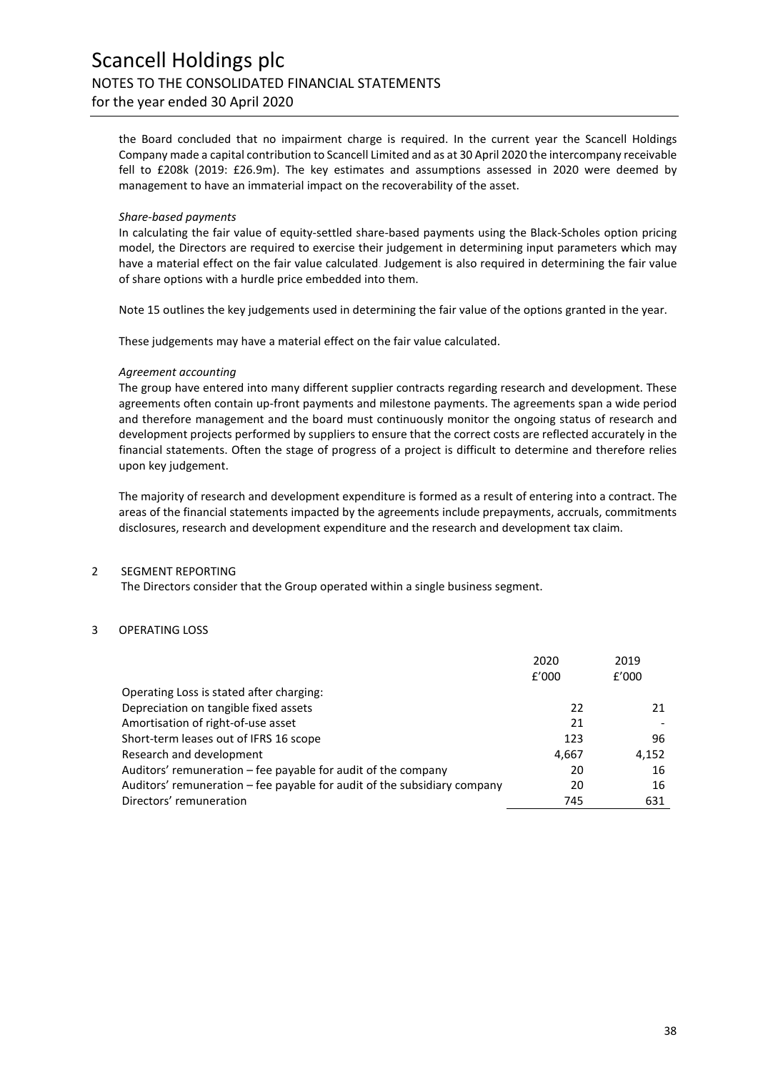the Board concluded that no impairment charge is required. In the current year the Scancell Holdings Company made a capital contribution to Scancell Limited and as at 30 April 2020 the intercompany receivable fell to £208k (2019: £26.9m). The key estimates and assumptions assessed in 2020 were deemed by management to have an immaterial impact on the recoverability of the asset.

*Share-based payments*

In calculating the fair value of equity-settled share-based payments using the Black-Scholes option pricing model, the Directors are required to exercise their judgement in determining input parameters which may have a material effect on the fair value calculated. Judgement is also required in determining the fair value of share options with a hurdle price embedded into them.

Note 15 outlines the key judgements used in determining the fair value of the options granted in the year.

These judgements may have a material effect on the fair value calculated.

*Agreement accounting*

The group have entered into many different supplier contracts regarding research and development. These agreements often contain up-front payments and milestone payments. The agreements span a wide period and therefore management and the board must continuously monitor the ongoing status of research and development projects performed by suppliers to ensure that the correct costs are reflected accurately in the financial statements. Often the stage of progress of a project is difficult to determine and therefore relies upon key judgement.

The majority of research and development expenditure is formed as a result of entering into a contract. The areas of the financial statements impacted by the agreements include prepayments, accruals, commitments disclosures, research and development expenditure and the research and development tax claim.

## 2 SEGMENT REPORTING

The Directors consider that the Group operated within a single business segment.

## 3 OPERATING LOSS

| | 2020 £'000 | 2019 £'000 |
|---|---|---|
| Operating Loss is stated after charging: | | |
| Depreciation on tangible fixed assets | 22 | 21 |
| Amortisation of right-of-use asset | 21 | - |
| Short-term leases out of IFRS 16 scope | 123 | 96 |
| Research and development | 4,667 | 4,152 |
| Auditors' remuneration – fee payable for audit of the company | 20 | 16 |
| Auditors' remuneration – fee payable for audit of the subsidiary company | 20 | 16 |
| Directors' remuneration | 745 | 631 |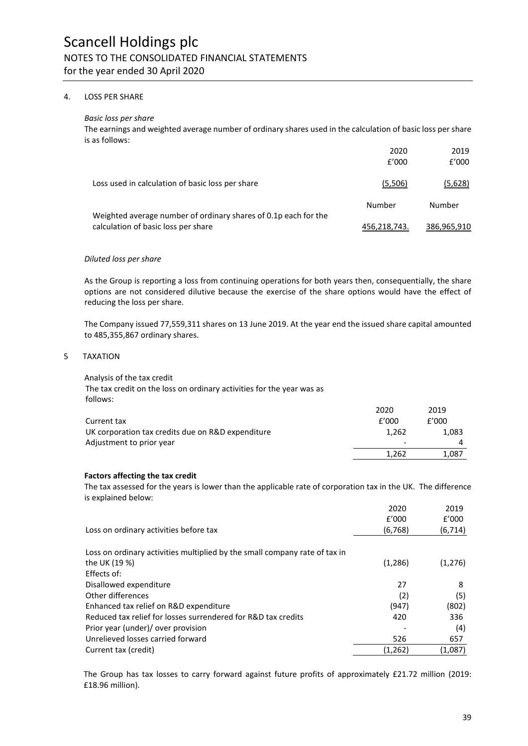## 4. LOSS PER SHARE

*Basic loss per share*

The earnings and weighted average number of ordinary shares used in the calculation of basic loss per share is as follows:

| | 2020 | 2019 |
|---|---|---|
| | £'000 | £'000 |
| Loss used in calculation of basic loss per share | (5,506) | (5,628) |
| | Number | Number |
| Weighted average number of ordinary shares of 0.1p each for the calculation of basic loss per share | 456,218,743. | 386,965,910 |

*Diluted loss per share*

As the Group is reporting a loss from continuing operations for both years then, consequentially, the share options are not considered dilutive because the exercise of the share options would have the effect of reducing the loss per share.

The Company issued 77,559,311 shares on 13 June 2019. At the year end the issued share capital amounted to 485,355,867 ordinary shares.

## 5 TAXATION

Analysis of the tax credit

The tax credit on the loss on ordinary activities for the year was as follows:

| | 2020 | 2019 |
|---|---|---|
| Current tax | £'000 | £'000 |
| UK corporation tax credits due on R&D expenditure | 1,262 | 1,083 |
| Adjustment to prior year | - | 4 |
| | 1,262 | 1,087 |

**Factors affecting the tax credit**

The tax assessed for the years is lower than the applicable rate of corporation tax in the UK. The difference is explained below:

| | 2020 | 2019 |
|---|---|---|
| | £'000 | £'000 |
| Loss on ordinary activities before tax | (6,768) | (6,714) |
| Loss on ordinary activities multiplied by the small company rate of tax in the UK (19 %) | (1,286) | (1,276) |
| Effects of: | | |
| Disallowed expenditure | 27 | 8 |
| Other differences | (2) | (5) |
| Enhanced tax relief on R&D expenditure | (947) | (802) |
| Reduced tax relief for losses surrendered for R&D tax credits | 420 | 336 |
| Prior year (under)/ over provision | - | (4) |
| Unrelieved losses carried forward | 526 | 657 |
| Current tax (credit) | (1,262) | (1,087) |

The Group has tax losses to carry forward against future profits of approximately £21.72 million (2019: £18.96 million).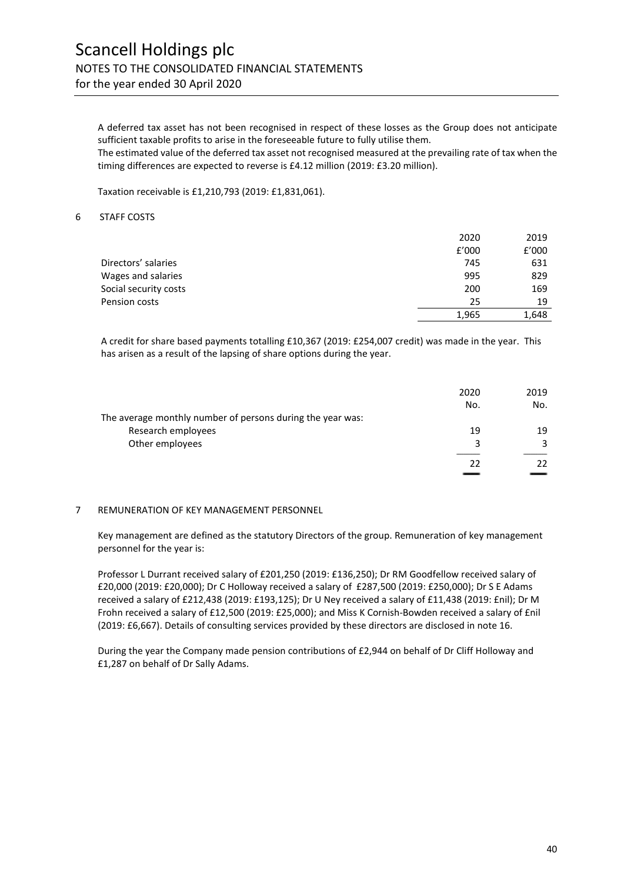A deferred tax asset has not been recognised in respect of these losses as the Group does not anticipate sufficient taxable profits to arise in the foreseeable future to fully utilise them.
The estimated value of the deferred tax asset not recognised measured at the prevailing rate of tax when the timing differences are expected to reverse is £4.12 million (2019: £3.20 million).

Taxation receivable is £1,210,793 (2019: £1,831,061).

## 6 STAFF COSTS

| | 2020 | 2019 |
|---|---|---|
| | £'000 | £'000 |
| Directors' salaries | 745 | 631 |
| Wages and salaries | 995 | 829 |
| Social security costs | 200 | 169 |
| Pension costs | 25 | 19 |
| | 1,965 | 1,648 |

A credit for share based payments totalling £10,367 (2019: £254,007 credit) was made in the year. This has arisen as a result of the lapsing of share options during the year.

| | 2020 | 2019 |
|---|---|---|
| | No. | No. |
| The average monthly number of persons during the year was: | | |
| Research employees | 19 | 19 |
| Other employees | 3 | 3 |
| | 22 | 22 |

## 7 REMUNERATION OF KEY MANAGEMENT PERSONNEL

Key management are defined as the statutory Directors of the group. Remuneration of key management personnel for the year is:

Professor L Durrant received salary of £201,250 (2019: £136,250); Dr RM Goodfellow received salary of £20,000 (2019: £20,000); Dr C Holloway received a salary of £287,500 (2019: £250,000); Dr S E Adams received a salary of £212,438 (2019: £193,125); Dr U Ney received a salary of £11,438 (2019: £nil); Dr M Frohn received a salary of £12,500 (2019: £25,000); and Miss K Cornish-Bowden received a salary of £nil (2019: £6,667). Details of consulting services provided by these directors are disclosed in note 16.

During the year the Company made pension contributions of £2,944 on behalf of Dr Cliff Holloway and £1,287 on behalf of Dr Sally Adams.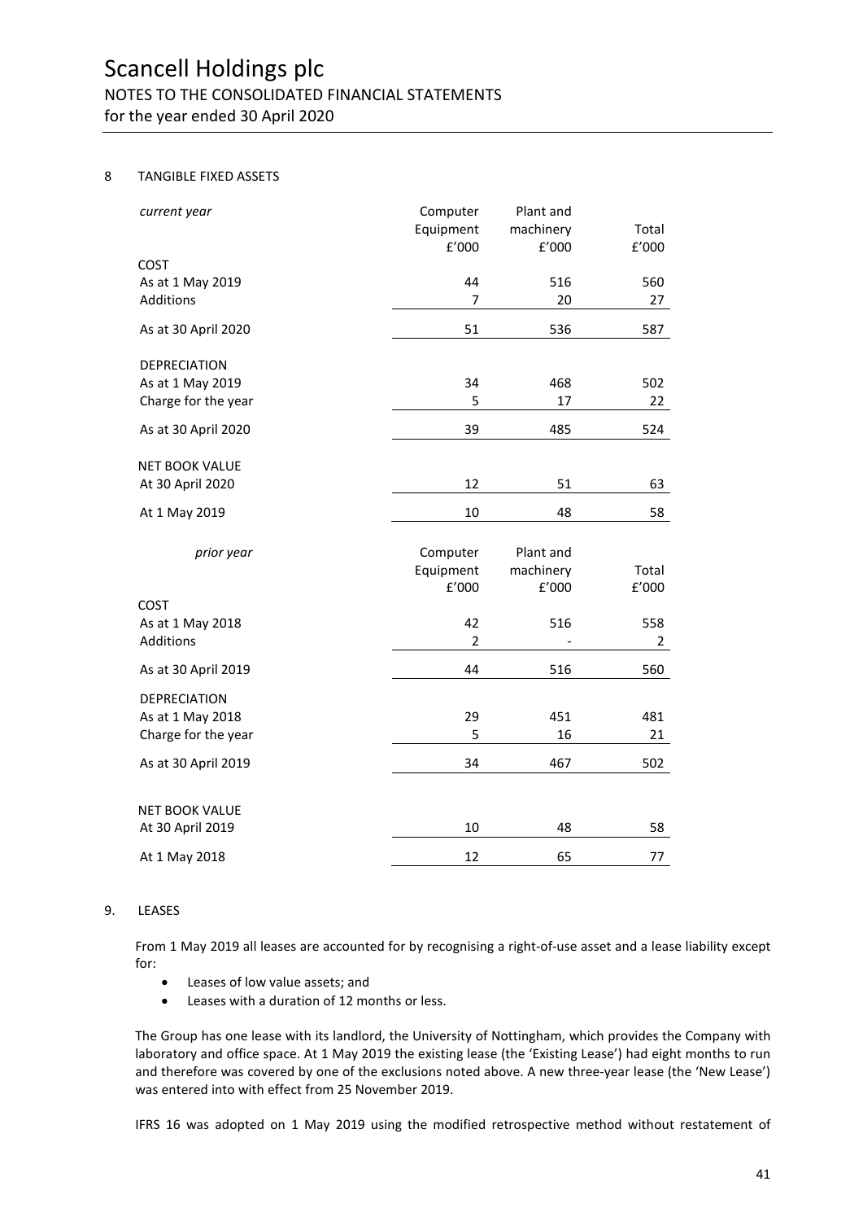## 8 TANGIBLE FIXED ASSETS

| *current year* | Computer Equipment £'000 | Plant and machinery £'000 | Total £'000 |
|---|---|---|---|
| COST | | | |
| As at 1 May 2019 | 44 | 516 | 560 |
| Additions | 7 | 20 | 27 |
| As at 30 April 2020 | 51 | 536 | 587 |
| DEPRECIATION | | | |
| As at 1 May 2019 | 34 | 468 | 502 |
| Charge for the year | 5 | 17 | 22 |
| As at 30 April 2020 | 39 | 485 | 524 |
| NET BOOK VALUE | | | |
| At 30 April 2020 | 12 | 51 | 63 |
| At 1 May 2019 | 10 | 48 | 58 |

| *prior year* | Computer Equipment £'000 | Plant and machinery £'000 | Total £'000 |
|---|---|---|---|
| COST | | | |
| As at 1 May 2018 | 42 | 516 | 558 |
| Additions | 2 | - | 2 |
| As at 30 April 2019 | 44 | 516 | 560 |
| DEPRECIATION | | | |
| As at 1 May 2018 | 29 | 451 | 481 |
| Charge for the year | 5 | 16 | 21 |
| As at 30 April 2019 | 34 | 467 | 502 |
| NET BOOK VALUE | | | |
| At 30 April 2019 | 10 | 48 | 58 |
| At 1 May 2018 | 12 | 65 | 77 |

## 9. LEASES

From 1 May 2019 all leases are accounted for by recognising a right-of-use asset and a lease liability except for:

- Leases of low value assets; and
- Leases with a duration of 12 months or less.

The Group has one lease with its landlord, the University of Nottingham, which provides the Company with laboratory and office space. At 1 May 2019 the existing lease (the 'Existing Lease') had eight months to run and therefore was covered by one of the exclusions noted above. A new three-year lease (the 'New Lease') was entered into with effect from 25 November 2019.

IFRS 16 was adopted on 1 May 2019 using the modified retrospective method without restatement of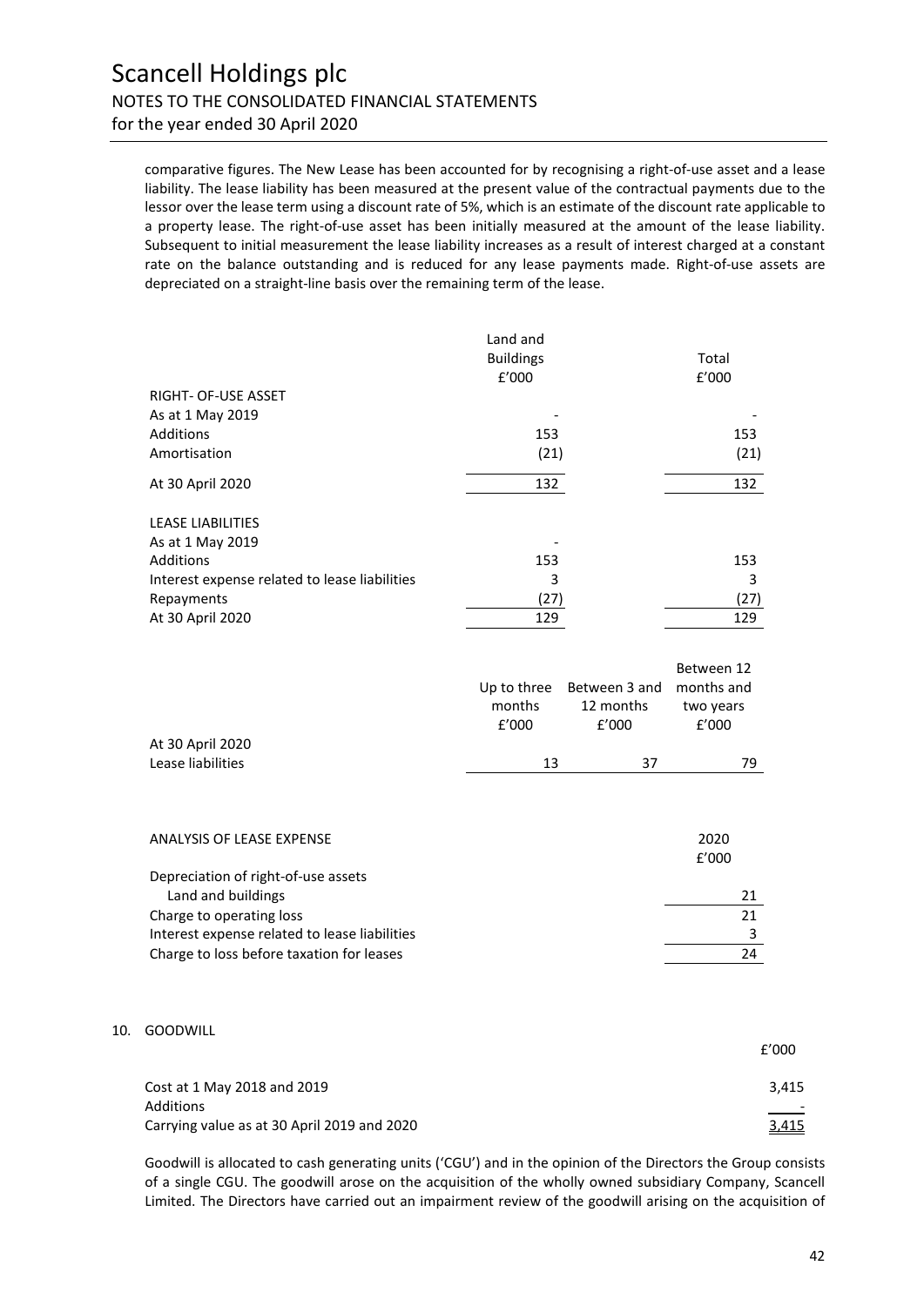comparative figures. The New Lease has been accounted for by recognising a right-of-use asset and a lease liability. The lease liability has been measured at the present value of the contractual payments due to the lessor over the lease term using a discount rate of 5%, which is an estimate of the discount rate applicable to a property lease. The right-of-use asset has been initially measured at the amount of the lease liability. Subsequent to initial measurement the lease liability increases as a result of interest charged at a constant rate on the balance outstanding and is reduced for any lease payments made. Right-of-use assets are depreciated on a straight-line basis over the remaining term of the lease.

| | Land and Buildings £'000 | Total £'000 |
|---|---|---|
| RIGHT- OF-USE ASSET | | |
| As at 1 May 2019 | - | - |
| Additions | 153 | 153 |
| Amortisation | (21) | (21) |
| At 30 April 2020 | 132 | 132 |
| | | |
| LEASE LIABILITIES | | |
| As at 1 May 2019 | - | |
| Additions | 153 | 153 |
| Interest expense related to lease liabilities | 3 | 3 |
| Repayments | (27) | (27) |
| At 30 April 2020 | 129 | 129 |

| | Up to three months £'000 | Between 3 and 12 months £'000 | Between 12 months and two years £'000 |
|---|---|---|---|
| At 30 April 2020 | | | |
| Lease liabilities | 13 | 37 | 79 |

| ANALYSIS OF LEASE EXPENSE | 2020 £'000 |
|---|---|
| Depreciation of right-of-use assets | |
| Land and buildings | 21 |
| Charge to operating loss | 21 |
| Interest expense related to lease liabilities | 3 |
| Charge to loss before taxation for leases | 24 |

## 10. GOODWILL

| | £'000 |
|---|---|
| Cost at 1 May 2018 and 2019 | 3,415 |
| Additions | - |
| Carrying value as at 30 April 2019 and 2020 | 3,415 |

Goodwill is allocated to cash generating units ('CGU') and in the opinion of the Directors the Group consists of a single CGU. The goodwill arose on the acquisition of the wholly owned subsidiary Company, Scancell Limited. The Directors have carried out an impairment review of the goodwill arising on the acquisition of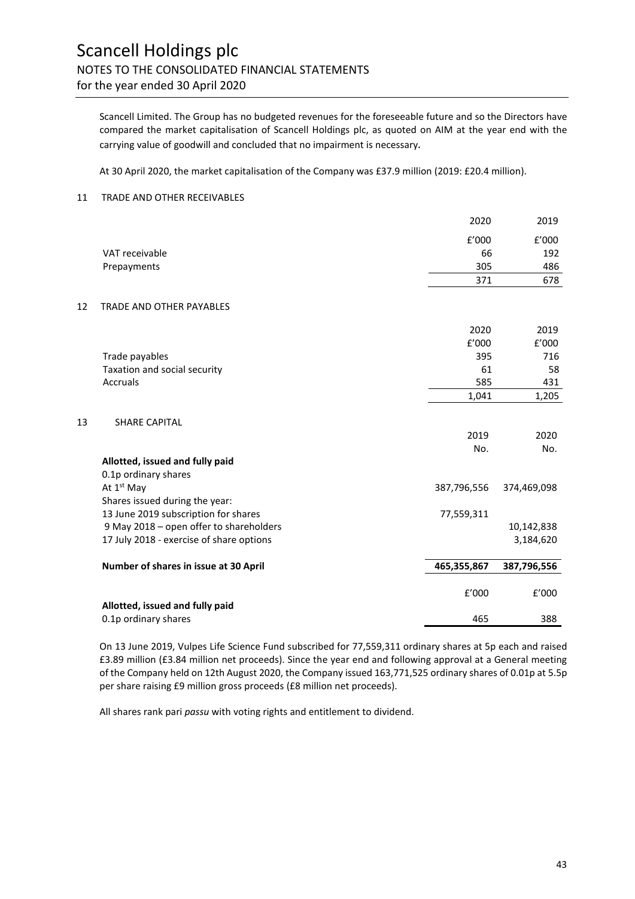Scancell Limited. The Group has no budgeted revenues for the foreseeable future and so the Directors have compared the market capitalisation of Scancell Holdings plc, as quoted on AIM at the year end with the carrying value of goodwill and concluded that no impairment is necessary.

At 30 April 2020, the market capitalisation of the Company was £37.9 million (2019: £20.4 million).

## 11 TRADE AND OTHER RECEIVABLES

| | 2020 | 2019 |
|---|---|---|
| | £'000 | £'000 |
| VAT receivable | 66 | 192 |
| Prepayments | 305 | 486 |
| | 371 | 678 |

## 12 TRADE AND OTHER PAYABLES

| | 2020 | 2019 |
|---|---|---|
| | £'000 | £'000 |
| Trade payables | 395 | 716 |
| Taxation and social security | 61 | 58 |
| Accruals | 585 | 431 |
| | 1,041 | 1,205 |

## 13 SHARE CAPITAL

| | 2019 | 2020 |
|---|---|---|
| | No. | No. |
| **Allotted, issued and fully paid** | | |
| 0.1p ordinary shares | | |
| At 1st May | 387,796,556 | 374,469,098 |
| Shares issued during the year: | | |
| 13 June 2019 subscription for shares | 77,559,311 | |
| 9 May 2018 – open offer to shareholders | | 10,142,838 |
| 17 July 2018 - exercise of share options | | 3,184,620 |
| **Number of shares in issue at 30 April** | **465,355,867** | **387,796,556** |
| | £'000 | £'000 |
| **Allotted, issued and fully paid** | | |
| 0.1p ordinary shares | 465 | 388 |

On 13 June 2019, Vulpes Life Science Fund subscribed for 77,559,311 ordinary shares at 5p each and raised £3.89 million (£3.84 million net proceeds). Since the year end and following approval at a General meeting of the Company held on 12th August 2020, the Company issued 163,771,525 ordinary shares of 0.01p at 5.5p per share raising £9 million gross proceeds (£8 million net proceeds).

All shares rank pari *passu* with voting rights and entitlement to dividend.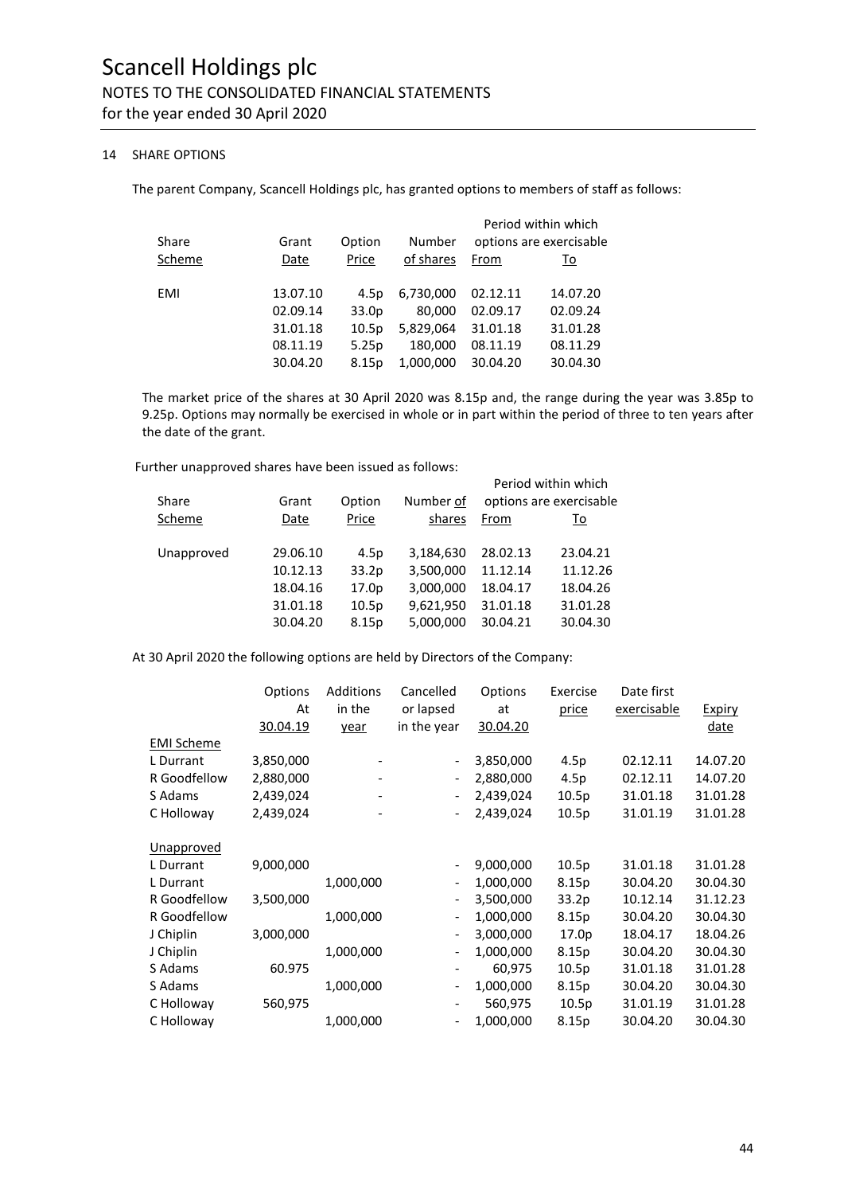Scancell Holdings plc

NOTES TO THE CONSOLIDATED FINANCIAL STATEMENTS

for the year ended 30 April 2020

## 14 SHARE OPTIONS

The parent Company, Scancell Holdings plc, has granted options to members of staff as follows:

| Share Scheme | Grant Date | Option Price | Number of shares | Period within which options are exercisable From | To |
|---|---|---|---|---|---|
| EMI | 13.07.10 | 4.5p | 6,730,000 | 02.12.11 | 14.07.20 |
| | 02.09.14 | 33.0p | 80,000 | 02.09.17 | 02.09.24 |
| | 31.01.18 | 10.5p | 5,829,064 | 31.01.18 | 31.01.28 |
| | 08.11.19 | 5.25p | 180,000 | 08.11.19 | 08.11.29 |
| | 30.04.20 | 8.15p | 1,000,000 | 30.04.20 | 30.04.30 |

The market price of the shares at 30 April 2020 was 8.15p and, the range during the year was 3.85p to 9.25p. Options may normally be exercised in whole or in part within the period of three to ten years after the date of the grant.

Further unapproved shares have been issued as follows:

| Share Scheme | Grant Date | Option Price | Number of shares | Period within which options are exercisable From | To |
|---|---|---|---|---|---|
| Unapproved | 29.06.10 | 4.5p | 3,184,630 | 28.02.13 | 23.04.21 |
| | 10.12.13 | 33.2p | 3,500,000 | 11.12.14 | 11.12.26 |
| | 18.04.16 | 17.0p | 3,000,000 | 18.04.17 | 18.04.26 |
| | 31.01.18 | 10.5p | 9,621,950 | 31.01.18 | 31.01.28 |
| | 30.04.20 | 8.15p | 5,000,000 | 30.04.21 | 30.04.30 |

At 30 April 2020 the following options are held by Directors of the Company:

| | Options At 30.04.19 | Additions in the year | Cancelled or lapsed in the year | Options at 30.04.20 | Exercise price | Date first exercisable | Expiry date |
|---|---|---|---|---|---|---|---|
| EMI Scheme | | | | | | | |
| L Durrant | 3,850,000 | - | - | 3,850,000 | 4.5p | 02.12.11 | 14.07.20 |
| R Goodfellow | 2,880,000 | - | - | 2,880,000 | 4.5p | 02.12.11 | 14.07.20 |
| S Adams | 2,439,024 | - | - | 2,439,024 | 10.5p | 31.01.18 | 31.01.28 |
| C Holloway | 2,439,024 | - | - | 2,439,024 | 10.5p | 31.01.19 | 31.01.28 |
| Unapproved | | | | | | | |
| L Durrant | 9,000,000 | | - | 9,000,000 | 10.5p | 31.01.18 | 31.01.28 |
| L Durrant | | 1,000,000 | - | 1,000,000 | 8.15p | 30.04.20 | 30.04.30 |
| R Goodfellow | 3,500,000 | | - | 3,500,000 | 33.2p | 10.12.14 | 31.12.23 |
| R Goodfellow | | 1,000,000 | - | 1,000,000 | 8.15p | 30.04.20 | 30.04.30 |
| J Chiplin | 3,000,000 | | - | 3,000,000 | 17.0p | 18.04.17 | 18.04.26 |
| J Chiplin | | 1,000,000 | - | 1,000,000 | 8.15p | 30.04.20 | 30.04.30 |
| S Adams | 60.975 | | - | 60,975 | 10.5p | 31.01.18 | 31.01.28 |
| S Adams | | 1,000,000 | - | 1,000,000 | 8.15p | 30.04.20 | 30.04.30 |
| C Holloway | 560,975 | | - | 560,975 | 10.5p | 31.01.19 | 31.01.28 |
| C Holloway | | 1,000,000 | - | 1,000,000 | 8.15p | 30.04.20 | 30.04.30 |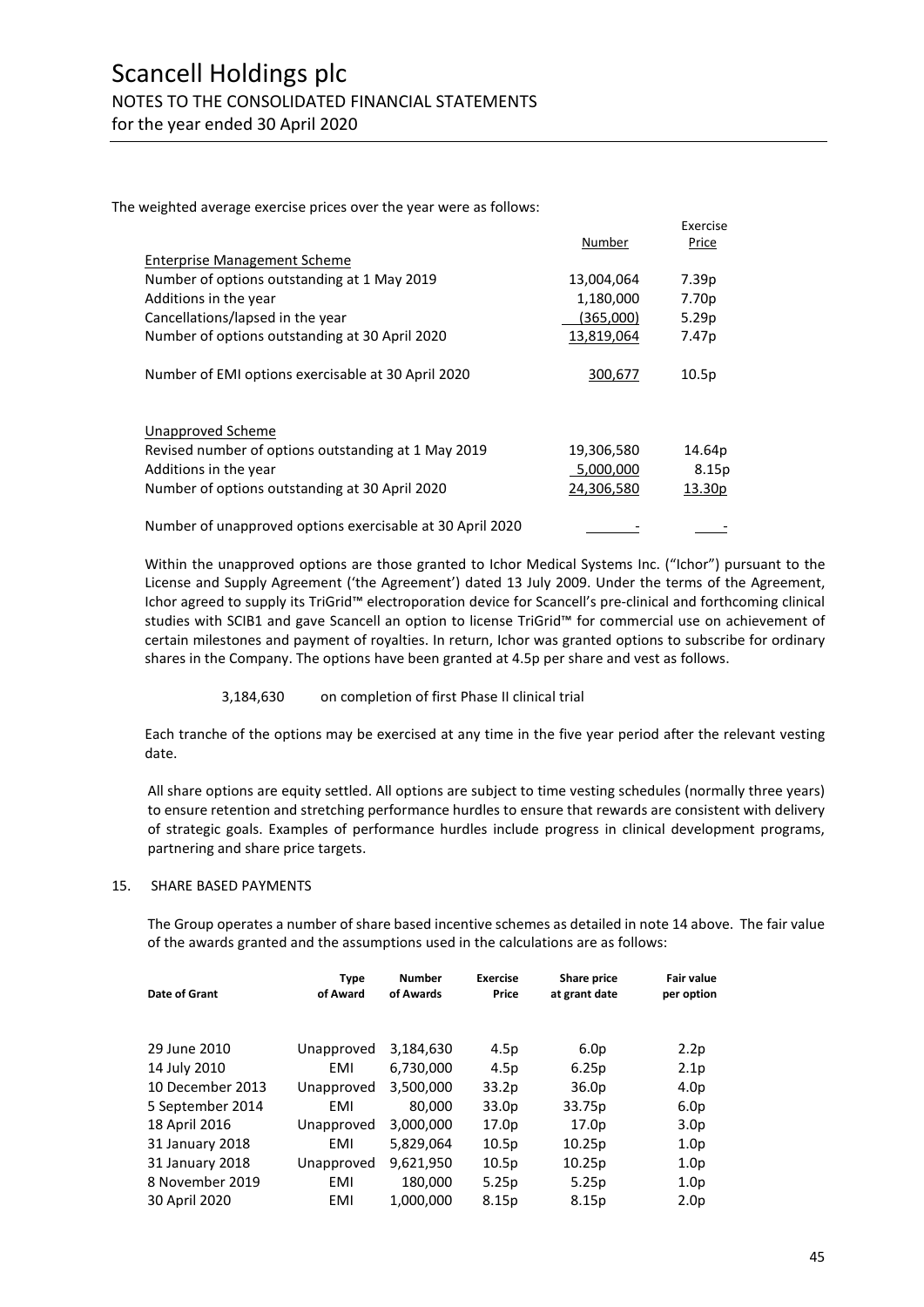The weighted average exercise prices over the year were as follows:

| | Number | Exercise Price |
|---|---|---|
| Enterprise Management Scheme | | |
| Number of options outstanding at 1 May 2019 | 13,004,064 | 7.39p |
| Additions in the year | 1,180,000 | 7.70p |
| Cancellations/lapsed in the year | (365,000) | 5.29p |
| Number of options outstanding at 30 April 2020 | 13,819,064 | 7.47p |
| | | |
| Number of EMI options exercisable at 30 April 2020 | 300,677 | 10.5p |
| | | |
| Unapproved Scheme | | |
| Revised number of options outstanding at 1 May 2019 | 19,306,580 | 14.64p |
| Additions in the year | 5,000,000 | 8.15p |
| Number of options outstanding at 30 April 2020 | 24,306,580 | 13.30p |
| | | |
| Number of unapproved options exercisable at 30 April 2020 | - | - |

Within the unapproved options are those granted to Ichor Medical Systems Inc. ("Ichor") pursuant to the License and Supply Agreement ('the Agreement') dated 13 July 2009. Under the terms of the Agreement, Ichor agreed to supply its TriGrid™ electroporation device for Scancell's pre-clinical and forthcoming clinical studies with SCIB1 and gave Scancell an option to license TriGrid™ for commercial use on achievement of certain milestones and payment of royalties. In return, Ichor was granted options to subscribe for ordinary shares in the Company. The options have been granted at 4.5p per share and vest as follows.

3,184,630 on completion of first Phase II clinical trial

Each tranche of the options may be exercised at any time in the five year period after the relevant vesting date.

All share options are equity settled. All options are subject to time vesting schedules (normally three years) to ensure retention and stretching performance hurdles to ensure that rewards are consistent with delivery of strategic goals. Examples of performance hurdles include progress in clinical development programs, partnering and share price targets.

## 15. SHARE BASED PAYMENTS

The Group operates a number of share based incentive schemes as detailed in note 14 above. The fair value of the awards granted and the assumptions used in the calculations are as follows:

| Date of Grant | Type of Award | Number of Awards | Exercise Price | Share price at grant date | Fair value per option |
|---|---|---|---|---|---|
| 29 June 2010 | Unapproved | 3,184,630 | 4.5p | 6.0p | 2.2p |
| 14 July 2010 | EMI | 6,730,000 | 4.5p | 6.25p | 2.1p |
| 10 December 2013 | Unapproved | 3,500,000 | 33.2p | 36.0p | 4.0p |
| 5 September 2014 | EMI | 80,000 | 33.0p | 33.75p | 6.0p |
| 18 April 2016 | Unapproved | 3,000,000 | 17.0p | 17.0p | 3.0p |
| 31 January 2018 | EMI | 5,829,064 | 10.5p | 10.25p | 1.0p |
| 31 January 2018 | Unapproved | 9,621,950 | 10.5p | 10.25p | 1.0p |
| 8 November 2019 | EMI | 180,000 | 5.25p | 5.25p | 1.0p |
| 30 April 2020 | EMI | 1,000,000 | 8.15p | 8.15p | 2.0p |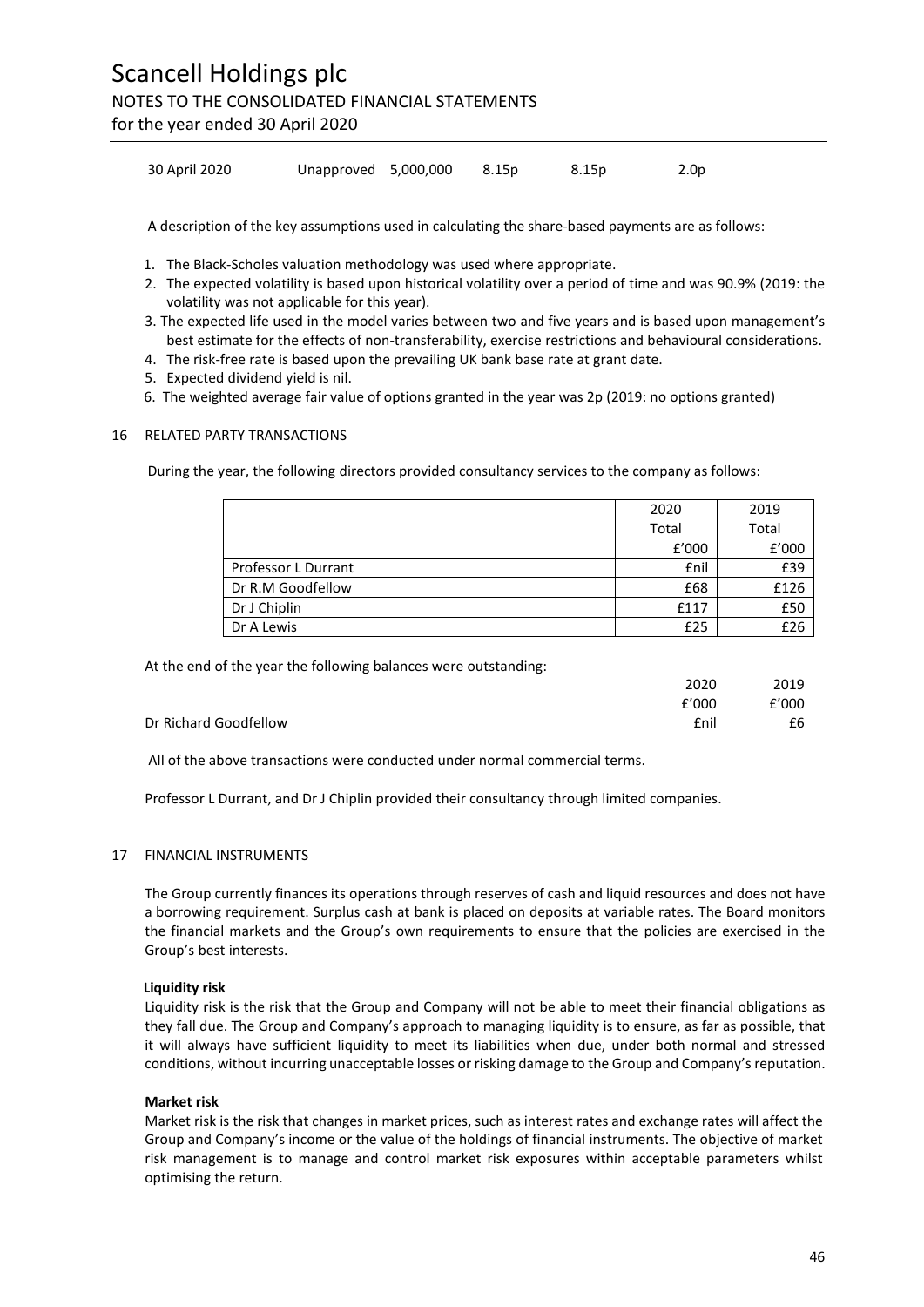| | | | | | |
|---|---|---|---|---|---|
| 30 April 2020 | Unapproved | 5,000,000 | 8.15p | 8.15p | 2.0p |

A description of the key assumptions used in calculating the share-based payments are as follows:

1. The Black-Scholes valuation methodology was used where appropriate.
2. The expected volatility is based upon historical volatility over a period of time and was 90.9% (2019: the volatility was not applicable for this year).
3. The expected life used in the model varies between two and five years and is based upon management's best estimate for the effects of non-transferability, exercise restrictions and behavioural considerations.
4. The risk-free rate is based upon the prevailing UK bank base rate at grant date.
5. Expected dividend yield is nil.
6. The weighted average fair value of options granted in the year was 2p (2019: no options granted)

16 RELATED PARTY TRANSACTIONS

During the year, the following directors provided consultancy services to the company as follows:

| | 2020 Total | 2019 Total |
|---|---|---|
| | £'000 | £'000 |
| Professor L Durrant | £nil | £39 |
| Dr R.M Goodfellow | £68 | £126 |
| Dr J Chiplin | £117 | £50 |
| Dr A Lewis | £25 | £26 |

At the end of the year the following balances were outstanding:

| | 2020 | 2019 |
|---|---|---|
| | £'000 | £'000 |
| Dr Richard Goodfellow | £nil | £6 |

All of the above transactions were conducted under normal commercial terms.

Professor L Durrant, and Dr J Chiplin provided their consultancy through limited companies.

17 FINANCIAL INSTRUMENTS

The Group currently finances its operations through reserves of cash and liquid resources and does not have a borrowing requirement. Surplus cash at bank is placed on deposits at variable rates. The Board monitors the financial markets and the Group's own requirements to ensure that the policies are exercised in the Group's best interests.

**Liquidity risk**

Liquidity risk is the risk that the Group and Company will not be able to meet their financial obligations as they fall due. The Group and Company's approach to managing liquidity is to ensure, as far as possible, that it will always have sufficient liquidity to meet its liabilities when due, under both normal and stressed conditions, without incurring unacceptable losses or risking damage to the Group and Company's reputation.

**Market risk**

Market risk is the risk that changes in market prices, such as interest rates and exchange rates will affect the Group and Company's income or the value of the holdings of financial instruments. The objective of market risk management is to manage and control market risk exposures within acceptable parameters whilst optimising the return.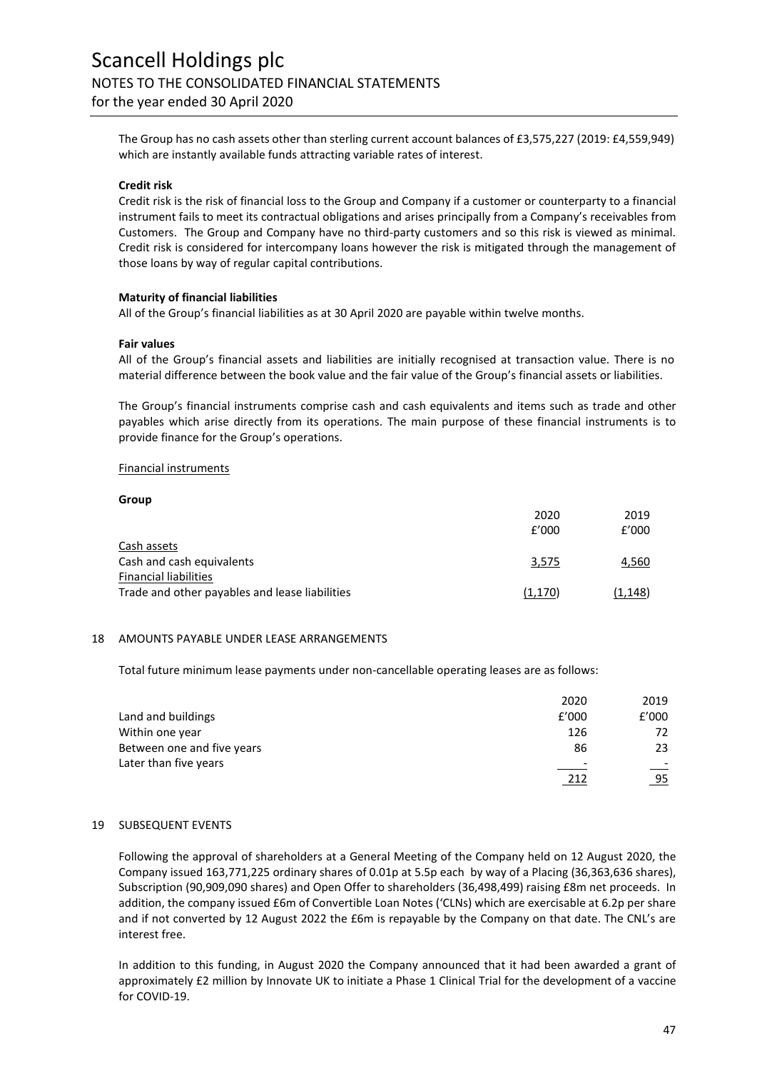The Group has no cash assets other than sterling current account balances of £3,575,227 (2019: £4,559,949) which are instantly available funds attracting variable rates of interest.

**Credit risk**

Credit risk is the risk of financial loss to the Group and Company if a customer or counterparty to a financial instrument fails to meet its contractual obligations and arises principally from a Company's receivables from Customers. The Group and Company have no third-party customers and so this risk is viewed as minimal. Credit risk is considered for intercompany loans however the risk is mitigated through the management of those loans by way of regular capital contributions.

**Maturity of financial liabilities**

All of the Group's financial liabilities as at 30 April 2020 are payable within twelve months.

**Fair values**

All of the Group's financial assets and liabilities are initially recognised at transaction value. There is no material difference between the book value and the fair value of the Group's financial assets or liabilities.

The Group's financial instruments comprise cash and cash equivalents and items such as trade and other payables which arise directly from its operations. The main purpose of these financial instruments is to provide finance for the Group's operations.

Financial instruments

**Group**

| | 2020 £'000 | 2019 £'000 |
|---|---|---|
| Cash assets | | |
| Cash and cash equivalents | 3,575 | 4,560 |
| Financial liabilities | | |
| Trade and other payables and lease liabilities | (1,170) | (1,148) |

## 18 AMOUNTS PAYABLE UNDER LEASE ARRANGEMENTS

Total future minimum lease payments under non-cancellable operating leases are as follows:

| | 2020 | 2019 |
|---|---|---|
| Land and buildings | £'000 | £'000 |
| Within one year | 126 | 72 |
| Between one and five years | 86 | 23 |
| Later than five years | - | - |
| | 212 | 95 |

## 19 SUBSEQUENT EVENTS

Following the approval of shareholders at a General Meeting of the Company held on 12 August 2020, the Company issued 163,771,225 ordinary shares of 0.01p at 5.5p each by way of a Placing (36,363,636 shares), Subscription (90,909,090 shares) and Open Offer to shareholders (36,498,499) raising £8m net proceeds. In addition, the company issued £6m of Convertible Loan Notes ('CLNs) which are exercisable at 6.2p per share and if not converted by 12 August 2022 the £6m is repayable by the Company on that date. The CNL's are interest free.

In addition to this funding, in August 2020 the Company announced that it had been awarded a grant of approximately £2 million by Innovate UK to initiate a Phase 1 Clinical Trial for the development of a vaccine for COVID-19.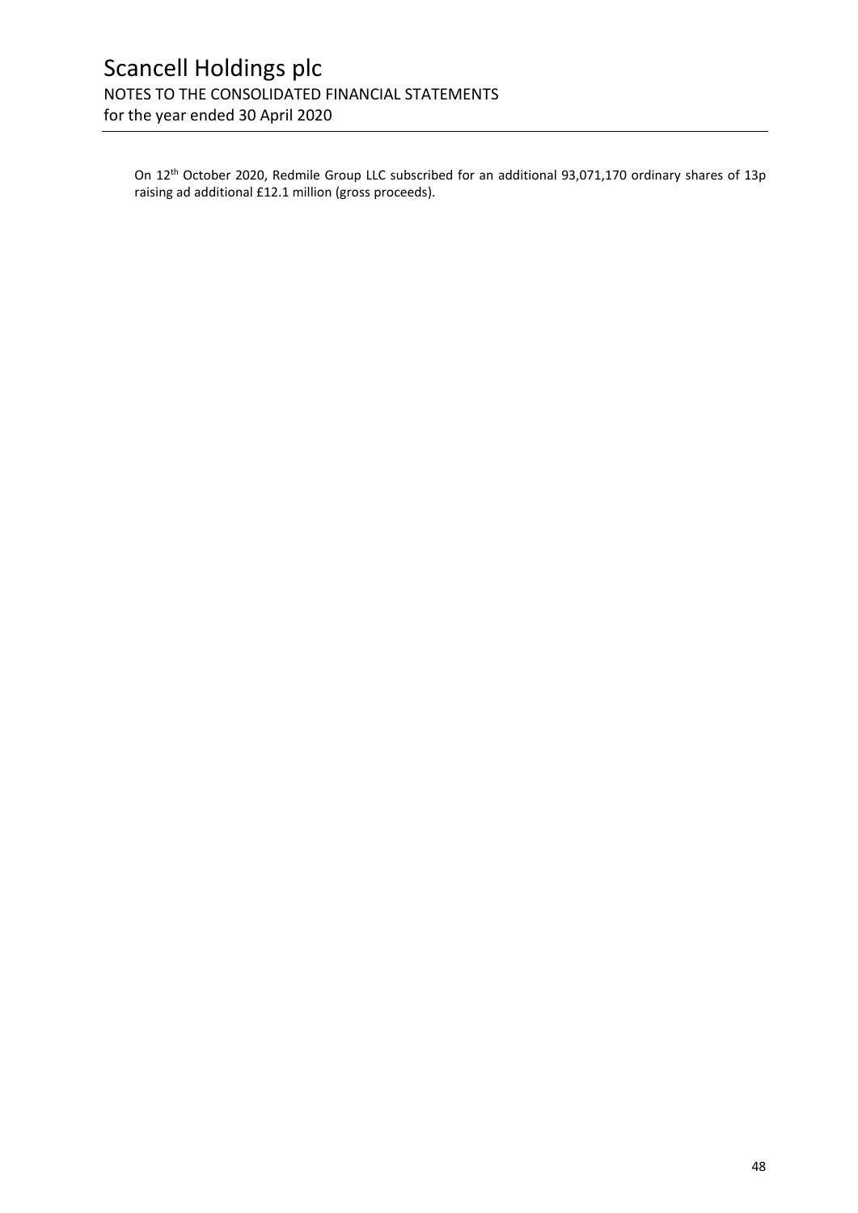On 12th October 2020, Redmile Group LLC subscribed for an additional 93,071,170 ordinary shares of 13p raising ad additional £12.1 million (gross proceeds).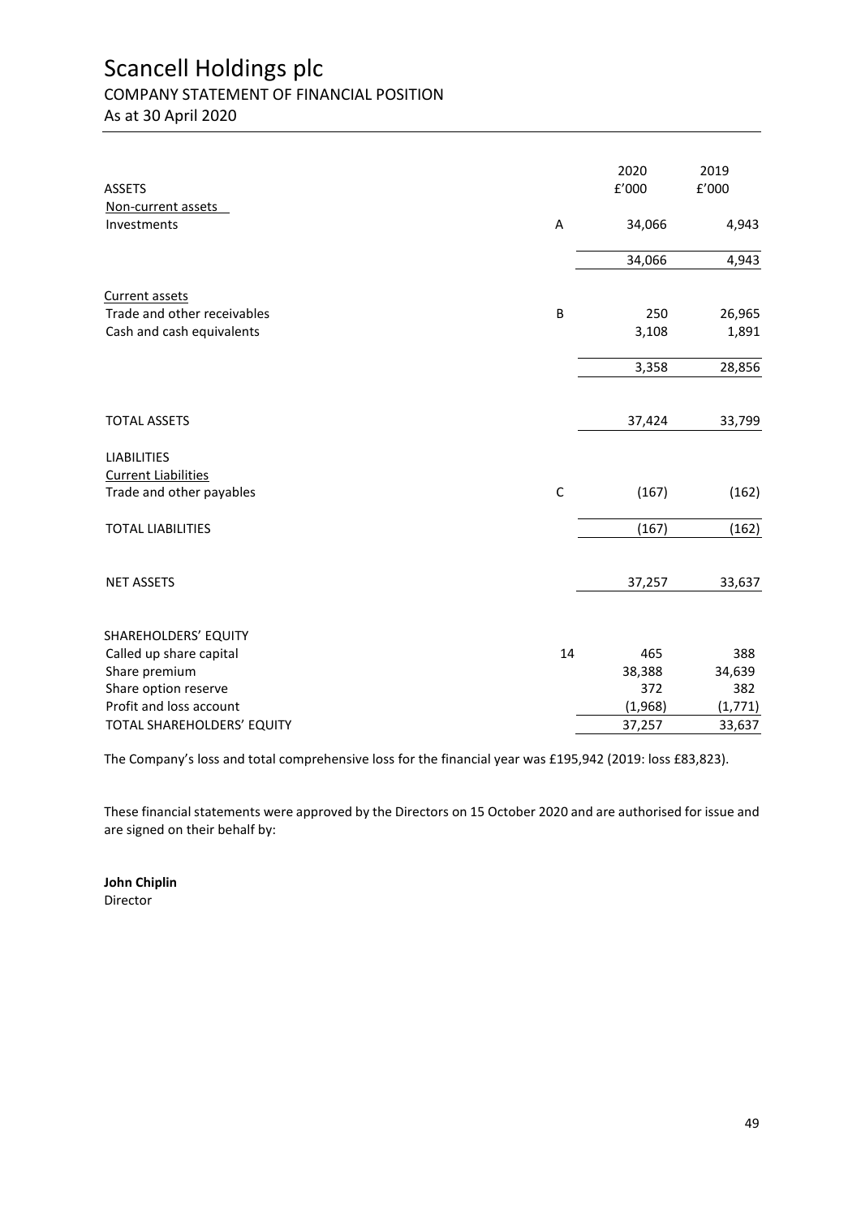# Scancell Holdings plc

## COMPANY STATEMENT OF FINANCIAL POSITION

As at 30 April 2020

| | | 2020 | 2019 |
|---|---|---|---|
| **ASSETS** | | £'000 | £'000 |
| Non-current assets | | | |
| Investments | A | 34,066 | 4,943 |
| | | 34,066 | 4,943 |
| Current assets | | | |
| Trade and other receivables | B | 250 | 26,965 |
| Cash and cash equivalents | | 3,108 | 1,891 |
| | | 3,358 | 28,856 |
| TOTAL ASSETS | | 37,424 | 33,799 |
| LIABILITIES | | | |
| Current Liabilities | | | |
| Trade and other payables | C | (167) | (162) |
| TOTAL LIABILITIES | | (167) | (162) |
| NET ASSETS | | 37,257 | 33,637 |
| SHAREHOLDERS' EQUITY | | | |
| Called up share capital | 14 | 465 | 388 |
| Share premium | | 38,388 | 34,639 |
| Share option reserve | | 372 | 382 |
| Profit and loss account | | (1,968) | (1,771) |
| TOTAL SHAREHOLDERS' EQUITY | | 37,257 | 33,637 |

The Company's loss and total comprehensive loss for the financial year was £195,942 (2019: loss £83,823).

These financial statements were approved by the Directors on 15 October 2020 and are authorised for issue and are signed on their behalf by:

**John Chiplin**
Director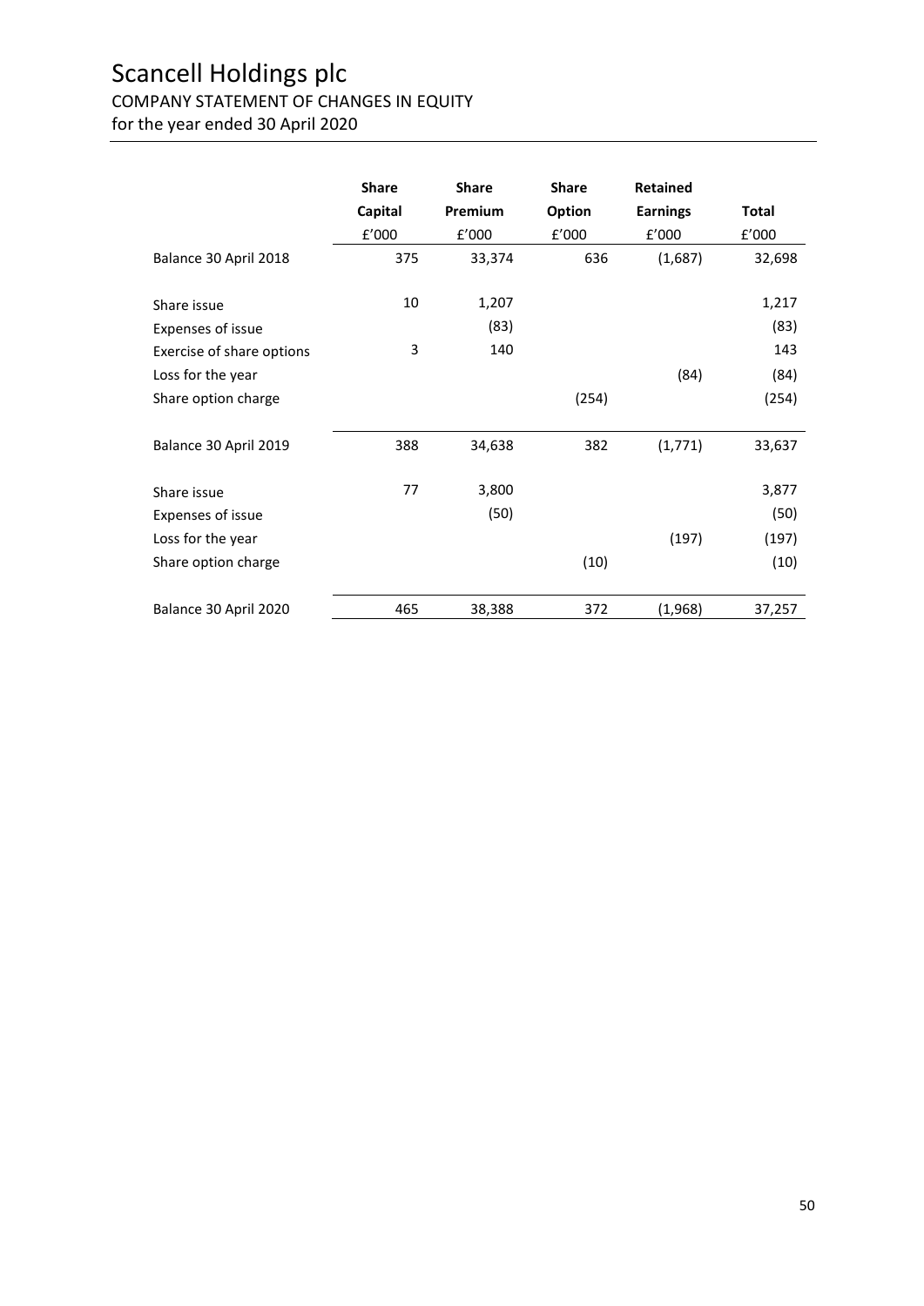# Scancell Holdings plc

## COMPANY STATEMENT OF CHANGES IN EQUITY

for the year ended 30 April 2020

| | Share Capital | Share Premium | Share Option | Retained Earnings | Total |
|---|---|---|---|---|---|
| | £'000 | £'000 | £'000 | £'000 | £'000 |
| Balance 30 April 2018 | 375 | 33,374 | 636 | (1,687) | 32,698 |
| Share issue | 10 | 1,207 | | | 1,217 |
| Expenses of issue | | (83) | | | (83) |
| Exercise of share options | 3 | 140 | | | 143 |
| Loss for the year | | | | (84) | (84) |
| Share option charge | | | (254) | | (254) |
| Balance 30 April 2019 | 388 | 34,638 | 382 | (1,771) | 33,637 |
| Share issue | 77 | 3,800 | | | 3,877 |
| Expenses of issue | | (50) | | | (50) |
| Loss for the year | | | | (197) | (197) |
| Share option charge | | | (10) | | (10) |
| Balance 30 April 2020 | 465 | 38,388 | 372 | (1,968) | 37,257 |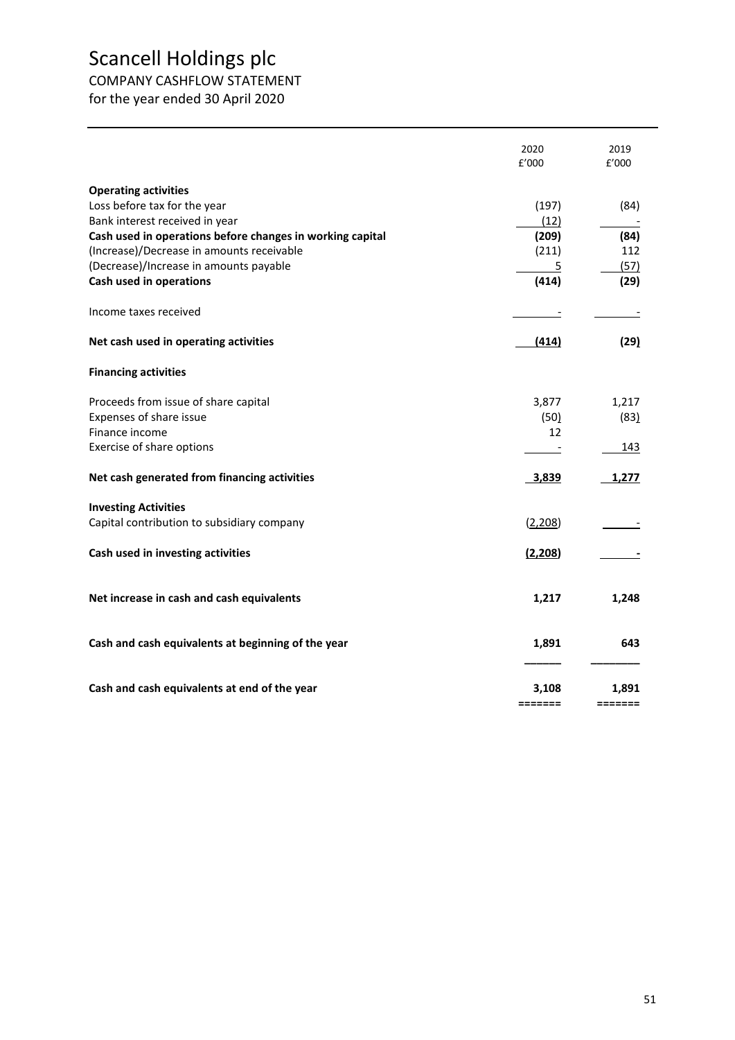# Scancell Holdings plc

## COMPANY CASHFLOW STATEMENT

for the year ended 30 April 2020

| | 2020<br>£'000 | 2019<br>£'000 |
|---|---|---|
| **Operating activities** | | |
| Loss before tax for the year | (197) | (84) |
| Bank interest received in year | (12) | - |
| **Cash used in operations before changes in working capital** | **(209)** | **(84)** |
| (Increase)/Decrease in amounts receivable | (211) | 112 |
| (Decrease)/Increase in amounts payable | 5 | (57) |
| **Cash used in operations** | **(414)** | **(29)** |
| Income taxes received | - | - |
| **Net cash used in operating activities** | **(414)** | **(29)** |
| **Financing activities** | | |
| Proceeds from issue of share capital | 3,877 | 1,217 |
| Expenses of share issue | (50) | (83) |
| Finance income | 12 | |
| Exercise of share options | - | 143 |
| **Net cash generated from financing activities** | **3,839** | **1,277** |
| **Investing Activities** | | |
| Capital contribution to subsidiary company | (2,208) | - |
| **Cash used in investing activities** | **(2,208)** | **-** |
| **Net increase in cash and cash equivalents** | **1,217** | **1,248** |
| **Cash and cash equivalents at beginning of the year** | **1,891** | **643** |
| **Cash and cash equivalents at end of the year** | **3,108** | **1,891** |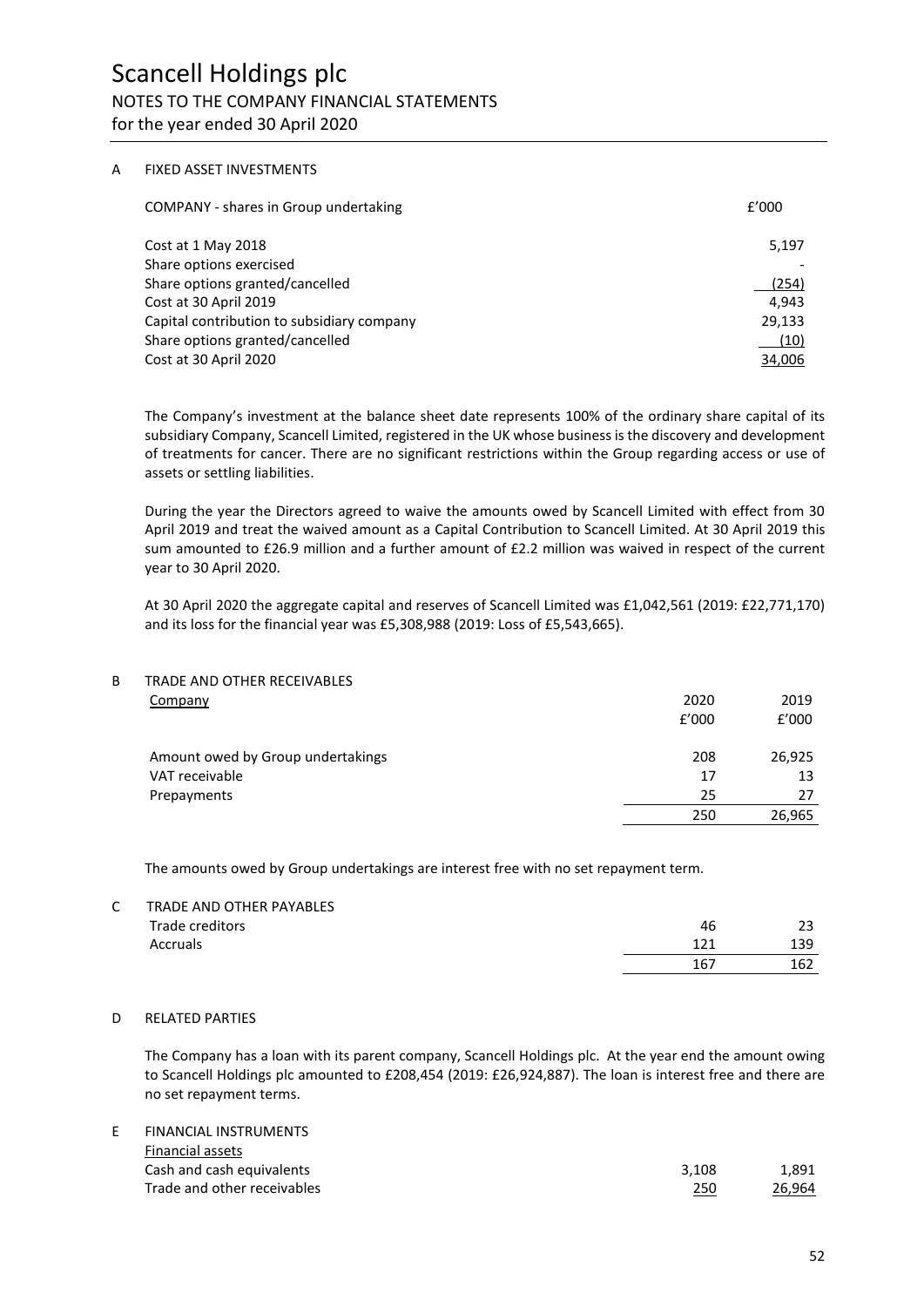# Scancell Holdings plc

## NOTES TO THE COMPANY FINANCIAL STATEMENTS

for the year ended 30 April 2020

### A FIXED ASSET INVESTMENTS

| COMPANY - shares in Group undertaking | £'000 |
|---|---|
| Cost at 1 May 2018 | 5,197 |
| Share options exercised | - |
| Share options granted/cancelled | (254) |
| Cost at 30 April 2019 | 4,943 |
| Capital contribution to subsidiary company | 29,133 |
| Share options granted/cancelled | (10) |
| Cost at 30 April 2020 | 34,006 |

The Company's investment at the balance sheet date represents 100% of the ordinary share capital of its subsidiary Company, Scancell Limited, registered in the UK whose business is the discovery and development of treatments for cancer. There are no significant restrictions within the Group regarding access or use of assets or settling liabilities.

During the year the Directors agreed to waive the amounts owed by Scancell Limited with effect from 30 April 2019 and treat the waived amount as a Capital Contribution to Scancell Limited. At 30 April 2019 this sum amounted to £26.9 million and a further amount of £2.2 million was waived in respect of the current year to 30 April 2020.

At 30 April 2020 the aggregate capital and reserves of Scancell Limited was £1,042,561 (2019: £22,771,170) and its loss for the financial year was £5,308,988 (2019: Loss of £5,543,665).

### B TRADE AND OTHER RECEIVABLES

| Company | 2020 £'000 | 2019 £'000 |
|---|---|---|
| Amount owed by Group undertakings | 208 | 26,925 |
| VAT receivable | 17 | 13 |
| Prepayments | 25 | 27 |
| | 250 | 26,965 |

The amounts owed by Group undertakings are interest free with no set repayment term.

### C TRADE AND OTHER PAYABLES

| | 2020 | 2019 |
|---|---|---|
| Trade creditors | 46 | 23 |
| Accruals | 121 | 139 |
| | 167 | 162 |

### D RELATED PARTIES

The Company has a loan with its parent company, Scancell Holdings plc. At the year end the amount owing to Scancell Holdings plc amounted to £208,454 (2019: £26,924,887). The loan is interest free and there are no set repayment terms.

### E FINANCIAL INSTRUMENTS

| Financial assets | 2020 | 2019 |
|---|---|---|
| Cash and cash equivalents | 3,108 | 1,891 |
| Trade and other receivables | 250 | 26,964 |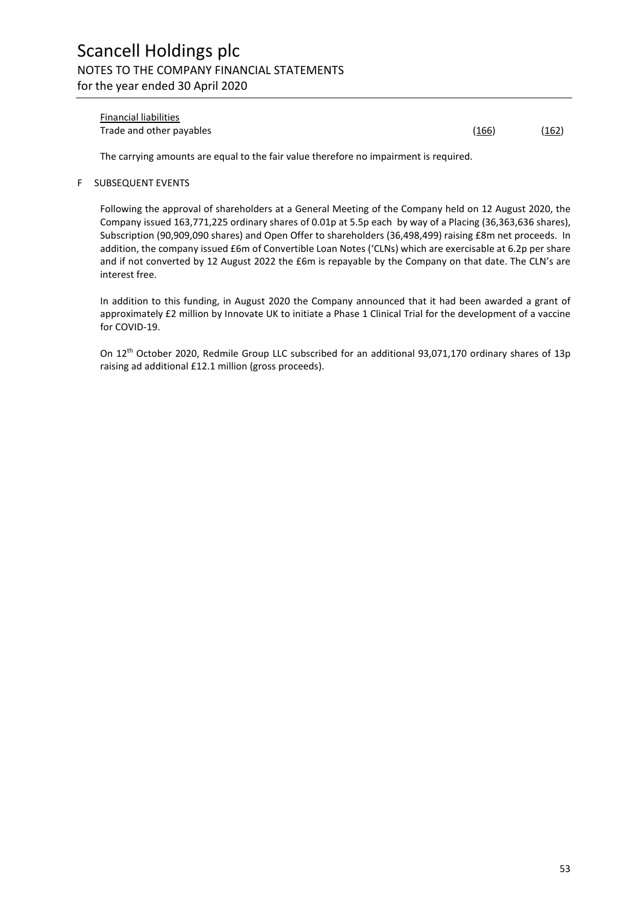| | | |
|---|---|---|
| Financial liabilities | | |
| Trade and other payables | (166) | (162) |

The carrying amounts are equal to the fair value therefore no impairment is required.

F SUBSEQUENT EVENTS

Following the approval of shareholders at a General Meeting of the Company held on 12 August 2020, the Company issued 163,771,225 ordinary shares of 0.01p at 5.5p each by way of a Placing (36,363,636 shares), Subscription (90,909,090 shares) and Open Offer to shareholders (36,498,499) raising £8m net proceeds. In addition, the company issued £6m of Convertible Loan Notes ('CLNs) which are exercisable at 6.2p per share and if not converted by 12 August 2022 the £6m is repayable by the Company on that date. The CLN's are interest free.

In addition to this funding, in August 2020 the Company announced that it had been awarded a grant of approximately £2 million by Innovate UK to initiate a Phase 1 Clinical Trial for the development of a vaccine for COVID-19.

On 12th October 2020, Redmile Group LLC subscribed for an additional 93,071,170 ordinary shares of 13p raising ad additional £12.1 million (gross proceeds).